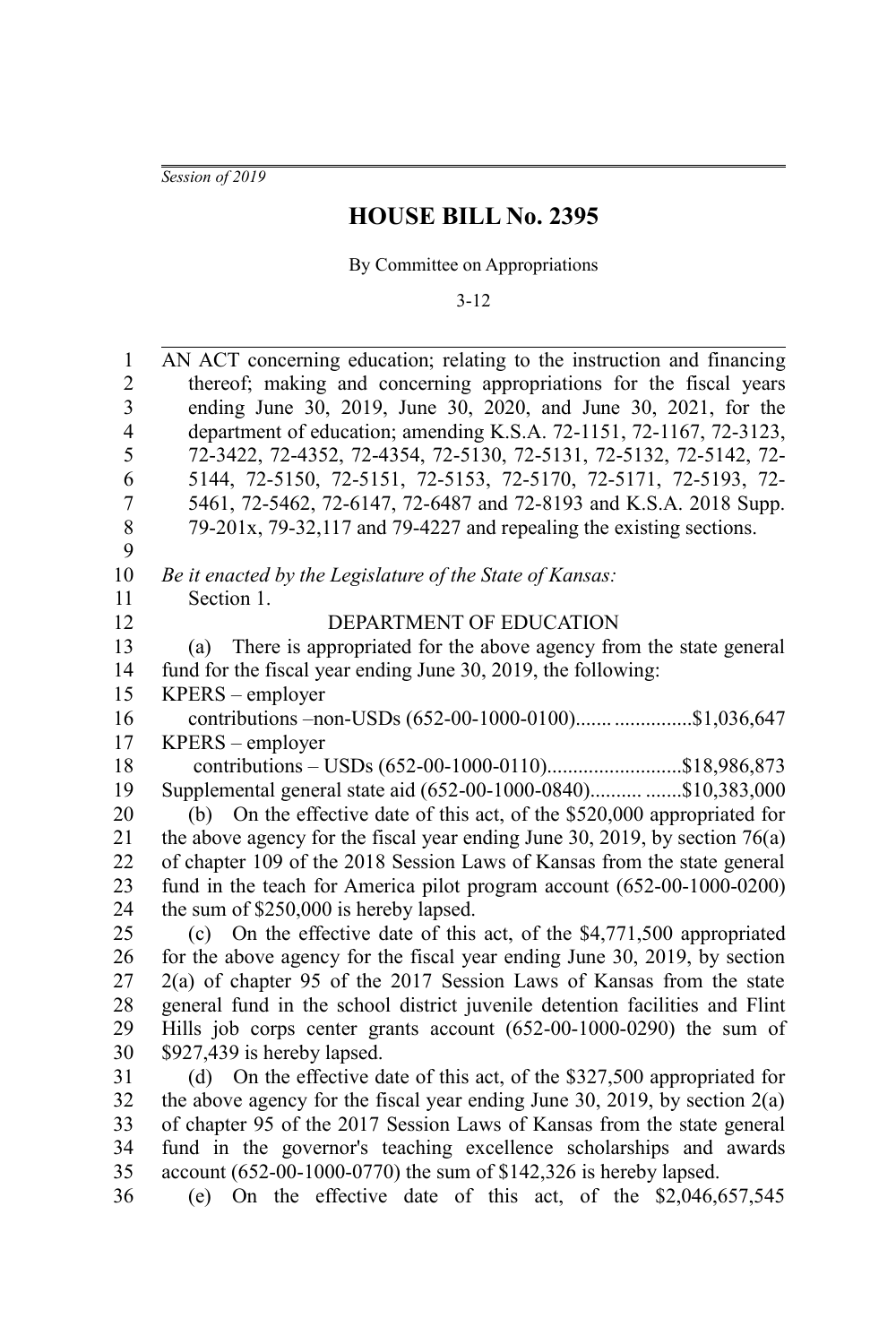*Session of 2019*

# HOUSE BILL No. 2395

By Committee on Appropriations

3-12

AN ACT concerning education; relating to the instruction and financing thereof; making and concerning appropriations for the fiscal years ending June 30, 2019, June 30, 2020, and June 30, 2021, for the department of education; amending K.S.A. 72-1151, 72-1167, 72-3123, 72-3422, 72-4352, 72-4354, 72-5130, 72-5131, 72-5132, 72-5142, 72-5144, 72-5150, 72-5151, 72-5153, 72-5170, 72-5171, 72-5193, 72-5461, 72-5462, 72-6147, 72-6487 and 72-8193 and K.S.A. 2018 Supp. 79-201x, 79-32,117 and 79-4227 and repealing the existing sections.

*Be it enacted by the Legislature of the State of Kansas:*

Section 1.

DEPARTMENT OF EDUCATION

(a) There is appropriated for the above agency from the state general fund for the fiscal year ending June 30, 2019, the following:

KPERS – employer contributions –non-USDs (652-00-1000-0100).......................$1,036,647

KPERS – employer contributions – USDs (652-00-1000-0110)..........................$18,986,873

Supplemental general state aid (652-00-1000-0840).................$10,383,000

(b) On the effective date of this act, of the $520,000 appropriated for the above agency for the fiscal year ending June 30, 2019, by section 76(a) of chapter 109 of the 2018 Session Laws of Kansas from the state general fund in the teach for America pilot program account (652-00-1000-0200) the sum of $250,000 is hereby lapsed.

(c) On the effective date of this act, of the $4,771,500 appropriated for the above agency for the fiscal year ending June 30, 2019, by section 2(a) of chapter 95 of the 2017 Session Laws of Kansas from the state general fund in the school district juvenile detention facilities and Flint Hills job corps center grants account (652-00-1000-0290) the sum of $927,439 is hereby lapsed.

(d) On the effective date of this act, of the $327,500 appropriated for the above agency for the fiscal year ending June 30, 2019, by section 2(a) of chapter 95 of the 2017 Session Laws of Kansas from the state general fund in the governor's teaching excellence scholarships and awards account (652-00-1000-0770) the sum of $142,326 is hereby lapsed.

(e) On the effective date of this act, of the $2,046,657,545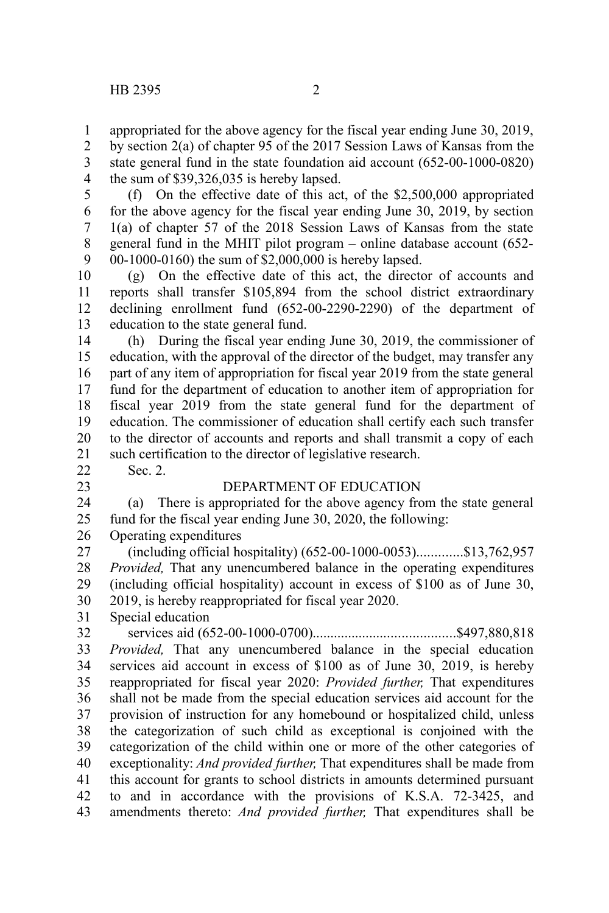appropriated for the above agency for the fiscal year ending June 30, 2019, by section 2(a) of chapter 95 of the 2017 Session Laws of Kansas from the state general fund in the state foundation aid account (652-00-1000-0820) the sum of $39,326,035 is hereby lapsed.

(f) On the effective date of this act, of the $2,500,000 appropriated for the above agency for the fiscal year ending June 30, 2019, by section 1(a) of chapter 57 of the 2018 Session Laws of Kansas from the state general fund in the MHIT pilot program – online database account (652-00-1000-0160) the sum of $2,000,000 is hereby lapsed.

(g) On the effective date of this act, the director of accounts and reports shall transfer $105,894 from the school district extraordinary declining enrollment fund (652-00-2290-2290) of the department of education to the state general fund.

(h) During the fiscal year ending June 30, 2019, the commissioner of education, with the approval of the director of the budget, may transfer any part of any item of appropriation for fiscal year 2019 from the state general fund for the department of education to another item of appropriation for fiscal year 2019 from the state general fund for the department of education. The commissioner of education shall certify each such transfer to the director of accounts and reports and shall transmit a copy of each such certification to the director of legislative research.

Sec. 2.

DEPARTMENT OF EDUCATION

(a) There is appropriated for the above agency from the state general fund for the fiscal year ending June 30, 2020, the following:

Operating expenditures

(including official hospitality) (652-00-1000-0053).............$13,762,957

*Provided,* That any unencumbered balance in the operating expenditures (including official hospitality) account in excess of $100 as of June 30, 2019, is hereby reappropriated for fiscal year 2020.

Special education

services aid (652-00-1000-0700)........................................$497,880,818

*Provided,* That any unencumbered balance in the special education services aid account in excess of $100 as of June 30, 2019, is hereby reappropriated for fiscal year 2020: *Provided further,* That expenditures shall not be made from the special education services aid account for the provision of instruction for any homebound or hospitalized child, unless the categorization of such child as exceptional is conjoined with the categorization of the child within one or more of the other categories of exceptionality: *And provided further,* That expenditures shall be made from this account for grants to school districts in amounts determined pursuant to and in accordance with the provisions of K.S.A. 72-3425, and amendments thereto: *And provided further,* That expenditures shall be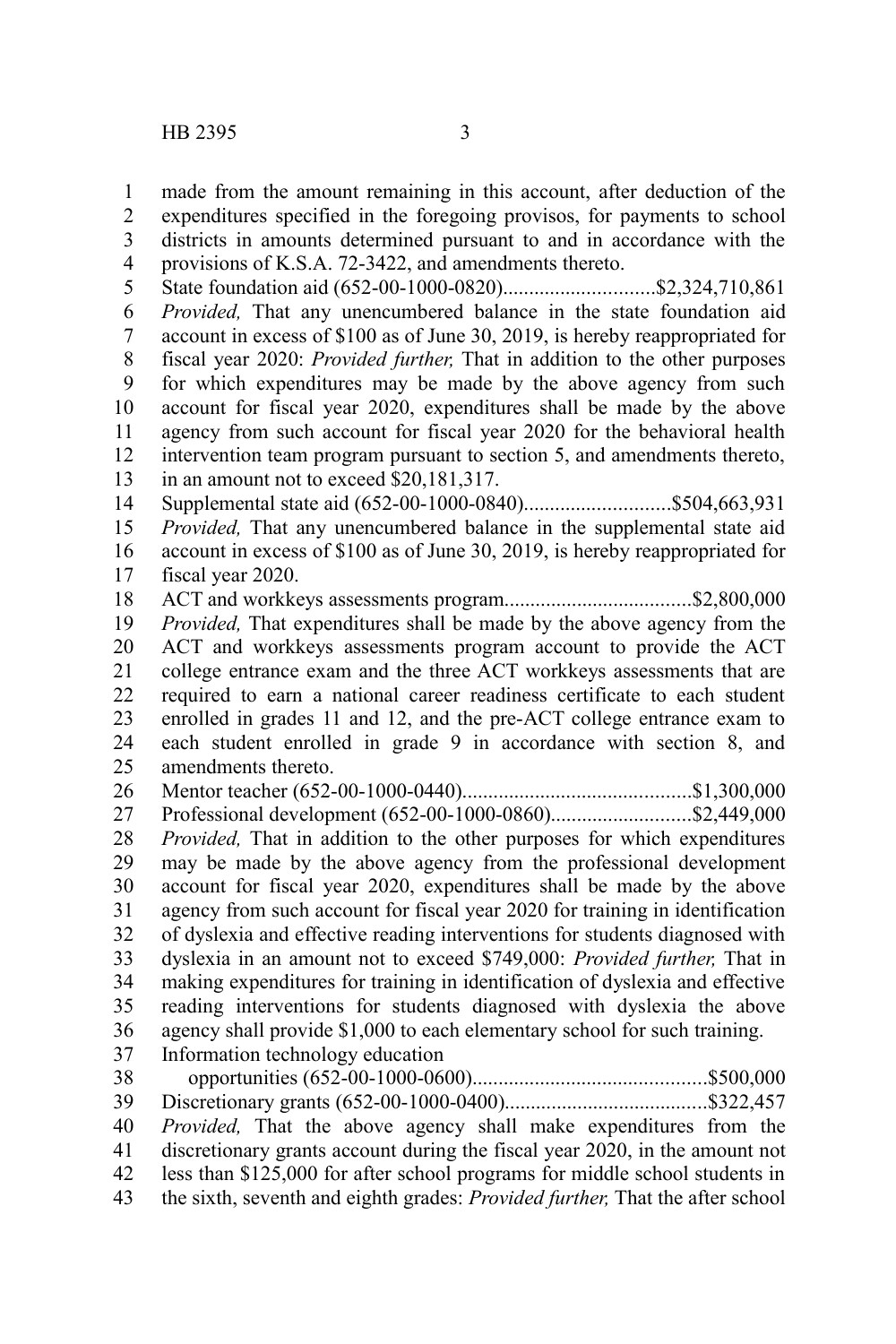made from the amount remaining in this account, after deduction of the expenditures specified in the foregoing provisos, for payments to school districts in amounts determined pursuant to and in accordance with the provisions of K.S.A. 72-3422, and amendments thereto.

State foundation aid (652-00-1000-0820)............................$2,324,710,861

*Provided,* That any unencumbered balance in the state foundation aid account in excess of $100 as of June 30, 2019, is hereby reappropriated for fiscal year 2020: *Provided further,* That in addition to the other purposes for which expenditures may be made by the above agency from such account for fiscal year 2020, expenditures shall be made by the above agency from such account for fiscal year 2020 for the behavioral health intervention team program pursuant to section 5, and amendments thereto, in an amount not to exceed $20,181,317.

Supplemental state aid (652-00-1000-0840)...........................$504,663,931

*Provided,* That any unencumbered balance in the supplemental state aid account in excess of $100 as of June 30, 2019, is hereby reappropriated for fiscal year 2020.

ACT and workkeys assessments program....................................$2,800,000

*Provided,* That expenditures shall be made by the above agency from the ACT and workkeys assessments program account to provide the ACT college entrance exam and the three ACT workkeys assessments that are required to earn a national career readiness certificate to each student enrolled in grades 11 and 12, and the pre-ACT college entrance exam to each student enrolled in grade 9 in accordance with section 8, and amendments thereto.

Mentor teacher (652-00-1000-0440)............................................$1,300,000

Professional development (652-00-1000-0860)...........................$2,449,000

*Provided,* That in addition to the other purposes for which expenditures may be made by the above agency from the professional development account for fiscal year 2020, expenditures shall be made by the above agency from such account for fiscal year 2020 for training in identification of dyslexia and effective reading interventions for students diagnosed with dyslexia in an amount not to exceed $749,000: *Provided further,* That in making expenditures for training in identification of dyslexia and effective reading interventions for students diagnosed with dyslexia the above agency shall provide $1,000 to each elementary school for such training.

Information technology education opportunities (652-00-1000-0600)............................................$500,000

Discretionary grants (652-00-1000-0400).......................................$322,457

*Provided,* That the above agency shall make expenditures from the discretionary grants account during the fiscal year 2020, in the amount not less than $125,000 for after school programs for middle school students in the sixth, seventh and eighth grades: *Provided further,* That the after school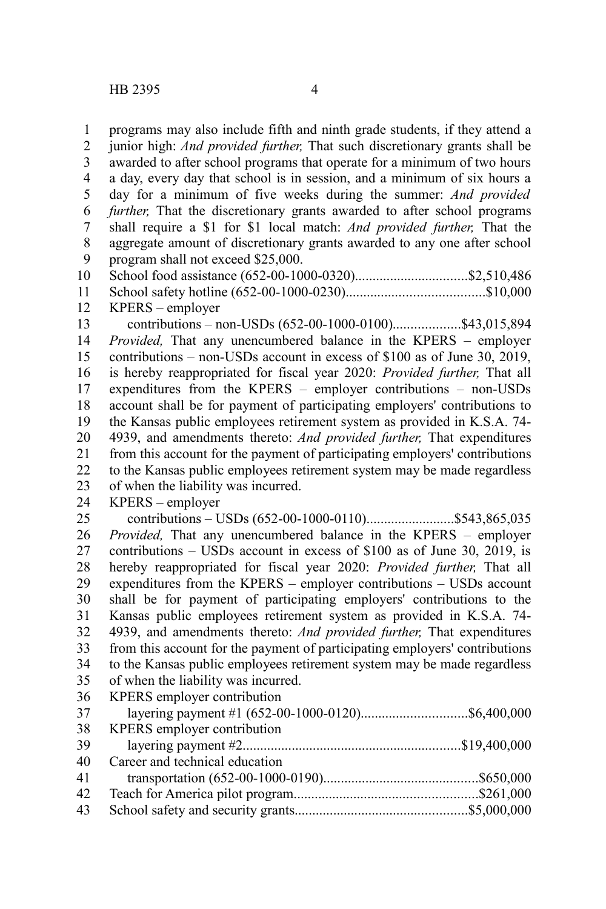programs may also include fifth and ninth grade students, if they attend a junior high: *And provided further,* That such discretionary grants shall be awarded to after school programs that operate for a minimum of two hours a day, every day that school is in session, and a minimum of six hours a day for a minimum of five weeks during the summer: *And provided further,* That the discretionary grants awarded to after school programs shall require a $1 for $1 local match: *And provided further,* That the aggregate amount of discretionary grants awarded to any one after school program shall not exceed $25,000.

School food assistance (652-00-1000-0320)................................$2,510,486

School safety hotline (652-00-1000-0230).......................................$10,000

KPERS – employer contributions – non-USDs (652-00-1000-0100)...................$43,015,894

*Provided,* That any unencumbered balance in the KPERS – employer contributions – non-USDs account in excess of $100 as of June 30, 2019, is hereby reappropriated for fiscal year 2020: *Provided further,* That all expenditures from the KPERS – employer contributions – non-USDs account shall be for payment of participating employers' contributions to the Kansas public employees retirement system as provided in K.S.A. 74-4939, and amendments thereto: *And provided further,* That expenditures from this account for the payment of participating employers' contributions to the Kansas public employees retirement system may be made regardless of when the liability was incurred.

KPERS – employer contributions – USDs (652-00-1000-0110).........................$543,865,035

*Provided,* That any unencumbered balance in the KPERS – employer contributions – USDs account in excess of $100 as of June 30, 2019, is hereby reappropriated for fiscal year 2020: *Provided further,* That all expenditures from the KPERS – employer contributions – USDs account shall be for payment of participating employers' contributions to the Kansas public employees retirement system as provided in K.S.A. 74-4939, and amendments thereto: *And provided further,* That expenditures from this account for the payment of participating employers' contributions to the Kansas public employees retirement system may be made regardless of when the liability was incurred.

KPERS employer contribution layering payment #1 (652-00-1000-0120)..............................$6,400,000

KPERS employer contribution layering payment #2.............................................................$19,400,000

Career and technical education transportation (652-00-1000-0190)............................................$650,000

Teach for America pilot program....................................................$261,000

School safety and security grants.................................................$5,000,000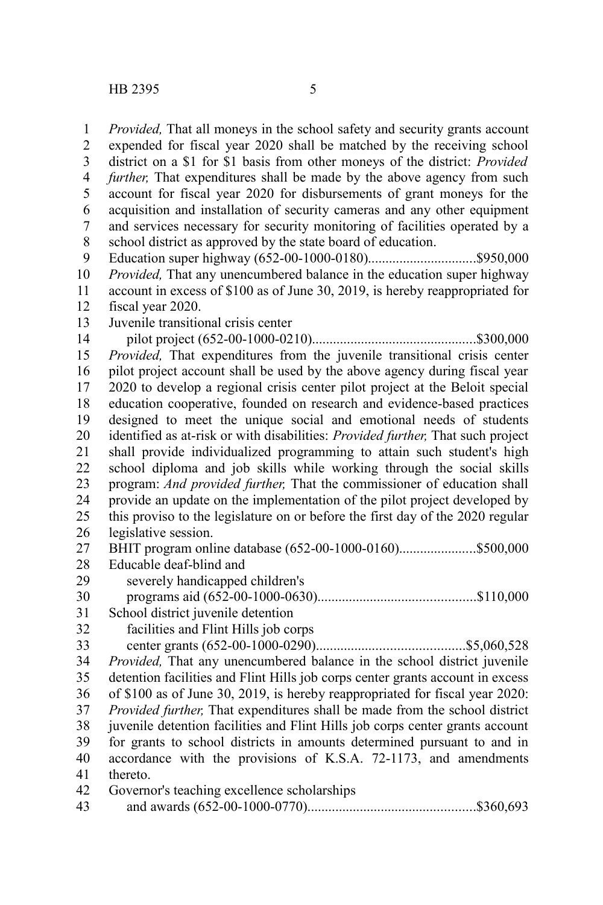*Provided,* That all moneys in the school safety and security grants account expended for fiscal year 2020 shall be matched by the receiving school district on a $1 for $1 basis from other moneys of the district: *Provided further,* That expenditures shall be made by the above agency from such account for fiscal year 2020 for disbursements of grant moneys for the acquisition and installation of security cameras and any other equipment and services necessary for security monitoring of facilities operated by a school district as approved by the state board of education.

Education super highway (652-00-1000-0180)..............................$950,000

*Provided,* That any unencumbered balance in the education super highway account in excess of $100 as of June 30, 2019, is hereby reappropriated for fiscal year 2020.

Juvenile transitional crisis center
pilot project (652-00-1000-0210)..............................................$300,000

*Provided,* That expenditures from the juvenile transitional crisis center pilot project account shall be used by the above agency during fiscal year 2020 to develop a regional crisis center pilot project at the Beloit special education cooperative, founded on research and evidence-based practices designed to meet the unique social and emotional needs of students identified as at-risk or with disabilities: *Provided further,* That such project shall provide individualized programming to attain such student's high school diploma and job skills while working through the social skills program: *And provided further,* That the commissioner of education shall provide an update on the implementation of the pilot project developed by this proviso to the legislature on or before the first day of the 2020 regular legislative session.

BHIT program online database (652-00-1000-0160)......................$500,000

Educable deaf-blind and
severely handicapped children's
programs aid (652-00-1000-0630).............................................$110,000

School district juvenile detention
facilities and Flint Hills job corps
center grants (652-00-1000-0290)..........................................$5,060,528

*Provided,* That any unencumbered balance in the school district juvenile detention facilities and Flint Hills job corps center grants account in excess of $100 as of June 30, 2019, is hereby reappropriated for fiscal year 2020: *Provided further,* That expenditures shall be made from the school district juvenile detention facilities and Flint Hills job corps center grants account for grants to school districts in amounts determined pursuant to and in accordance with the provisions of K.S.A. 72-1173, and amendments thereto.

Governor's teaching excellence scholarships
and awards (652-00-1000-0770)...............................................$360,693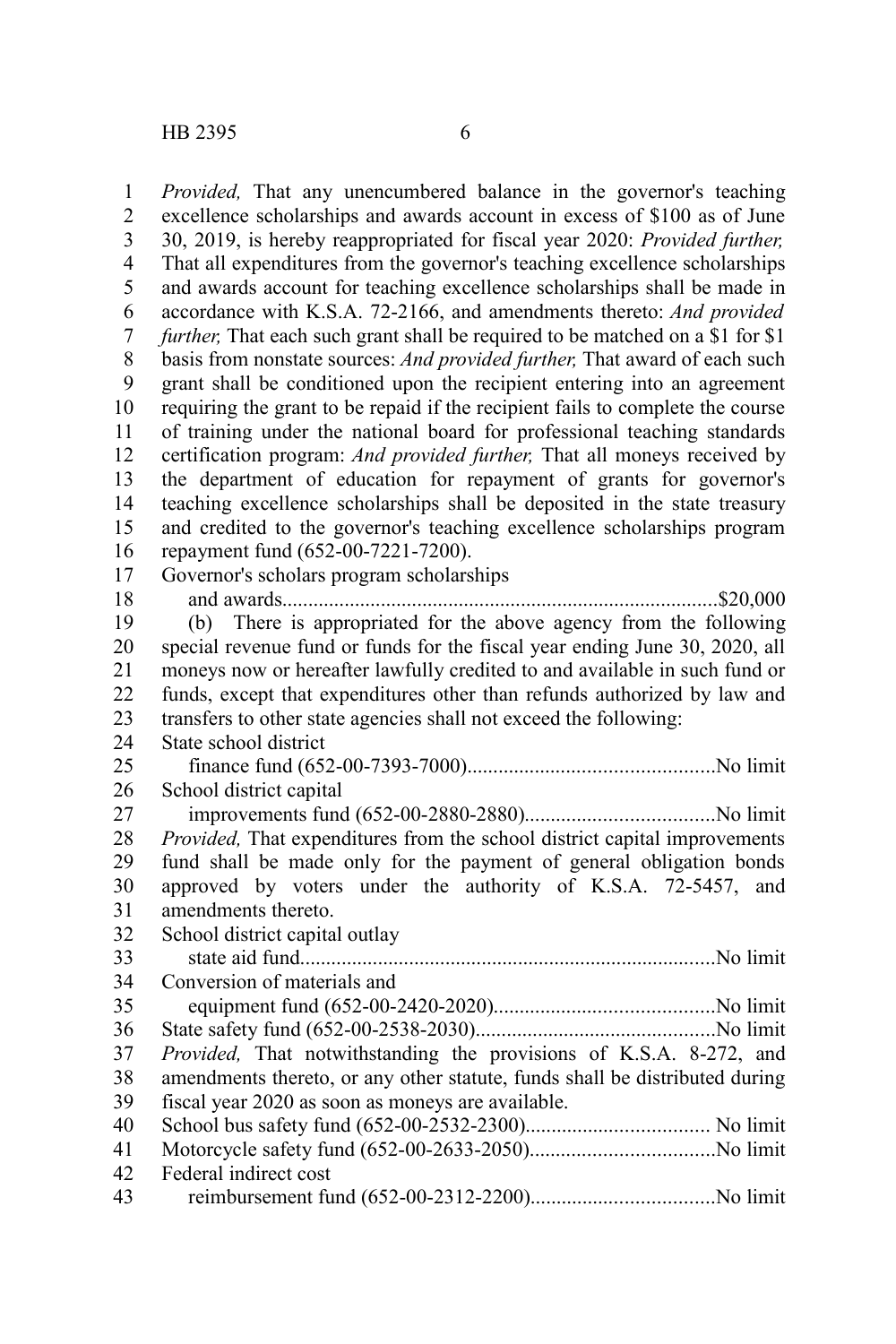*Provided,* That any unencumbered balance in the governor's teaching excellence scholarships and awards account in excess of $100 as of June 30, 2019, is hereby reappropriated for fiscal year 2020: *Provided further,* That all expenditures from the governor's teaching excellence scholarships and awards account for teaching excellence scholarships shall be made in accordance with K.S.A. 72-2166, and amendments thereto: *And provided further,* That each such grant shall be required to be matched on a $1 for $1 basis from nonstate sources: *And provided further,* That award of each such grant shall be conditioned upon the recipient entering into an agreement requiring the grant to be repaid if the recipient fails to complete the course of training under the national board for professional teaching standards certification program: *And provided further,* That all moneys received by the department of education for repayment of grants for governor's teaching excellence scholarships shall be deposited in the state treasury and credited to the governor's teaching excellence scholarships program repayment fund (652-00-7221-7200).

Governor's scholars program scholarships and awards....................................................................................$20,000

(b) There is appropriated for the above agency from the following special revenue fund or funds for the fiscal year ending June 30, 2020, all moneys now or hereafter lawfully credited to and available in such fund or funds, except that expenditures other than refunds authorized by law and transfers to other state agencies shall not exceed the following:

State school district finance fund (652-00-7393-7000)...............................................No limit

School district capital improvements fund (652-00-2880-2880)....................................No limit

*Provided,* That expenditures from the school district capital improvements fund shall be made only for the payment of general obligation bonds approved by voters under the authority of K.S.A. 72-5457, and amendments thereto.

School district capital outlay state aid fund...............................................................................No limit

Conversion of materials and equipment fund (652-00-2420-2020)..........................................No limit

State safety fund (652-00-2538-2030).............................................No limit

*Provided,* That notwithstanding the provisions of K.S.A. 8-272, and amendments thereto, or any other statute, funds shall be distributed during fiscal year 2020 as soon as moneys are available.

School bus safety fund (652-00-2532-2300).................................. No limit

Motorcycle safety fund (652-00-2633-2050)...................................No limit

Federal indirect cost reimbursement fund (652-00-2312-2200)...................................No limit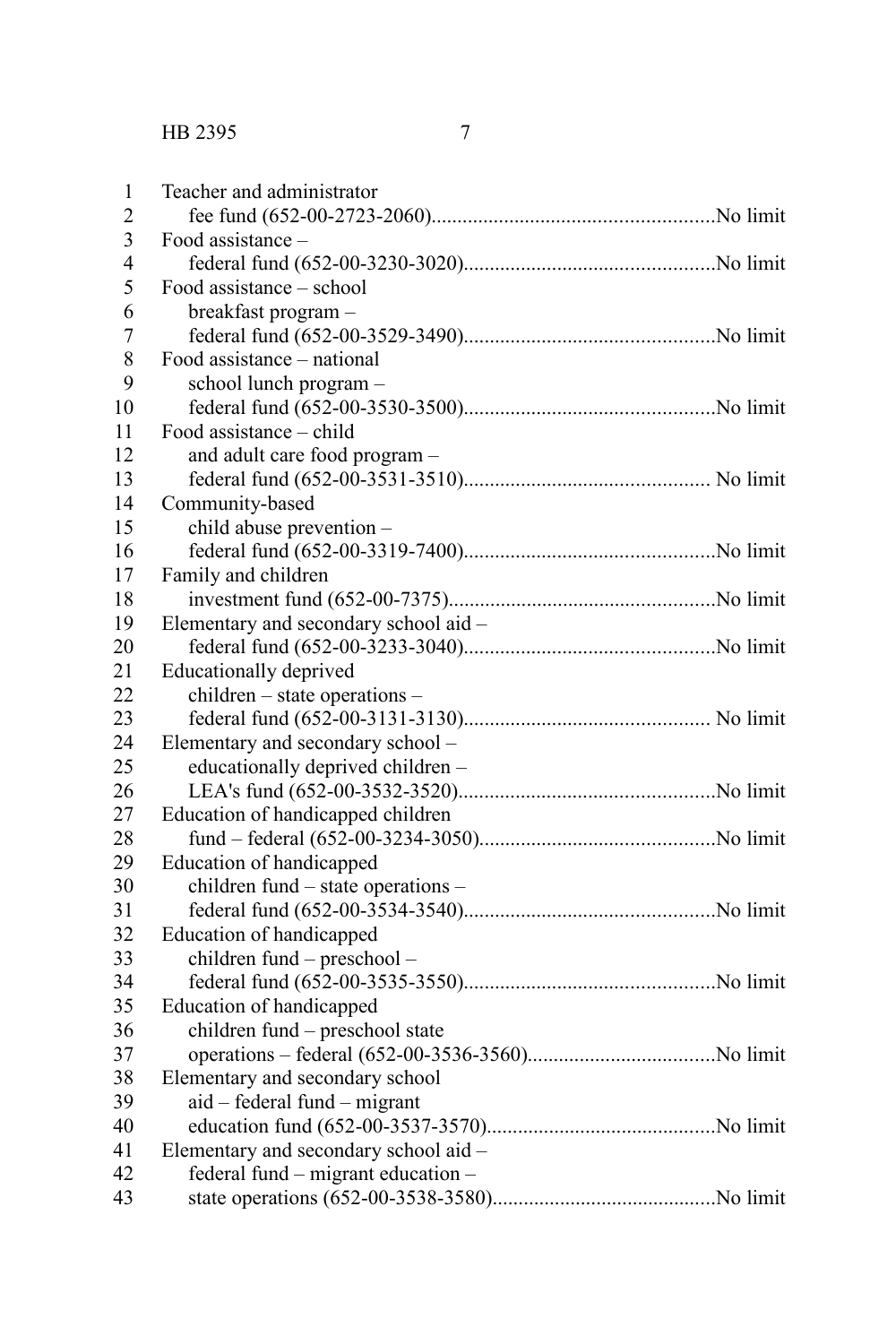Teacher and administrator
fee fund (652-00-2723-2060)......................................................No limit

Food assistance –
federal fund (652-00-3230-3020)................................................No limit

Food assistance – school
breakfast program –
federal fund (652-00-3529-3490)................................................No limit

Food assistance – national
school lunch program –
federal fund (652-00-3530-3500)................................................No limit

Food assistance – child
and adult care food program –
federal fund (652-00-3531-3510)............................................... No limit

Community-based
child abuse prevention –
federal fund (652-00-3319-7400)................................................No limit

Family and children
investment fund (652-00-7375)...................................................No limit

Elementary and secondary school aid –
federal fund (652-00-3233-3040)................................................No limit

Educationally deprived
children – state operations –
federal fund (652-00-3131-3130)............................................... No limit

Elementary and secondary school –
educationally deprived children –
LEA's fund (652-00-3532-3520).................................................No limit

Education of handicapped children
fund – federal (652-00-3234-3050).............................................No limit

Education of handicapped
children fund – state operations –
federal fund (652-00-3534-3540)................................................No limit

Education of handicapped
children fund – preschool –
federal fund (652-00-3535-3550)................................................No limit

Education of handicapped
children fund – preschool state
operations – federal (652-00-3536-3560)....................................No limit

Elementary and secondary school
aid – federal fund – migrant
education fund (652-00-3537-3570)............................................No limit

Elementary and secondary school aid –
federal fund – migrant education –
state operations (652-00-3538-3580)...........................................No limit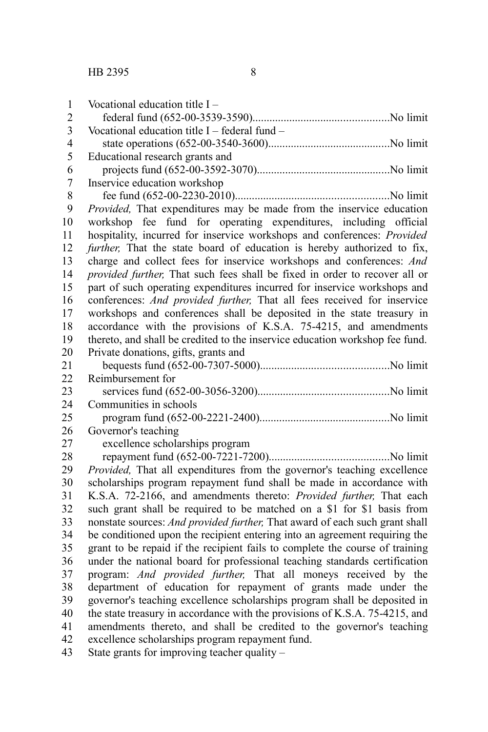Vocational education title I –
federal fund (652-00-3539-3590)................................................No limit

Vocational education title I – federal fund –
state operations (652-00-3540-3600)...........................................No limit

Educational research grants and
projects fund (652-00-3592-3070)...............................................No limit

Inservice education workshop
fee fund (652-00-2230-2010)......................................................No limit

*Provided,* That expenditures may be made from the inservice education workshop fee fund for operating expenditures, including official hospitality, incurred for inservice workshops and conferences: *Provided further,* That the state board of education is hereby authorized to fix, charge and collect fees for inservice workshops and conferences: *And provided further,* That such fees shall be fixed in order to recover all or part of such operating expenditures incurred for inservice workshops and conferences: *And provided further,* That all fees received for inservice workshops and conferences shall be deposited in the state treasury in accordance with the provisions of K.S.A. 75-4215, and amendments thereto, and shall be credited to the inservice education workshop fee fund.

Private donations, gifts, grants and
bequests fund (652-00-7307-5000).............................................No limit

Reimbursement for
services fund (652-00-3056-3200)..............................................No limit

Communities in schools
program fund (652-00-2221-2400)..............................................No limit

Governor's teaching
excellence scholarships program
repayment fund (652-00-7221-7200)..........................................No limit

*Provided,* That all expenditures from the governor's teaching excellence scholarships program repayment fund shall be made in accordance with K.S.A. 72-2166, and amendments thereto: *Provided further,* That each such grant shall be required to be matched on a $1 for $1 basis from nonstate sources: *And provided further,* That award of each such grant shall be conditioned upon the recipient entering into an agreement requiring the grant to be repaid if the recipient fails to complete the course of training under the national board for professional teaching standards certification program: *And provided further,* That all moneys received by the department of education for repayment of grants made under the governor's teaching excellence scholarships program shall be deposited in the state treasury in accordance with the provisions of K.S.A. 75-4215, and amendments thereto, and shall be credited to the governor's teaching excellence scholarships program repayment fund.

State grants for improving teacher quality –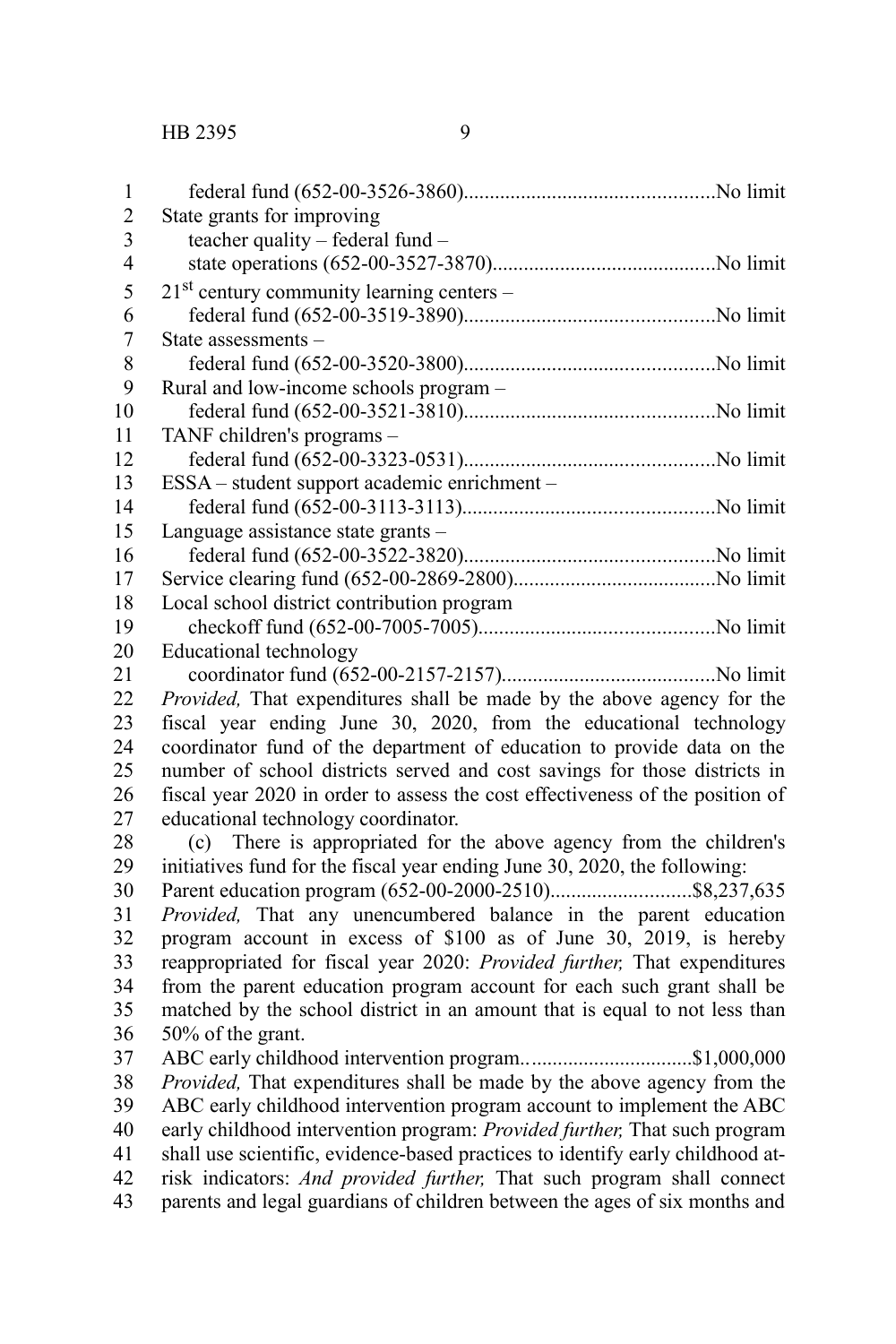federal fund (652-00-3526-3860)................................................No limit

State grants for improving
teacher quality – federal fund –
state operations (652-00-3527-3870)...........................................No limit

21st century community learning centers –
federal fund (652-00-3519-3890)................................................No limit

State assessments –
federal fund (652-00-3520-3800)................................................No limit

Rural and low-income schools program –
federal fund (652-00-3521-3810)................................................No limit

TANF children's programs –
federal fund (652-00-3323-0531)................................................No limit

ESSA – student support academic enrichment –
federal fund (652-00-3113-3113)................................................No limit

Language assistance state grants –
federal fund (652-00-3522-3820)................................................No limit

Service clearing fund (652-00-2869-2800).......................................No limit

Local school district contribution program
checkoff fund (652-00-7005-7005).............................................No limit

Educational technology
coordinator fund (652-00-2157-2157).........................................No limit

*Provided,* That expenditures shall be made by the above agency for the fiscal year ending June 30, 2020, from the educational technology coordinator fund of the department of education to provide data on the number of school districts served and cost savings for those districts in fiscal year 2020 in order to assess the cost effectiveness of the position of educational technology coordinator.

(c) There is appropriated for the above agency from the children's initiatives fund for the fiscal year ending June 30, 2020, the following:

Parent education program (652-00-2000-2510)...........................$8,237,635

*Provided,* That any unencumbered balance in the parent education program account in excess of $100 as of June 30, 2019, is hereby reappropriated for fiscal year 2020: *Provided further,* That expenditures from the parent education program account for each such grant shall be matched by the school district in an amount that is equal to not less than 50% of the grant.

ABC early childhood intervention program................................$1,000,000

*Provided,* That expenditures shall be made by the above agency from the ABC early childhood intervention program account to implement the ABC early childhood intervention program: *Provided further,* That such program shall use scientific, evidence-based practices to identify early childhood at-risk indicators: *And provided further,* That such program shall connect parents and legal guardians of children between the ages of six months and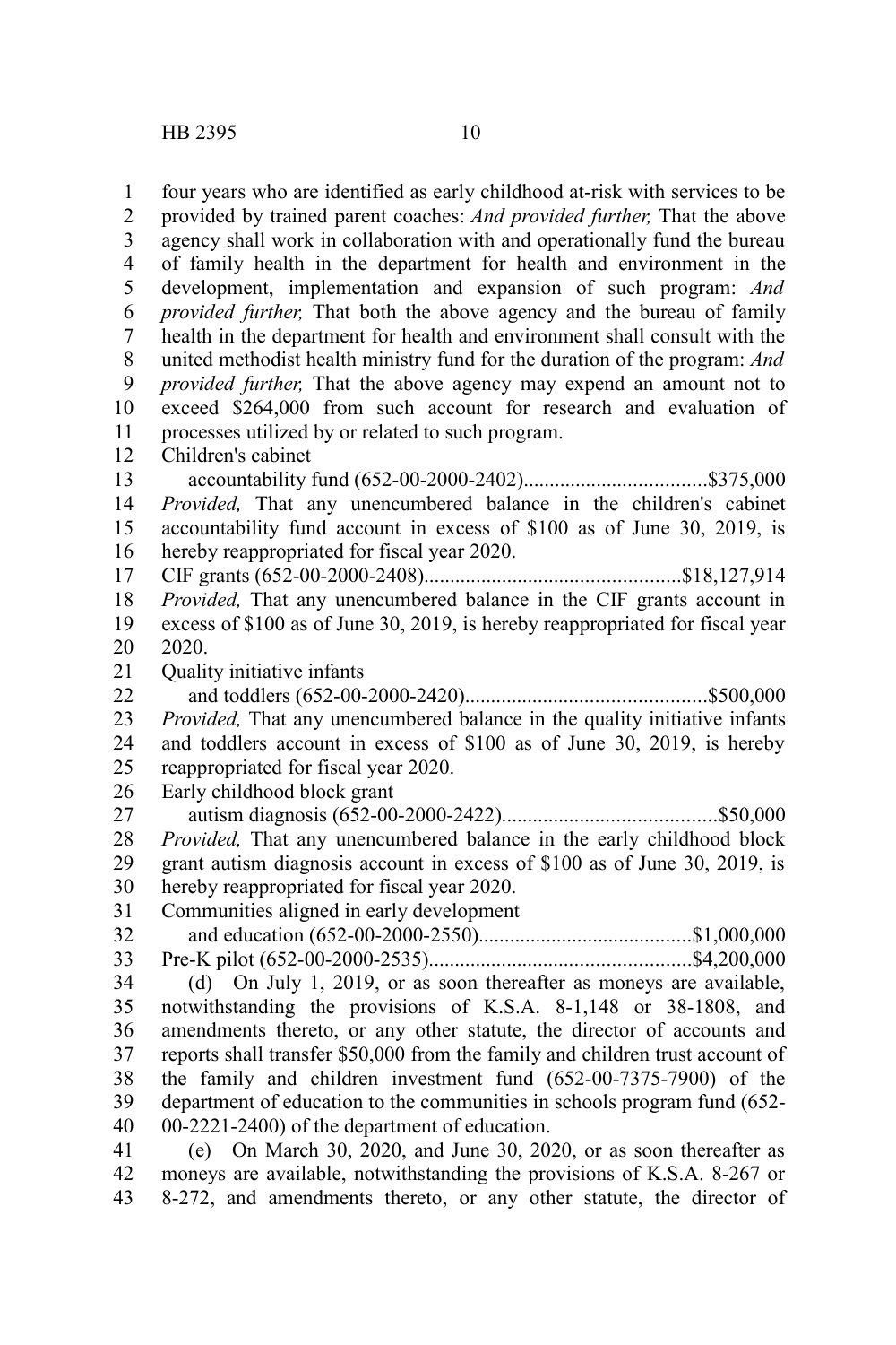four years who are identified as early childhood at-risk with services to be provided by trained parent coaches: *And provided further,* That the above agency shall work in collaboration with and operationally fund the bureau of family health in the department for health and environment in the development, implementation and expansion of such program: *And provided further,* That both the above agency and the bureau of family health in the department for health and environment shall consult with the united methodist health ministry fund for the duration of the program: *And provided further,* That the above agency may expend an amount not to exceed $264,000 from such account for research and evaluation of processes utilized by or related to such program.

Children's cabinet
accountability fund (652-00-2000-2402)..................................$375,000

*Provided,* That any unencumbered balance in the children's cabinet accountability fund account in excess of $100 as of June 30, 2019, is hereby reappropriated for fiscal year 2020.

CIF grants (652-00-2000-2408).................................................$18,127,914

*Provided,* That any unencumbered balance in the CIF grants account in excess of $100 as of June 30, 2019, is hereby reappropriated for fiscal year 2020.

Quality initiative infants
and toddlers (652-00-2000-2420).............................................$500,000

*Provided,* That any unencumbered balance in the quality initiative infants and toddlers account in excess of $100 as of June 30, 2019, is hereby reappropriated for fiscal year 2020.

Early childhood block grant
autism diagnosis (652-00-2000-2422).........................................$50,000

*Provided,* That any unencumbered balance in the early childhood block grant autism diagnosis account in excess of $100 as of June 30, 2019, is hereby reappropriated for fiscal year 2020.

Communities aligned in early development
and education (652-00-2000-2550).........................................$1,000,000

Pre-K pilot (652-00-2000-2535).................................................$4,200,000

(d) On July 1, 2019, or as soon thereafter as moneys are available, notwithstanding the provisions of K.S.A. 8-1,148 or 38-1808, and amendments thereto, or any other statute, the director of accounts and reports shall transfer $50,000 from the family and children trust account of the family and children investment fund (652-00-7375-7900) of the department of education to the communities in schools program fund (652-00-2221-2400) of the department of education.

(e) On March 30, 2020, and June 30, 2020, or as soon thereafter as moneys are available, notwithstanding the provisions of K.S.A. 8-267 or 8-272, and amendments thereto, or any other statute, the director of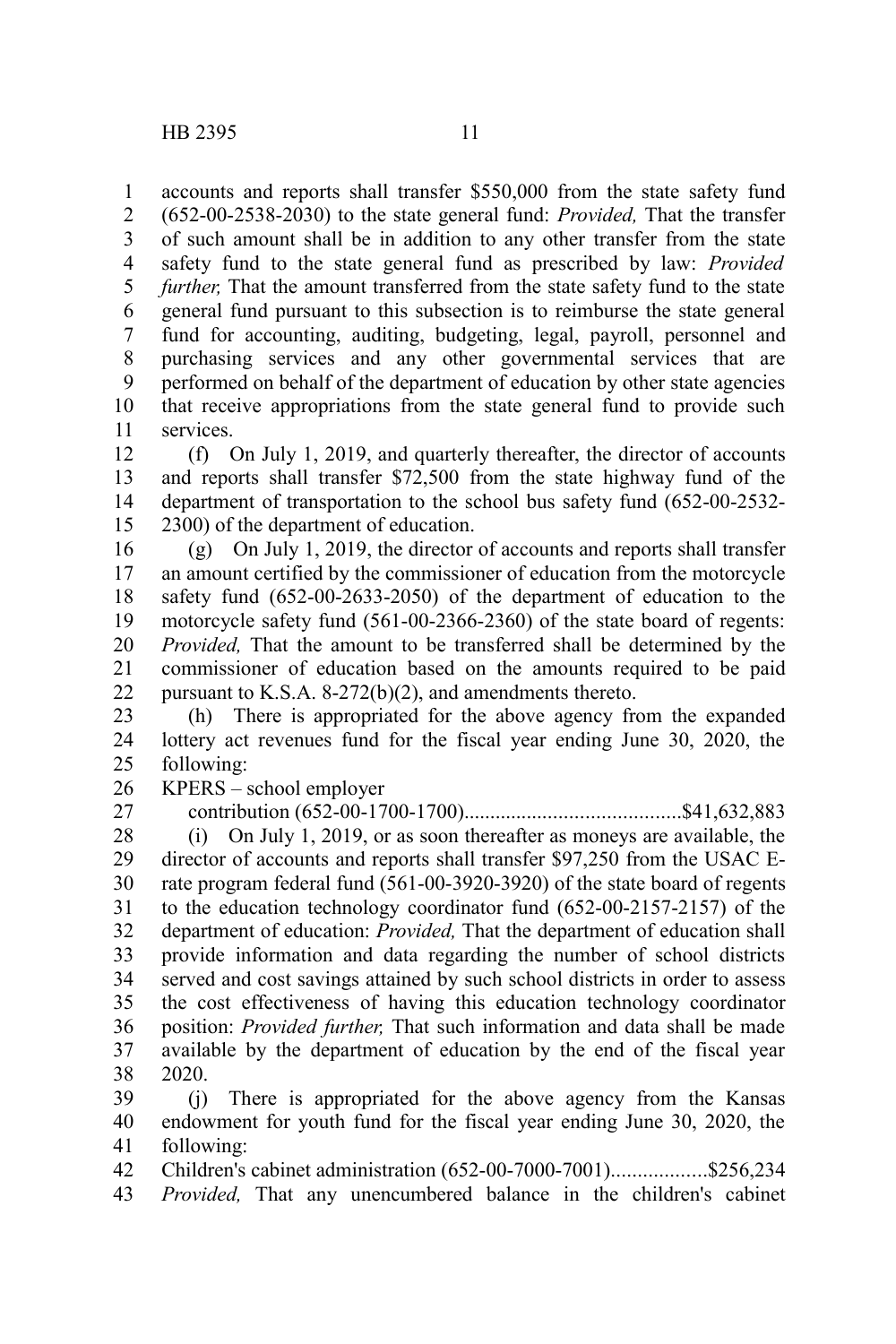accounts and reports shall transfer $550,000 from the state safety fund (652-00-2538-2030) to the state general fund: *Provided,* That the transfer of such amount shall be in addition to any other transfer from the state safety fund to the state general fund as prescribed by law: *Provided further,* That the amount transferred from the state safety fund to the state general fund pursuant to this subsection is to reimburse the state general fund for accounting, auditing, budgeting, legal, payroll, personnel and purchasing services and any other governmental services that are performed on behalf of the department of education by other state agencies that receive appropriations from the state general fund to provide such services.

(f) On July 1, 2019, and quarterly thereafter, the director of accounts and reports shall transfer $72,500 from the state highway fund of the department of transportation to the school bus safety fund (652-00-2532-2300) of the department of education.

(g) On July 1, 2019, the director of accounts and reports shall transfer an amount certified by the commissioner of education from the motorcycle safety fund (652-00-2633-2050) of the department of education to the motorcycle safety fund (561-00-2366-2360) of the state board of regents: *Provided,* That the amount to be transferred shall be determined by the commissioner of education based on the amounts required to be paid pursuant to K.S.A. 8-272(b)(2), and amendments thereto.

(h) There is appropriated for the above agency from the expanded lottery act revenues fund for the fiscal year ending June 30, 2020, the following:

KPERS – school employer contribution (652-00-1700-1700).........................................$41,632,883

(i) On July 1, 2019, or as soon thereafter as moneys are available, the director of accounts and reports shall transfer $97,250 from the USAC E-rate program federal fund (561-00-3920-3920) of the state board of regents to the education technology coordinator fund (652-00-2157-2157) of the department of education: *Provided,* That the department of education shall provide information and data regarding the number of school districts served and cost savings attained by such school districts in order to assess the cost effectiveness of having this education technology coordinator position: *Provided further,* That such information and data shall be made available by the department of education by the end of the fiscal year 2020.

(j) There is appropriated for the above agency from the Kansas endowment for youth fund for the fiscal year ending June 30, 2020, the following:

Children's cabinet administration (652-00-7000-7001)..................$256,234

*Provided,* That any unencumbered balance in the children's cabinet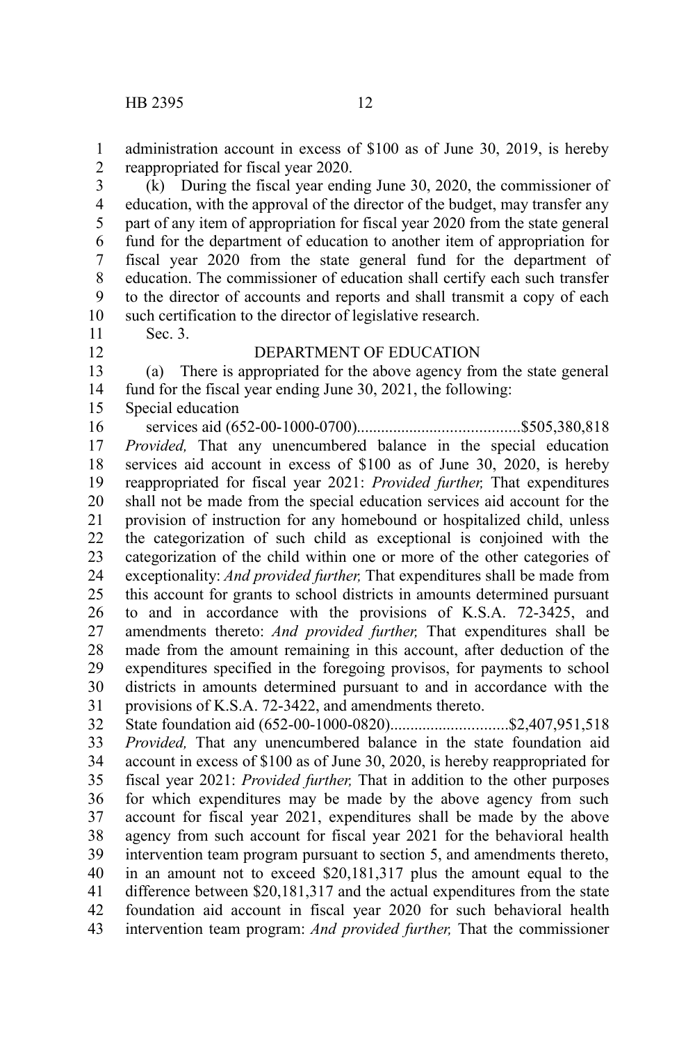administration account in excess of $100 as of June 30, 2019, is hereby reappropriated for fiscal year 2020.

(k) During the fiscal year ending June 30, 2020, the commissioner of education, with the approval of the director of the budget, may transfer any part of any item of appropriation for fiscal year 2020 from the state general fund for the department of education to another item of appropriation for fiscal year 2020 from the state general fund for the department of education. The commissioner of education shall certify each such transfer to the director of accounts and reports and shall transmit a copy of each such certification to the director of legislative research.

Sec. 3.

DEPARTMENT OF EDUCATION

(a) There is appropriated for the above agency from the state general fund for the fiscal year ending June 30, 2021, the following:

Special education

services aid (652-00-1000-0700)........................................$505,380,818

*Provided,* That any unencumbered balance in the special education services aid account in excess of $100 as of June 30, 2020, is hereby reappropriated for fiscal year 2021: *Provided further,* That expenditures shall not be made from the special education services aid account for the provision of instruction for any homebound or hospitalized child, unless the categorization of such child as exceptional is conjoined with the categorization of the child within one or more of the other categories of exceptionality: *And provided further,* That expenditures shall be made from this account for grants to school districts in amounts determined pursuant to and in accordance with the provisions of K.S.A. 72-3425, and amendments thereto: *And provided further,* That expenditures shall be made from the amount remaining in this account, after deduction of the expenditures specified in the foregoing provisos, for payments to school districts in amounts determined pursuant to and in accordance with the provisions of K.S.A. 72-3422, and amendments thereto.

State foundation aid (652-00-1000-0820).............................$2,407,951,518

*Provided,* That any unencumbered balance in the state foundation aid account in excess of $100 as of June 30, 2020, is hereby reappropriated for fiscal year 2021: *Provided further,* That in addition to the other purposes for which expenditures may be made by the above agency from such account for fiscal year 2021, expenditures shall be made by the above agency from such account for fiscal year 2021 for the behavioral health intervention team program pursuant to section 5, and amendments thereto, in an amount not to exceed $20,181,317 plus the amount equal to the difference between $20,181,317 and the actual expenditures from the state foundation aid account in fiscal year 2020 for such behavioral health intervention team program: *And provided further,* That the commissioner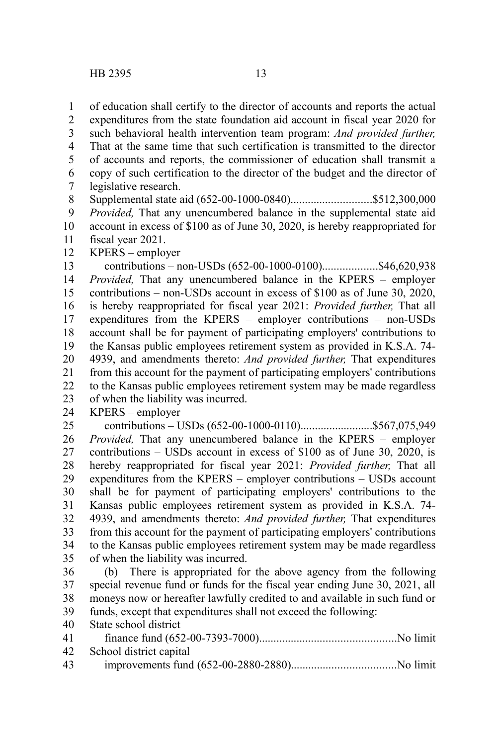of education shall certify to the director of accounts and reports the actual expenditures from the state foundation aid account in fiscal year 2020 for such behavioral health intervention team program: *And provided further,* That at the same time that such certification is transmitted to the director of accounts and reports, the commissioner of education shall transmit a copy of such certification to the director of the budget and the director of legislative research.

Supplemental state aid (652-00-1000-0840)............................$512,300,000

*Provided,* That any unencumbered balance in the supplemental state aid account in excess of $100 as of June 30, 2020, is hereby reappropriated for fiscal year 2021.

KPERS – employer
contributions – non-USDs (652-00-1000-0100)...................$46,620,938

*Provided,* That any unencumbered balance in the KPERS – employer contributions – non-USDs account in excess of $100 as of June 30, 2020, is hereby reappropriated for fiscal year 2021: *Provided further,* That all expenditures from the KPERS – employer contributions – non-USDs account shall be for payment of participating employers' contributions to the Kansas public employees retirement system as provided in K.S.A. 74-4939, and amendments thereto: *And provided further,* That expenditures from this account for the payment of participating employers' contributions to the Kansas public employees retirement system may be made regardless of when the liability was incurred.

KPERS – employer
contributions – USDs (652-00-1000-0110).........................$567,075,949

*Provided,* That any unencumbered balance in the KPERS – employer contributions – USDs account in excess of $100 as of June 30, 2020, is hereby reappropriated for fiscal year 2021: *Provided further,* That all expenditures from the KPERS – employer contributions – USDs account shall be for payment of participating employers' contributions to the Kansas public employees retirement system as provided in K.S.A. 74-4939, and amendments thereto: *And provided further,* That expenditures from this account for the payment of participating employers' contributions to the Kansas public employees retirement system may be made regardless of when the liability was incurred.

(b) There is appropriated for the above agency from the following special revenue fund or funds for the fiscal year ending June 30, 2021, all moneys now or hereafter lawfully credited to and available in such fund or funds, except that expenditures shall not exceed the following:

State school district
finance fund (652-00-7393-7000)...............................................No limit

School district capital
improvements fund (652-00-2880-2880)....................................No limit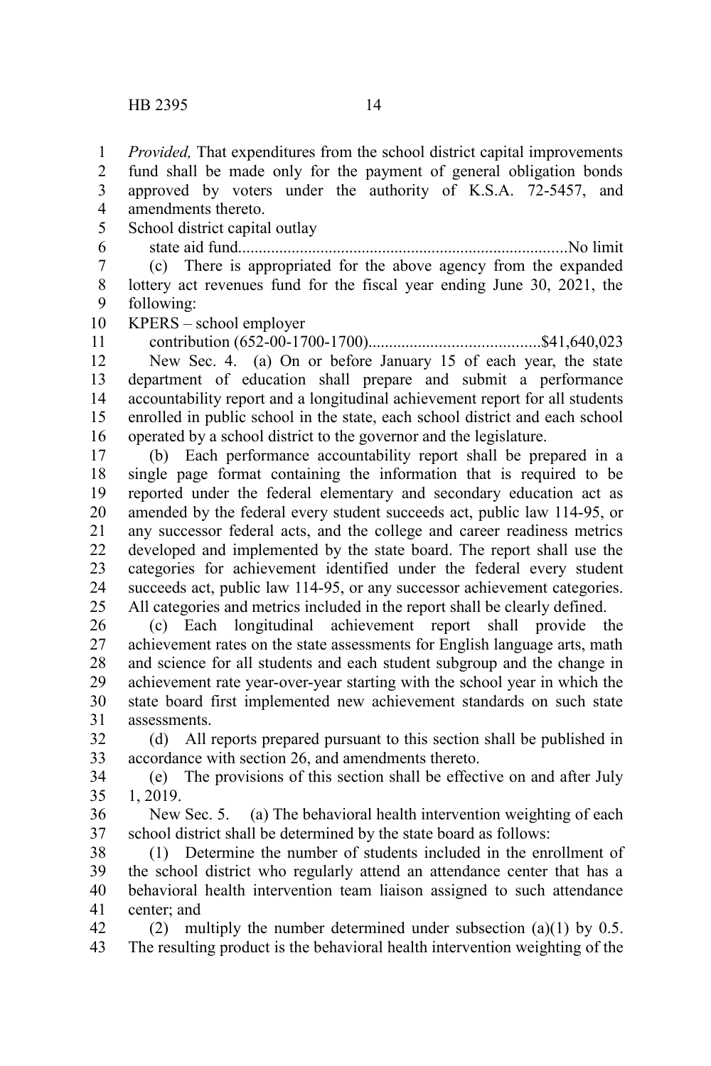*Provided,* That expenditures from the school district capital improvements fund shall be made only for the payment of general obligation bonds approved by voters under the authority of K.S.A. 72-5457, and amendments thereto.

School district capital outlay
state aid fund...............................................................................No limit

(c) There is appropriated for the above agency from the expanded lottery act revenues fund for the fiscal year ending June 30, 2021, the following:

KPERS – school employer
contribution (652-00-1700-1700).........................................$41,640,023

New Sec. 4. (a) On or before January 15 of each year, the state department of education shall prepare and submit a performance accountability report and a longitudinal achievement report for all students enrolled in public school in the state, each school district and each school operated by a school district to the governor and the legislature.

(b) Each performance accountability report shall be prepared in a single page format containing the information that is required to be reported under the federal elementary and secondary education act as amended by the federal every student succeeds act, public law 114-95, or any successor federal acts, and the college and career readiness metrics developed and implemented by the state board. The report shall use the categories for achievement identified under the federal every student succeeds act, public law 114-95, or any successor achievement categories. All categories and metrics included in the report shall be clearly defined.

(c) Each longitudinal achievement report shall provide the achievement rates on the state assessments for English language arts, math and science for all students and each student subgroup and the change in achievement rate year-over-year starting with the school year in which the state board first implemented new achievement standards on such state assessments.

(d) All reports prepared pursuant to this section shall be published in accordance with section 26, and amendments thereto.

(e) The provisions of this section shall be effective on and after July 1, 2019.

New Sec. 5. (a) The behavioral health intervention weighting of each school district shall be determined by the state board as follows:

(1) Determine the number of students included in the enrollment of the school district who regularly attend an attendance center that has a behavioral health intervention team liaison assigned to such attendance center; and

(2) multiply the number determined under subsection (a)(1) by 0.5. The resulting product is the behavioral health intervention weighting of the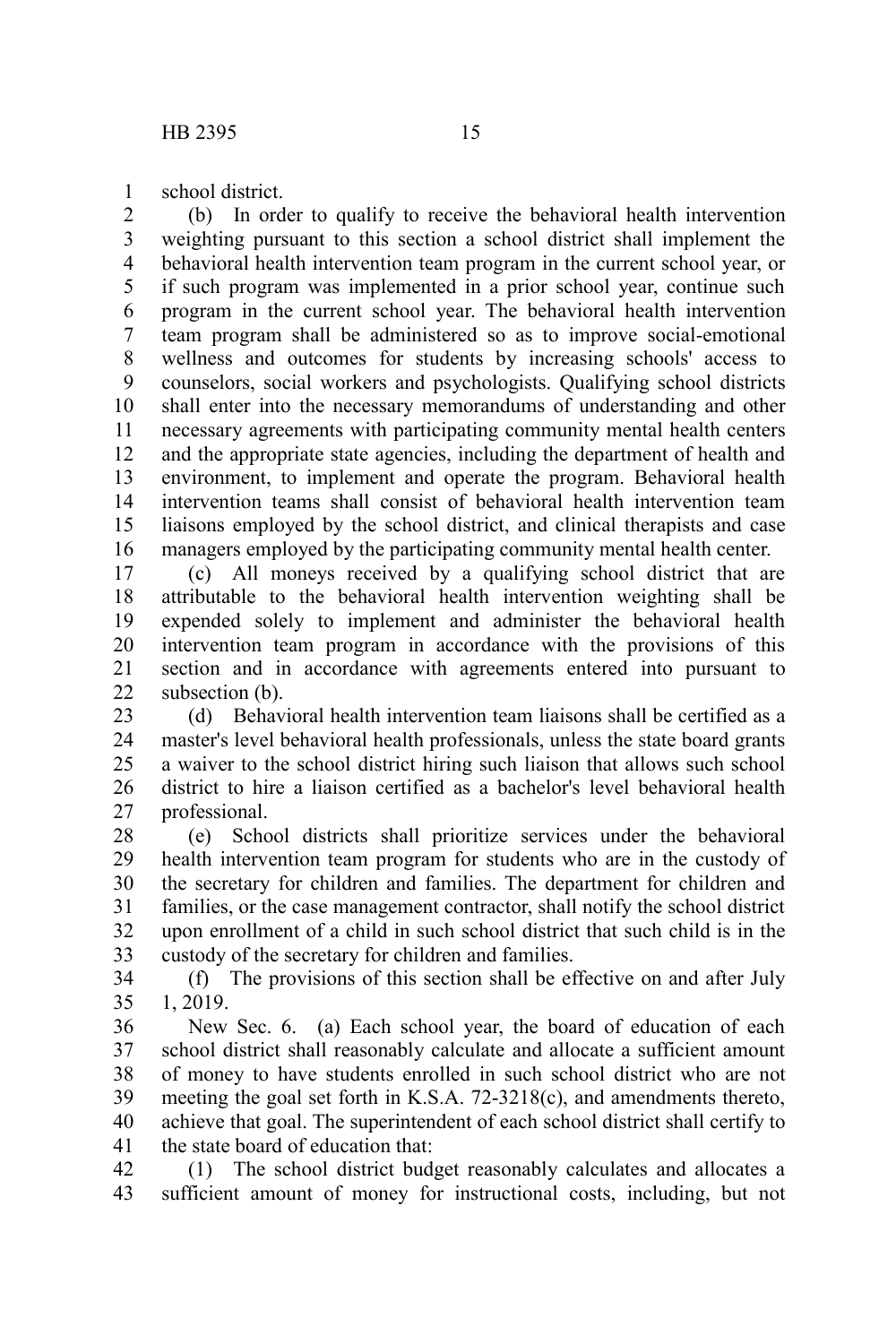school district.

(b) In order to qualify to receive the behavioral health intervention weighting pursuant to this section a school district shall implement the behavioral health intervention team program in the current school year, or if such program was implemented in a prior school year, continue such program in the current school year. The behavioral health intervention team program shall be administered so as to improve social-emotional wellness and outcomes for students by increasing schools' access to counselors, social workers and psychologists. Qualifying school districts shall enter into the necessary memorandums of understanding and other necessary agreements with participating community mental health centers and the appropriate state agencies, including the department of health and environment, to implement and operate the program. Behavioral health intervention teams shall consist of behavioral health intervention team liaisons employed by the school district, and clinical therapists and case managers employed by the participating community mental health center.

(c) All moneys received by a qualifying school district that are attributable to the behavioral health intervention weighting shall be expended solely to implement and administer the behavioral health intervention team program in accordance with the provisions of this section and in accordance with agreements entered into pursuant to subsection (b).

(d) Behavioral health intervention team liaisons shall be certified as a master's level behavioral health professionals, unless the state board grants a waiver to the school district hiring such liaison that allows such school district to hire a liaison certified as a bachelor's level behavioral health professional.

(e) School districts shall prioritize services under the behavioral health intervention team program for students who are in the custody of the secretary for children and families. The department for children and families, or the case management contractor, shall notify the school district upon enrollment of a child in such school district that such child is in the custody of the secretary for children and families.

(f) The provisions of this section shall be effective on and after July 1, 2019.

New Sec. 6. (a) Each school year, the board of education of each school district shall reasonably calculate and allocate a sufficient amount of money to have students enrolled in such school district who are not meeting the goal set forth in K.S.A. 72-3218(c), and amendments thereto, achieve that goal. The superintendent of each school district shall certify to the state board of education that:

(1) The school district budget reasonably calculates and allocates a sufficient amount of money for instructional costs, including, but not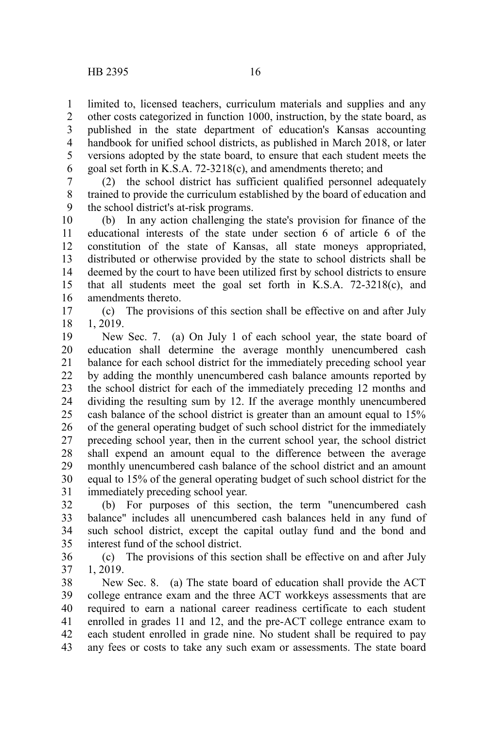limited to, licensed teachers, curriculum materials and supplies and any other costs categorized in function 1000, instruction, by the state board, as published in the state department of education's Kansas accounting handbook for unified school districts, as published in March 2018, or later versions adopted by the state board, to ensure that each student meets the goal set forth in K.S.A. 72-3218(c), and amendments thereto; and

(2) the school district has sufficient qualified personnel adequately trained to provide the curriculum established by the board of education and the school district's at-risk programs.

(b) In any action challenging the state's provision for finance of the educational interests of the state under section 6 of article 6 of the constitution of the state of Kansas, all state moneys appropriated, distributed or otherwise provided by the state to school districts shall be deemed by the court to have been utilized first by school districts to ensure that all students meet the goal set forth in K.S.A. 72-3218(c), and amendments thereto.

(c) The provisions of this section shall be effective on and after July 1, 2019.

New Sec. 7. (a) On July 1 of each school year, the state board of education shall determine the average monthly unencumbered cash balance for each school district for the immediately preceding school year by adding the monthly unencumbered cash balance amounts reported by the school district for each of the immediately preceding 12 months and dividing the resulting sum by 12. If the average monthly unencumbered cash balance of the school district is greater than an amount equal to 15% of the general operating budget of such school district for the immediately preceding school year, then in the current school year, the school district shall expend an amount equal to the difference between the average monthly unencumbered cash balance of the school district and an amount equal to 15% of the general operating budget of such school district for the immediately preceding school year.

(b) For purposes of this section, the term "unencumbered cash balance" includes all unencumbered cash balances held in any fund of such school district, except the capital outlay fund and the bond and interest fund of the school district.

(c) The provisions of this section shall be effective on and after July 1, 2019.

New Sec. 8. (a) The state board of education shall provide the ACT college entrance exam and the three ACT workkeys assessments that are required to earn a national career readiness certificate to each student enrolled in grades 11 and 12, and the pre-ACT college entrance exam to each student enrolled in grade nine. No student shall be required to pay any fees or costs to take any such exam or assessments. The state board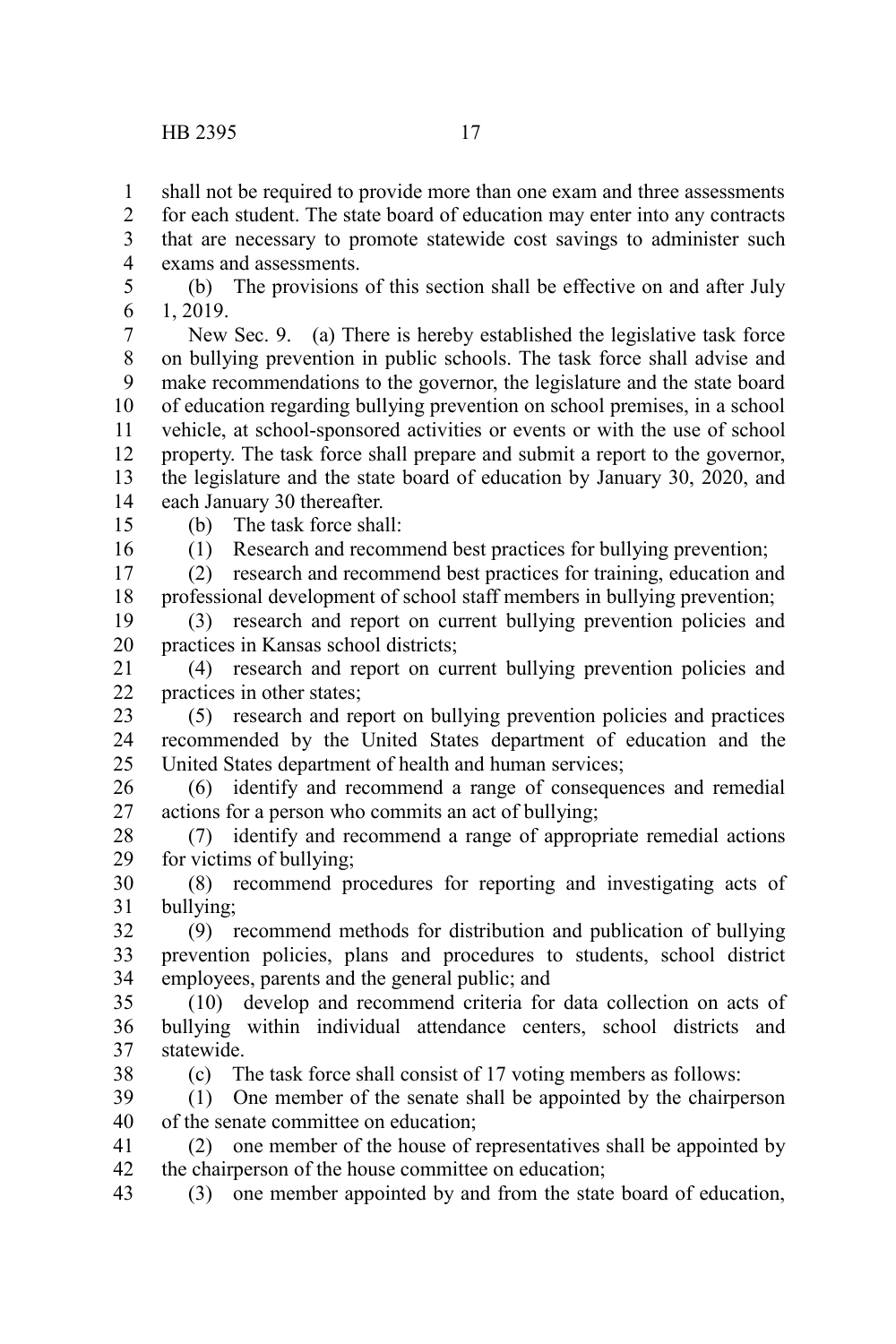shall not be required to provide more than one exam and three assessments for each student. The state board of education may enter into any contracts that are necessary to promote statewide cost savings to administer such exams and assessments.

(b) The provisions of this section shall be effective on and after July 1, 2019.

New Sec. 9. (a) There is hereby established the legislative task force on bullying prevention in public schools. The task force shall advise and make recommendations to the governor, the legislature and the state board of education regarding bullying prevention on school premises, in a school vehicle, at school-sponsored activities or events or with the use of school property. The task force shall prepare and submit a report to the governor, the legislature and the state board of education by January 30, 2020, and each January 30 thereafter.

(b) The task force shall:

(1) Research and recommend best practices for bullying prevention;

(2) research and recommend best practices for training, education and professional development of school staff members in bullying prevention;

(3) research and report on current bullying prevention policies and practices in Kansas school districts;

(4) research and report on current bullying prevention policies and practices in other states;

(5) research and report on bullying prevention policies and practices recommended by the United States department of education and the United States department of health and human services;

(6) identify and recommend a range of consequences and remedial actions for a person who commits an act of bullying;

(7) identify and recommend a range of appropriate remedial actions for victims of bullying;

(8) recommend procedures for reporting and investigating acts of bullying;

(9) recommend methods for distribution and publication of bullying prevention policies, plans and procedures to students, school district employees, parents and the general public; and

(10) develop and recommend criteria for data collection on acts of bullying within individual attendance centers, school districts and statewide.

(c) The task force shall consist of 17 voting members as follows:

(1) One member of the senate shall be appointed by the chairperson of the senate committee on education;

(2) one member of the house of representatives shall be appointed by the chairperson of the house committee on education;

(3) one member appointed by and from the state board of education,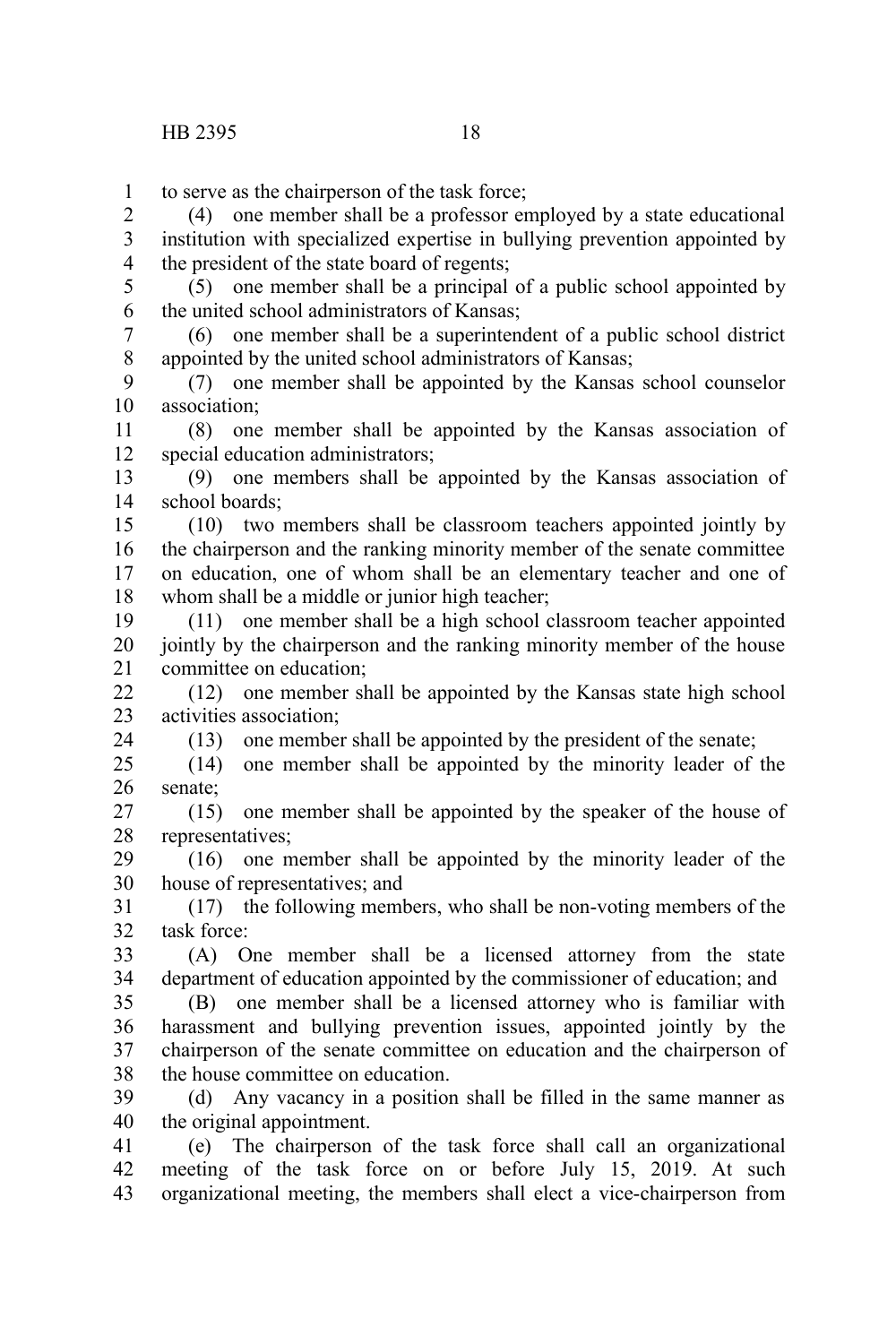to serve as the chairperson of the task force;

(4) one member shall be a professor employed by a state educational institution with specialized expertise in bullying prevention appointed by the president of the state board of regents;

(5) one member shall be a principal of a public school appointed by the united school administrators of Kansas;

(6) one member shall be a superintendent of a public school district appointed by the united school administrators of Kansas;

(7) one member shall be appointed by the Kansas school counselor association;

(8) one member shall be appointed by the Kansas association of special education administrators;

(9) one members shall be appointed by the Kansas association of school boards;

(10) two members shall be classroom teachers appointed jointly by the chairperson and the ranking minority member of the senate committee on education, one of whom shall be an elementary teacher and one of whom shall be a middle or junior high teacher;

(11) one member shall be a high school classroom teacher appointed jointly by the chairperson and the ranking minority member of the house committee on education;

(12) one member shall be appointed by the Kansas state high school activities association;

(13) one member shall be appointed by the president of the senate;

(14) one member shall be appointed by the minority leader of the senate;

(15) one member shall be appointed by the speaker of the house of representatives;

(16) one member shall be appointed by the minority leader of the house of representatives; and

(17) the following members, who shall be non-voting members of the task force:

(A) One member shall be a licensed attorney from the state department of education appointed by the commissioner of education; and

(B) one member shall be a licensed attorney who is familiar with harassment and bullying prevention issues, appointed jointly by the chairperson of the senate committee on education and the chairperson of the house committee on education.

(d) Any vacancy in a position shall be filled in the same manner as the original appointment.

(e) The chairperson of the task force shall call an organizational meeting of the task force on or before July 15, 2019. At such organizational meeting, the members shall elect a vice-chairperson from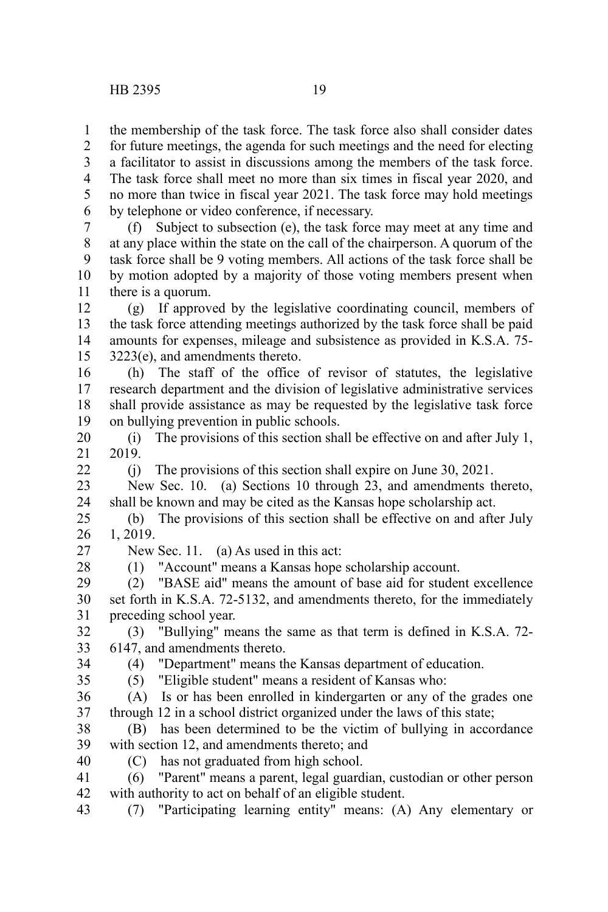the membership of the task force. The task force also shall consider dates for future meetings, the agenda for such meetings and the need for electing a facilitator to assist in discussions among the members of the task force. The task force shall meet no more than six times in fiscal year 2020, and no more than twice in fiscal year 2021. The task force may hold meetings by telephone or video conference, if necessary.

(f) Subject to subsection (e), the task force may meet at any time and at any place within the state on the call of the chairperson. A quorum of the task force shall be 9 voting members. All actions of the task force shall be by motion adopted by a majority of those voting members present when there is a quorum.

(g) If approved by the legislative coordinating council, members of the task force attending meetings authorized by the task force shall be paid amounts for expenses, mileage and subsistence as provided in K.S.A. 75-3223(e), and amendments thereto.

(h) The staff of the office of revisor of statutes, the legislative research department and the division of legislative administrative services shall provide assistance as may be requested by the legislative task force on bullying prevention in public schools.

(i) The provisions of this section shall be effective on and after July 1, 2019.

(j) The provisions of this section shall expire on June 30, 2021.

New Sec. 10. (a) Sections 10 through 23, and amendments thereto, shall be known and may be cited as the Kansas hope scholarship act.

(b) The provisions of this section shall be effective on and after July 1, 2019.

New Sec. 11. (a) As used in this act:

(1) "Account" means a Kansas hope scholarship account.

(2) "BASE aid" means the amount of base aid for student excellence set forth in K.S.A. 72-5132, and amendments thereto, for the immediately preceding school year.

(3) "Bullying" means the same as that term is defined in K.S.A. 72-6147, and amendments thereto.

(4) "Department" means the Kansas department of education.

(5) "Eligible student" means a resident of Kansas who:

(A) Is or has been enrolled in kindergarten or any of the grades one through 12 in a school district organized under the laws of this state;

(B) has been determined to be the victim of bullying in accordance with section 12, and amendments thereto; and

(C) has not graduated from high school.

(6) "Parent" means a parent, legal guardian, custodian or other person with authority to act on behalf of an eligible student.

(7) "Participating learning entity" means: (A) Any elementary or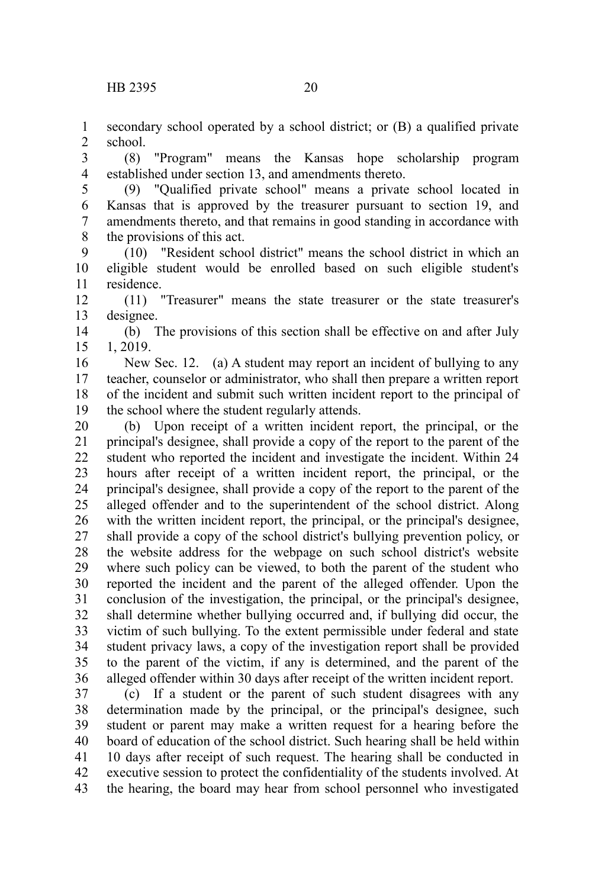secondary school operated by a school district; or (B) a qualified private school.

(8) "Program" means the Kansas hope scholarship program established under section 13, and amendments thereto.

(9) "Qualified private school" means a private school located in Kansas that is approved by the treasurer pursuant to section 19, and amendments thereto, and that remains in good standing in accordance with the provisions of this act.

(10) "Resident school district" means the school district in which an eligible student would be enrolled based on such eligible student's residence.

(11) "Treasurer" means the state treasurer or the state treasurer's designee.

(b) The provisions of this section shall be effective on and after July 1, 2019.

New Sec. 12. (a) A student may report an incident of bullying to any teacher, counselor or administrator, who shall then prepare a written report of the incident and submit such written incident report to the principal of the school where the student regularly attends.

(b) Upon receipt of a written incident report, the principal, or the principal's designee, shall provide a copy of the report to the parent of the student who reported the incident and investigate the incident. Within 24 hours after receipt of a written incident report, the principal, or the principal's designee, shall provide a copy of the report to the parent of the alleged offender and to the superintendent of the school district. Along with the written incident report, the principal, or the principal's designee, shall provide a copy of the school district's bullying prevention policy, or the website address for the webpage on such school district's website where such policy can be viewed, to both the parent of the student who reported the incident and the parent of the alleged offender. Upon the conclusion of the investigation, the principal, or the principal's designee, shall determine whether bullying occurred and, if bullying did occur, the victim of such bullying. To the extent permissible under federal and state student privacy laws, a copy of the investigation report shall be provided to the parent of the victim, if any is determined, and the parent of the alleged offender within 30 days after receipt of the written incident report.

(c) If a student or the parent of such student disagrees with any determination made by the principal, or the principal's designee, such student or parent may make a written request for a hearing before the board of education of the school district. Such hearing shall be held within 10 days after receipt of such request. The hearing shall be conducted in executive session to protect the confidentiality of the students involved. At the hearing, the board may hear from school personnel who investigated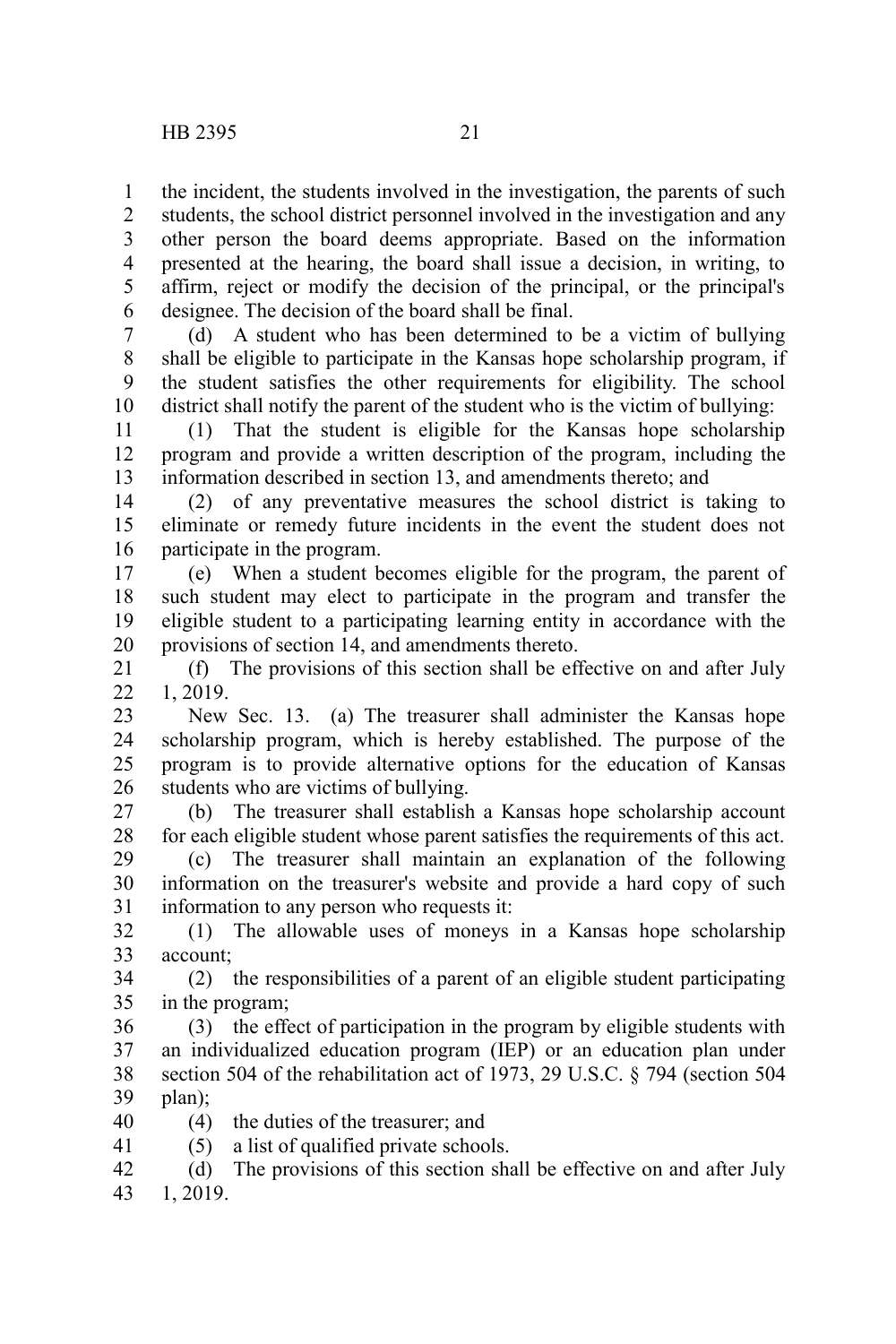the incident, the students involved in the investigation, the parents of such students, the school district personnel involved in the investigation and any other person the board deems appropriate. Based on the information presented at the hearing, the board shall issue a decision, in writing, to affirm, reject or modify the decision of the principal, or the principal's designee. The decision of the board shall be final.

(d) A student who has been determined to be a victim of bullying shall be eligible to participate in the Kansas hope scholarship program, if the student satisfies the other requirements for eligibility. The school district shall notify the parent of the student who is the victim of bullying:

(1) That the student is eligible for the Kansas hope scholarship program and provide a written description of the program, including the information described in section 13, and amendments thereto; and

(2) of any preventative measures the school district is taking to eliminate or remedy future incidents in the event the student does not participate in the program.

(e) When a student becomes eligible for the program, the parent of such student may elect to participate in the program and transfer the eligible student to a participating learning entity in accordance with the provisions of section 14, and amendments thereto.

(f) The provisions of this section shall be effective on and after July 1, 2019.

New Sec. 13. (a) The treasurer shall administer the Kansas hope scholarship program, which is hereby established. The purpose of the program is to provide alternative options for the education of Kansas students who are victims of bullying.

(b) The treasurer shall establish a Kansas hope scholarship account for each eligible student whose parent satisfies the requirements of this act.

(c) The treasurer shall maintain an explanation of the following information on the treasurer's website and provide a hard copy of such information to any person who requests it:

(1) The allowable uses of moneys in a Kansas hope scholarship account;

(2) the responsibilities of a parent of an eligible student participating in the program;

(3) the effect of participation in the program by eligible students with an individualized education program (IEP) or an education plan under section 504 of the rehabilitation act of 1973, 29 U.S.C. § 794 (section 504 plan);

(4) the duties of the treasurer; and

(5) a list of qualified private schools.

(d) The provisions of this section shall be effective on and after July 1, 2019.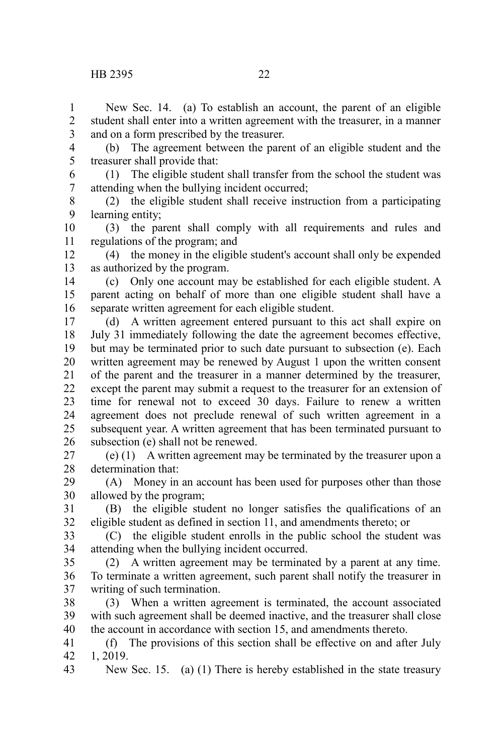New Sec. 14. (a) To establish an account, the parent of an eligible student shall enter into a written agreement with the treasurer, in a manner and on a form prescribed by the treasurer.

(b) The agreement between the parent of an eligible student and the treasurer shall provide that:

(1) The eligible student shall transfer from the school the student was attending when the bullying incident occurred;

(2) the eligible student shall receive instruction from a participating learning entity;

(3) the parent shall comply with all requirements and rules and regulations of the program; and

(4) the money in the eligible student's account shall only be expended as authorized by the program.

(c) Only one account may be established for each eligible student. A parent acting on behalf of more than one eligible student shall have a separate written agreement for each eligible student.

(d) A written agreement entered pursuant to this act shall expire on July 31 immediately following the date the agreement becomes effective, but may be terminated prior to such date pursuant to subsection (e). Each written agreement may be renewed by August 1 upon the written consent of the parent and the treasurer in a manner determined by the treasurer, except the parent may submit a request to the treasurer for an extension of time for renewal not to exceed 30 days. Failure to renew a written agreement does not preclude renewal of such written agreement in a subsequent year. A written agreement that has been terminated pursuant to subsection (e) shall not be renewed.

(e) (1) A written agreement may be terminated by the treasurer upon a determination that:

(A) Money in an account has been used for purposes other than those allowed by the program;

(B) the eligible student no longer satisfies the qualifications of an eligible student as defined in section 11, and amendments thereto; or

(C) the eligible student enrolls in the public school the student was attending when the bullying incident occurred.

(2) A written agreement may be terminated by a parent at any time. To terminate a written agreement, such parent shall notify the treasurer in writing of such termination.

(3) When a written agreement is terminated, the account associated with such agreement shall be deemed inactive, and the treasurer shall close the account in accordance with section 15, and amendments thereto.

(f) The provisions of this section shall be effective on and after July 1, 2019.

New Sec. 15. (a) (1) There is hereby established in the state treasury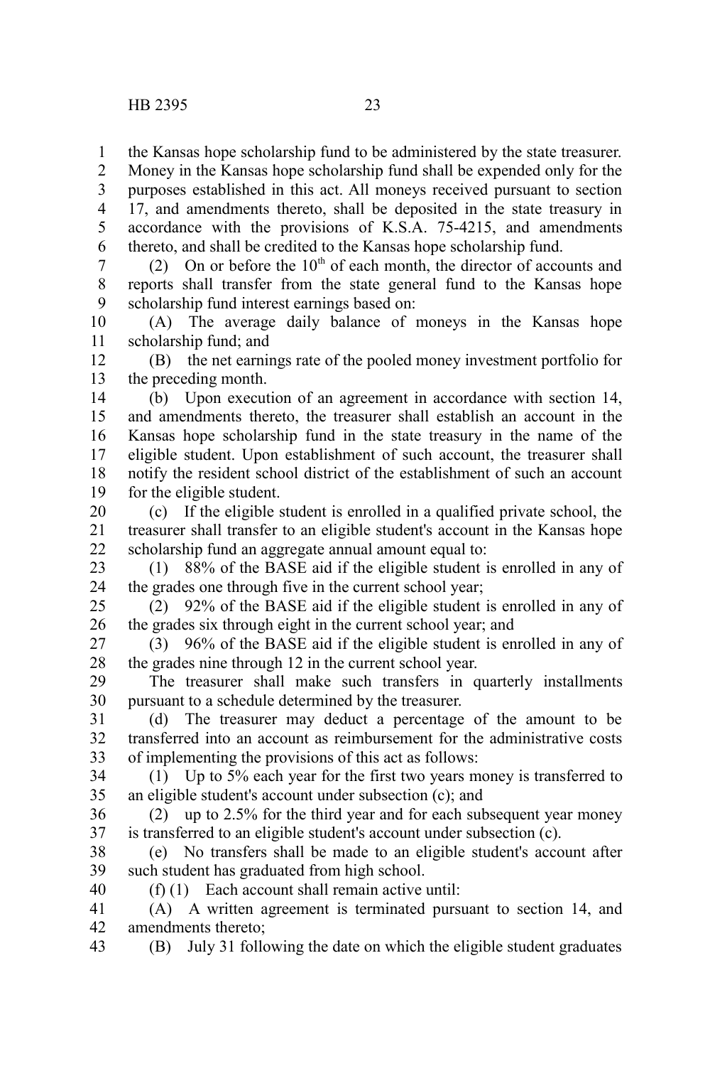the Kansas hope scholarship fund to be administered by the state treasurer. Money in the Kansas hope scholarship fund shall be expended only for the purposes established in this act. All moneys received pursuant to section 17, and amendments thereto, shall be deposited in the state treasury in accordance with the provisions of K.S.A. 75-4215, and amendments thereto, and shall be credited to the Kansas hope scholarship fund.

(2) On or before the 10th of each month, the director of accounts and reports shall transfer from the state general fund to the Kansas hope scholarship fund interest earnings based on:

(A) The average daily balance of moneys in the Kansas hope scholarship fund; and

(B) the net earnings rate of the pooled money investment portfolio for the preceding month.

(b) Upon execution of an agreement in accordance with section 14, and amendments thereto, the treasurer shall establish an account in the Kansas hope scholarship fund in the state treasury in the name of the eligible student. Upon establishment of such account, the treasurer shall notify the resident school district of the establishment of such an account for the eligible student.

(c) If the eligible student is enrolled in a qualified private school, the treasurer shall transfer to an eligible student's account in the Kansas hope scholarship fund an aggregate annual amount equal to:

(1) 88% of the BASE aid if the eligible student is enrolled in any of the grades one through five in the current school year;

(2) 92% of the BASE aid if the eligible student is enrolled in any of the grades six through eight in the current school year; and

(3) 96% of the BASE aid if the eligible student is enrolled in any of the grades nine through 12 in the current school year.

The treasurer shall make such transfers in quarterly installments pursuant to a schedule determined by the treasurer.

(d) The treasurer may deduct a percentage of the amount to be transferred into an account as reimbursement for the administrative costs of implementing the provisions of this act as follows:

(1) Up to 5% each year for the first two years money is transferred to an eligible student's account under subsection (c); and

(2) up to 2.5% for the third year and for each subsequent year money is transferred to an eligible student's account under subsection (c).

(e) No transfers shall be made to an eligible student's account after such student has graduated from high school.

(f) (1) Each account shall remain active until:

(A) A written agreement is terminated pursuant to section 14, and amendments thereto;

(B) July 31 following the date on which the eligible student graduates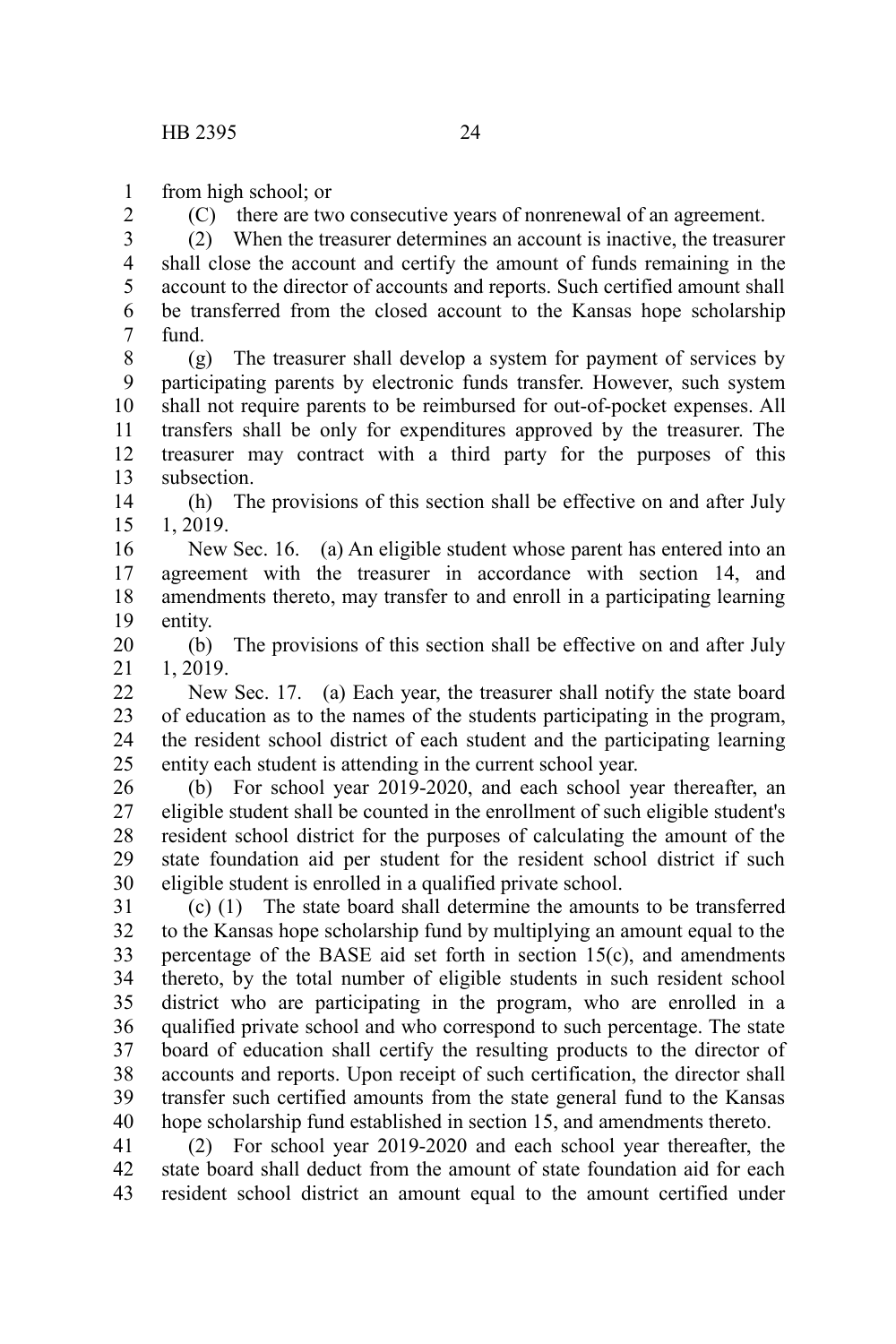from high school; or

(C) there are two consecutive years of nonrenewal of an agreement.

(2) When the treasurer determines an account is inactive, the treasurer shall close the account and certify the amount of funds remaining in the account to the director of accounts and reports. Such certified amount shall be transferred from the closed account to the Kansas hope scholarship fund.

(g) The treasurer shall develop a system for payment of services by participating parents by electronic funds transfer. However, such system shall not require parents to be reimbursed for out-of-pocket expenses. All transfers shall be only for expenditures approved by the treasurer. The treasurer may contract with a third party for the purposes of this subsection.

(h) The provisions of this section shall be effective on and after July 1, 2019.

New Sec. 16. (a) An eligible student whose parent has entered into an agreement with the treasurer in accordance with section 14, and amendments thereto, may transfer to and enroll in a participating learning entity.

(b) The provisions of this section shall be effective on and after July 1, 2019.

New Sec. 17. (a) Each year, the treasurer shall notify the state board of education as to the names of the students participating in the program, the resident school district of each student and the participating learning entity each student is attending in the current school year.

(b) For school year 2019-2020, and each school year thereafter, an eligible student shall be counted in the enrollment of such eligible student's resident school district for the purposes of calculating the amount of the state foundation aid per student for the resident school district if such eligible student is enrolled in a qualified private school.

(c) (1) The state board shall determine the amounts to be transferred to the Kansas hope scholarship fund by multiplying an amount equal to the percentage of the BASE aid set forth in section 15(c), and amendments thereto, by the total number of eligible students in such resident school district who are participating in the program, who are enrolled in a qualified private school and who correspond to such percentage. The state board of education shall certify the resulting products to the director of accounts and reports. Upon receipt of such certification, the director shall transfer such certified amounts from the state general fund to the Kansas hope scholarship fund established in section 15, and amendments thereto.

(2) For school year 2019-2020 and each school year thereafter, the state board shall deduct from the amount of state foundation aid for each resident school district an amount equal to the amount certified under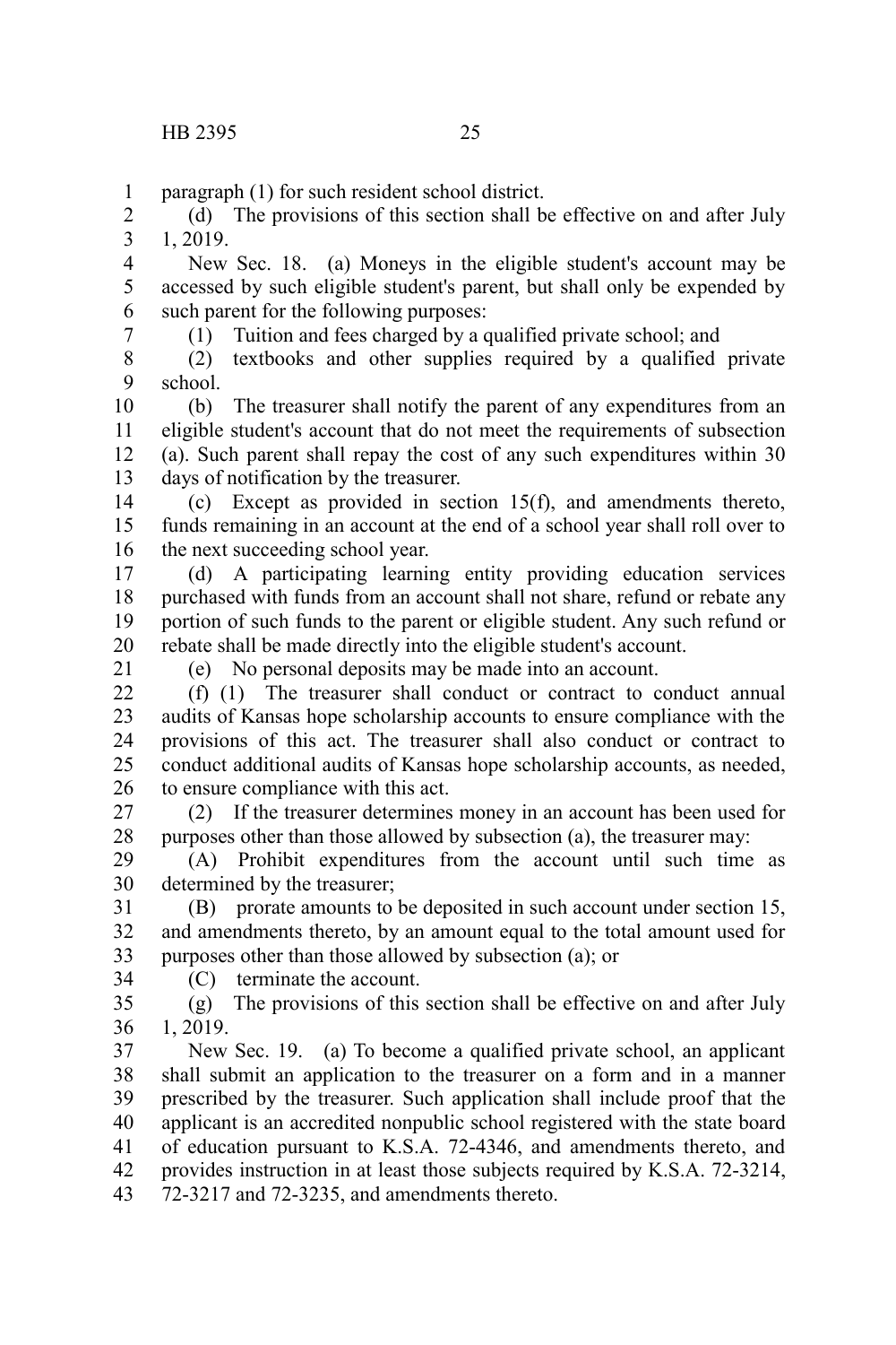paragraph (1) for such resident school district.

(d) The provisions of this section shall be effective on and after July 1, 2019.

New Sec. 18. (a) Moneys in the eligible student's account may be accessed by such eligible student's parent, but shall only be expended by such parent for the following purposes:

(1) Tuition and fees charged by a qualified private school; and

(2) textbooks and other supplies required by a qualified private school.

(b) The treasurer shall notify the parent of any expenditures from an eligible student's account that do not meet the requirements of subsection (a). Such parent shall repay the cost of any such expenditures within 30 days of notification by the treasurer.

(c) Except as provided in section 15(f), and amendments thereto, funds remaining in an account at the end of a school year shall roll over to the next succeeding school year.

(d) A participating learning entity providing education services purchased with funds from an account shall not share, refund or rebate any portion of such funds to the parent or eligible student. Any such refund or rebate shall be made directly into the eligible student's account.

(e) No personal deposits may be made into an account.

(f) (1) The treasurer shall conduct or contract to conduct annual audits of Kansas hope scholarship accounts to ensure compliance with the provisions of this act. The treasurer shall also conduct or contract to conduct additional audits of Kansas hope scholarship accounts, as needed, to ensure compliance with this act.

(2) If the treasurer determines money in an account has been used for purposes other than those allowed by subsection (a), the treasurer may:

(A) Prohibit expenditures from the account until such time as determined by the treasurer;

(B) prorate amounts to be deposited in such account under section 15, and amendments thereto, by an amount equal to the total amount used for purposes other than those allowed by subsection (a); or

(C) terminate the account.

(g) The provisions of this section shall be effective on and after July 1, 2019.

New Sec. 19. (a) To become a qualified private school, an applicant shall submit an application to the treasurer on a form and in a manner prescribed by the treasurer. Such application shall include proof that the applicant is an accredited nonpublic school registered with the state board of education pursuant to K.S.A. 72-4346, and amendments thereto, and provides instruction in at least those subjects required by K.S.A. 72-3214, 72-3217 and 72-3235, and amendments thereto.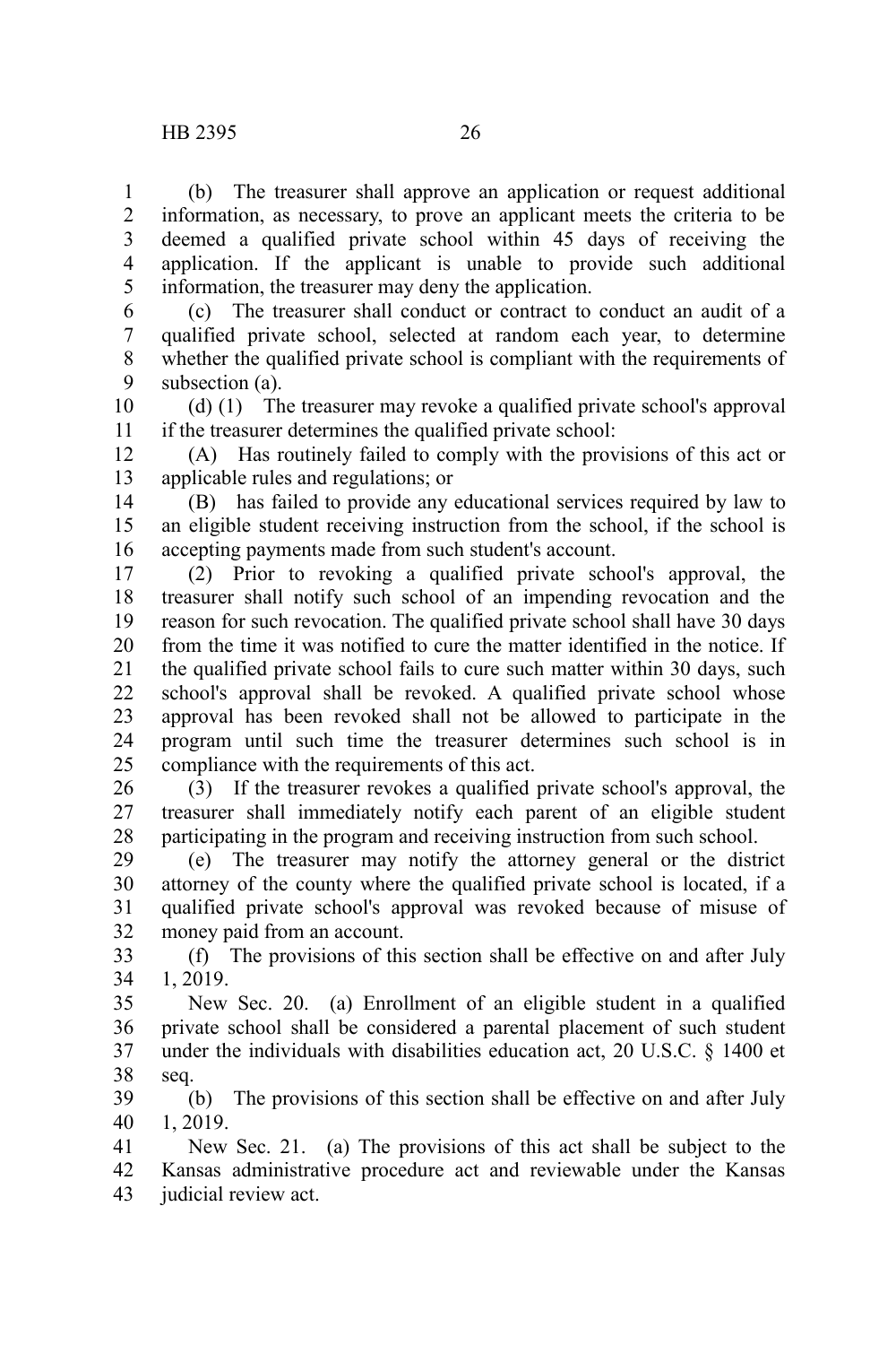(b) The treasurer shall approve an application or request additional information, as necessary, to prove an applicant meets the criteria to be deemed a qualified private school within 45 days of receiving the application. If the applicant is unable to provide such additional information, the treasurer may deny the application.

(c) The treasurer shall conduct or contract to conduct an audit of a qualified private school, selected at random each year, to determine whether the qualified private school is compliant with the requirements of subsection (a).

(d) (1) The treasurer may revoke a qualified private school's approval if the treasurer determines the qualified private school:

(A) Has routinely failed to comply with the provisions of this act or applicable rules and regulations; or

(B) has failed to provide any educational services required by law to an eligible student receiving instruction from the school, if the school is accepting payments made from such student's account.

(2) Prior to revoking a qualified private school's approval, the treasurer shall notify such school of an impending revocation and the reason for such revocation. The qualified private school shall have 30 days from the time it was notified to cure the matter identified in the notice. If the qualified private school fails to cure such matter within 30 days, such school's approval shall be revoked. A qualified private school whose approval has been revoked shall not be allowed to participate in the program until such time the treasurer determines such school is in compliance with the requirements of this act.

(3) If the treasurer revokes a qualified private school's approval, the treasurer shall immediately notify each parent of an eligible student participating in the program and receiving instruction from such school.

(e) The treasurer may notify the attorney general or the district attorney of the county where the qualified private school is located, if a qualified private school's approval was revoked because of misuse of money paid from an account.

(f) The provisions of this section shall be effective on and after July 1, 2019.

New Sec. 20. (a) Enrollment of an eligible student in a qualified private school shall be considered a parental placement of such student under the individuals with disabilities education act, 20 U.S.C. § 1400 et seq.

(b) The provisions of this section shall be effective on and after July 1, 2019.

New Sec. 21. (a) The provisions of this act shall be subject to the Kansas administrative procedure act and reviewable under the Kansas judicial review act.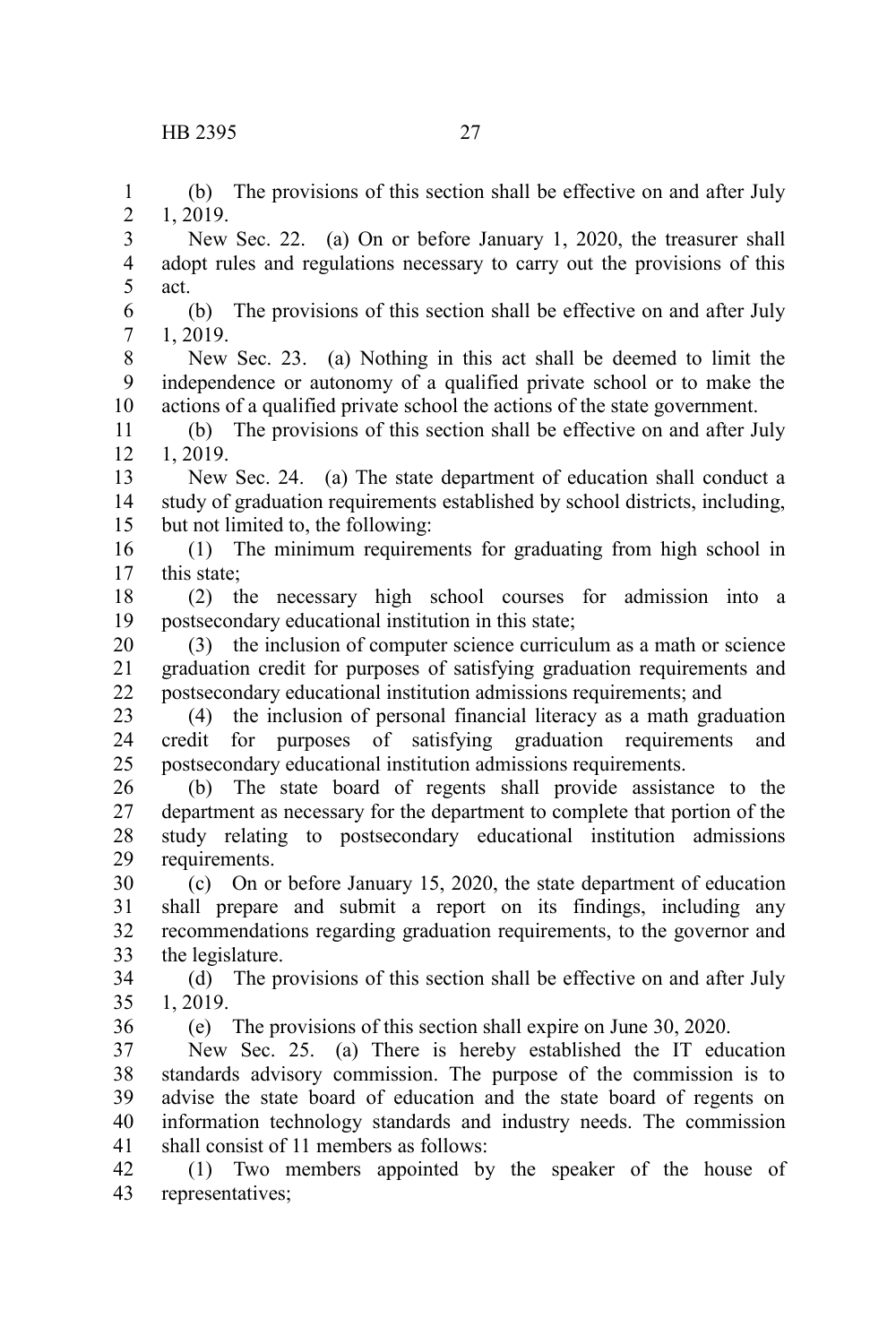(b) The provisions of this section shall be effective on and after July 1, 2019.

New Sec. 22. (a) On or before January 1, 2020, the treasurer shall adopt rules and regulations necessary to carry out the provisions of this act.

(b) The provisions of this section shall be effective on and after July 1, 2019.

New Sec. 23. (a) Nothing in this act shall be deemed to limit the independence or autonomy of a qualified private school or to make the actions of a qualified private school the actions of the state government.

(b) The provisions of this section shall be effective on and after July 1, 2019.

New Sec. 24. (a) The state department of education shall conduct a study of graduation requirements established by school districts, including, but not limited to, the following:

(1) The minimum requirements for graduating from high school in this state;

(2) the necessary high school courses for admission into a postsecondary educational institution in this state;

(3) the inclusion of computer science curriculum as a math or science graduation credit for purposes of satisfying graduation requirements and postsecondary educational institution admissions requirements; and

(4) the inclusion of personal financial literacy as a math graduation credit for purposes of satisfying graduation requirements and postsecondary educational institution admissions requirements.

(b) The state board of regents shall provide assistance to the department as necessary for the department to complete that portion of the study relating to postsecondary educational institution admissions requirements.

(c) On or before January 15, 2020, the state department of education shall prepare and submit a report on its findings, including any recommendations regarding graduation requirements, to the governor and the legislature.

(d) The provisions of this section shall be effective on and after July 1, 2019.

(e) The provisions of this section shall expire on June 30, 2020.

New Sec. 25. (a) There is hereby established the IT education standards advisory commission. The purpose of the commission is to advise the state board of education and the state board of regents on information technology standards and industry needs. The commission shall consist of 11 members as follows:

(1) Two members appointed by the speaker of the house of representatives;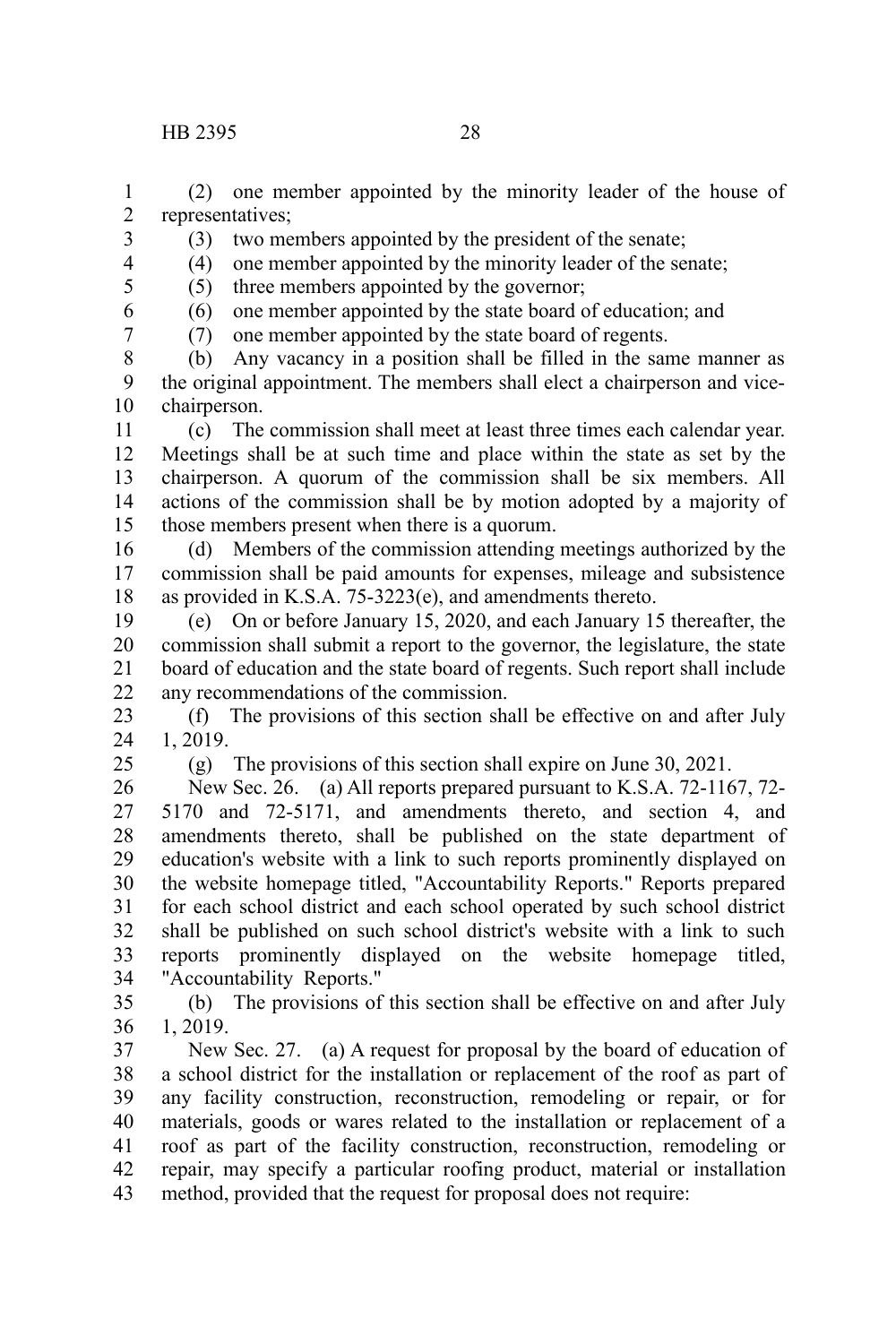(2) one member appointed by the minority leader of the house of representatives;

(3) two members appointed by the president of the senate;

(4) one member appointed by the minority leader of the senate;

(5) three members appointed by the governor;

(6) one member appointed by the state board of education; and

(7) one member appointed by the state board of regents.

(b) Any vacancy in a position shall be filled in the same manner as the original appointment. The members shall elect a chairperson and vice-chairperson.

(c) The commission shall meet at least three times each calendar year. Meetings shall be at such time and place within the state as set by the chairperson. A quorum of the commission shall be six members. All actions of the commission shall be by motion adopted by a majority of those members present when there is a quorum.

(d) Members of the commission attending meetings authorized by the commission shall be paid amounts for expenses, mileage and subsistence as provided in K.S.A. 75-3223(e), and amendments thereto.

(e) On or before January 15, 2020, and each January 15 thereafter, the commission shall submit a report to the governor, the legislature, the state board of education and the state board of regents. Such report shall include any recommendations of the commission.

(f) The provisions of this section shall be effective on and after July 1, 2019.

(g) The provisions of this section shall expire on June 30, 2021.

New Sec. 26. (a) All reports prepared pursuant to K.S.A. 72-1167, 72-5170 and 72-5171, and amendments thereto, and section 4, and amendments thereto, shall be published on the state department of education's website with a link to such reports prominently displayed on the website homepage titled, "Accountability Reports." Reports prepared for each school district and each school operated by such school district shall be published on such school district's website with a link to such reports prominently displayed on the website homepage titled, "Accountability Reports."

(b) The provisions of this section shall be effective on and after July 1, 2019.

New Sec. 27. (a) A request for proposal by the board of education of a school district for the installation or replacement of the roof as part of any facility construction, reconstruction, remodeling or repair, or for materials, goods or wares related to the installation or replacement of a roof as part of the facility construction, reconstruction, remodeling or repair, may specify a particular roofing product, material or installation method, provided that the request for proposal does not require: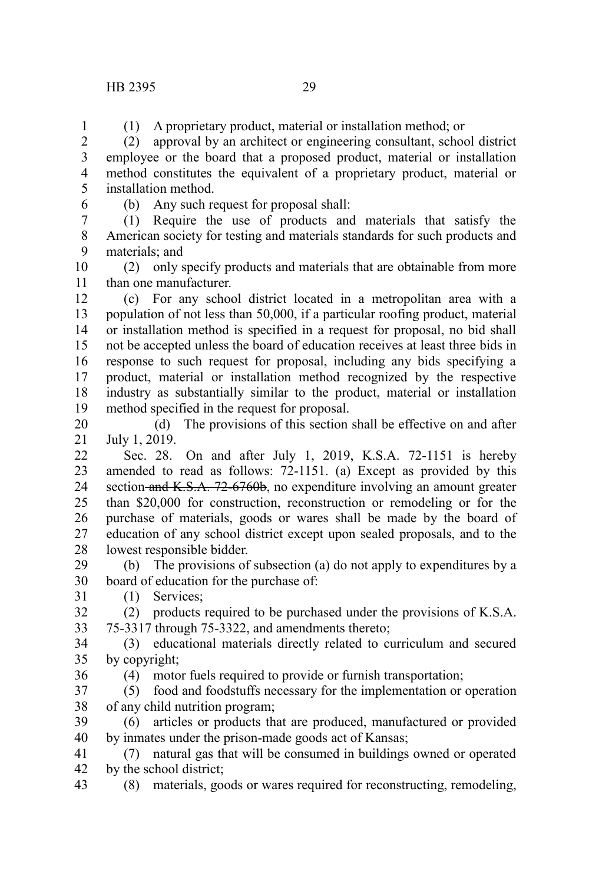(1) A proprietary product, material or installation method; or

(2) approval by an architect or engineering consultant, school district employee or the board that a proposed product, material or installation method constitutes the equivalent of a proprietary product, material or installation method.

(b) Any such request for proposal shall:

(1) Require the use of products and materials that satisfy the American society for testing and materials standards for such products and materials; and

(2) only specify products and materials that are obtainable from more than one manufacturer.

(c) For any school district located in a metropolitan area with a population of not less than 50,000, if a particular roofing product, material or installation method is specified in a request for proposal, no bid shall not be accepted unless the board of education receives at least three bids in response to such request for proposal, including any bids specifying a product, material or installation method recognized by the respective industry as substantially similar to the product, material or installation method specified in the request for proposal.

(d) The provisions of this section shall be effective on and after July 1, 2019.

Sec. 28. On and after July 1, 2019, K.S.A. 72-1151 is hereby amended to read as follows: 72-1151. (a) Except as provided by this section ~~and K.S.A. 72-6760b~~, no expenditure involving an amount greater than $20,000 for construction, reconstruction or remodeling or for the purchase of materials, goods or wares shall be made by the board of education of any school district except upon sealed proposals, and to the lowest responsible bidder.

(b) The provisions of subsection (a) do not apply to expenditures by a board of education for the purchase of:

(1) Services;

(2) products required to be purchased under the provisions of K.S.A. 75-3317 through 75-3322, and amendments thereto;

(3) educational materials directly related to curriculum and secured by copyright;

(4) motor fuels required to provide or furnish transportation;

(5) food and foodstuffs necessary for the implementation or operation of any child nutrition program;

(6) articles or products that are produced, manufactured or provided by inmates under the prison-made goods act of Kansas;

(7) natural gas that will be consumed in buildings owned or operated by the school district;

(8) materials, goods or wares required for reconstructing, remodeling,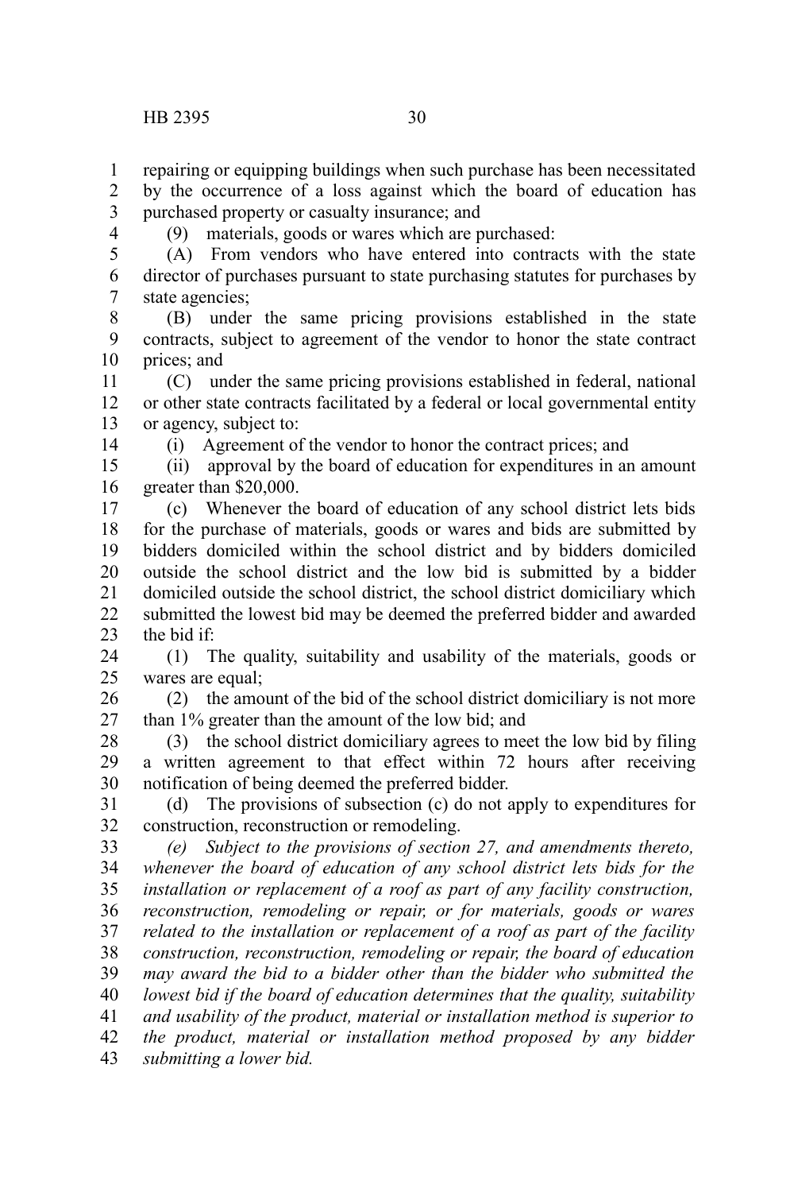repairing or equipping buildings when such purchase has been necessitated by the occurrence of a loss against which the board of education has purchased property or casualty insurance; and

(9) materials, goods or wares which are purchased:

(A) From vendors who have entered into contracts with the state director of purchases pursuant to state purchasing statutes for purchases by state agencies;

(B) under the same pricing provisions established in the state contracts, subject to agreement of the vendor to honor the state contract prices; and

(C) under the same pricing provisions established in federal, national or other state contracts facilitated by a federal or local governmental entity or agency, subject to:

(i) Agreement of the vendor to honor the contract prices; and

(ii) approval by the board of education for expenditures in an amount greater than $20,000.

(c) Whenever the board of education of any school district lets bids for the purchase of materials, goods or wares and bids are submitted by bidders domiciled within the school district and by bidders domiciled outside the school district and the low bid is submitted by a bidder domiciled outside the school district, the school district domiciliary which submitted the lowest bid may be deemed the preferred bidder and awarded the bid if:

(1) The quality, suitability and usability of the materials, goods or wares are equal;

(2) the amount of the bid of the school district domiciliary is not more than 1% greater than the amount of the low bid; and

(3) the school district domiciliary agrees to meet the low bid by filing a written agreement to that effect within 72 hours after receiving notification of being deemed the preferred bidder.

(d) The provisions of subsection (c) do not apply to expenditures for construction, reconstruction or remodeling.

*(e) Subject to the provisions of section 27, and amendments thereto, whenever the board of education of any school district lets bids for the installation or replacement of a roof as part of any facility construction, reconstruction, remodeling or repair, or for materials, goods or wares related to the installation or replacement of a roof as part of the facility construction, reconstruction, remodeling or repair, the board of education may award the bid to a bidder other than the bidder who submitted the lowest bid if the board of education determines that the quality, suitability and usability of the product, material or installation method is superior to the product, material or installation method proposed by any bidder submitting a lower bid.*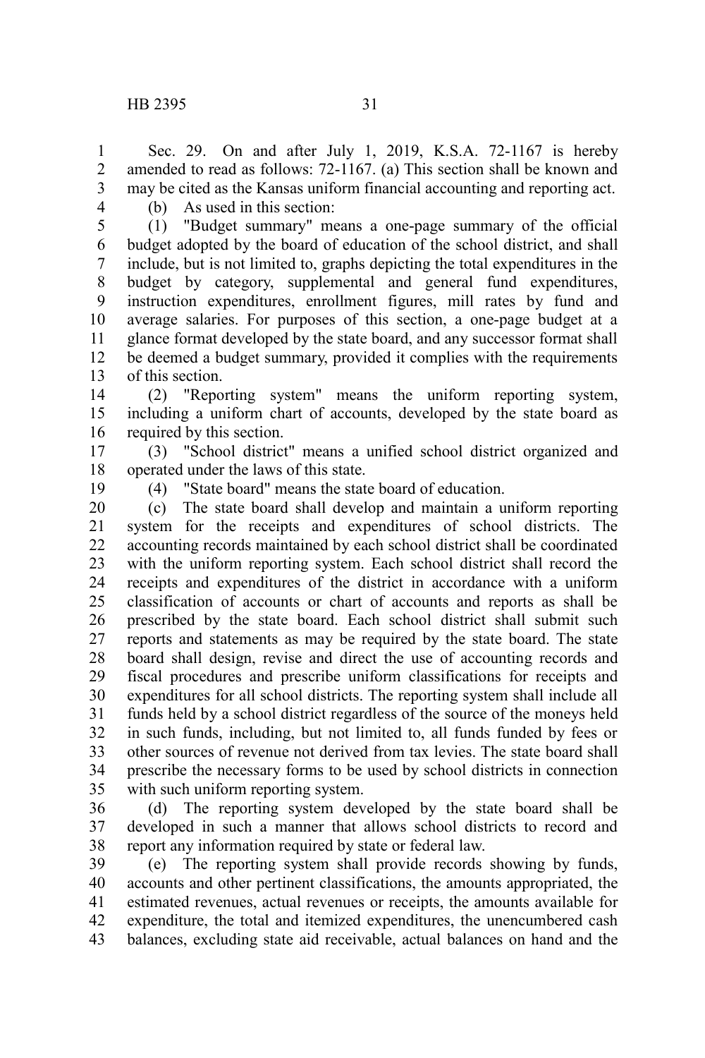Sec. 29. On and after July 1, 2019, K.S.A. 72-1167 is hereby amended to read as follows: 72-1167. (a) This section shall be known and may be cited as the Kansas uniform financial accounting and reporting act.

(b) As used in this section:

(1) "Budget summary" means a one-page summary of the official budget adopted by the board of education of the school district, and shall include, but is not limited to, graphs depicting the total expenditures in the budget by category, supplemental and general fund expenditures, instruction expenditures, enrollment figures, mill rates by fund and average salaries. For purposes of this section, a one-page budget at a glance format developed by the state board, and any successor format shall be deemed a budget summary, provided it complies with the requirements of this section.

(2) "Reporting system" means the uniform reporting system, including a uniform chart of accounts, developed by the state board as required by this section.

(3) "School district" means a unified school district organized and operated under the laws of this state.

(4) "State board" means the state board of education.

(c) The state board shall develop and maintain a uniform reporting system for the receipts and expenditures of school districts. The accounting records maintained by each school district shall be coordinated with the uniform reporting system. Each school district shall record the receipts and expenditures of the district in accordance with a uniform classification of accounts or chart of accounts and reports as shall be prescribed by the state board. Each school district shall submit such reports and statements as may be required by the state board. The state board shall design, revise and direct the use of accounting records and fiscal procedures and prescribe uniform classifications for receipts and expenditures for all school districts. The reporting system shall include all funds held by a school district regardless of the source of the moneys held in such funds, including, but not limited to, all funds funded by fees or other sources of revenue not derived from tax levies. The state board shall prescribe the necessary forms to be used by school districts in connection with such uniform reporting system.

(d) The reporting system developed by the state board shall be developed in such a manner that allows school districts to record and report any information required by state or federal law.

(e) The reporting system shall provide records showing by funds, accounts and other pertinent classifications, the amounts appropriated, the estimated revenues, actual revenues or receipts, the amounts available for expenditure, the total and itemized expenditures, the unencumbered cash balances, excluding state aid receivable, actual balances on hand and the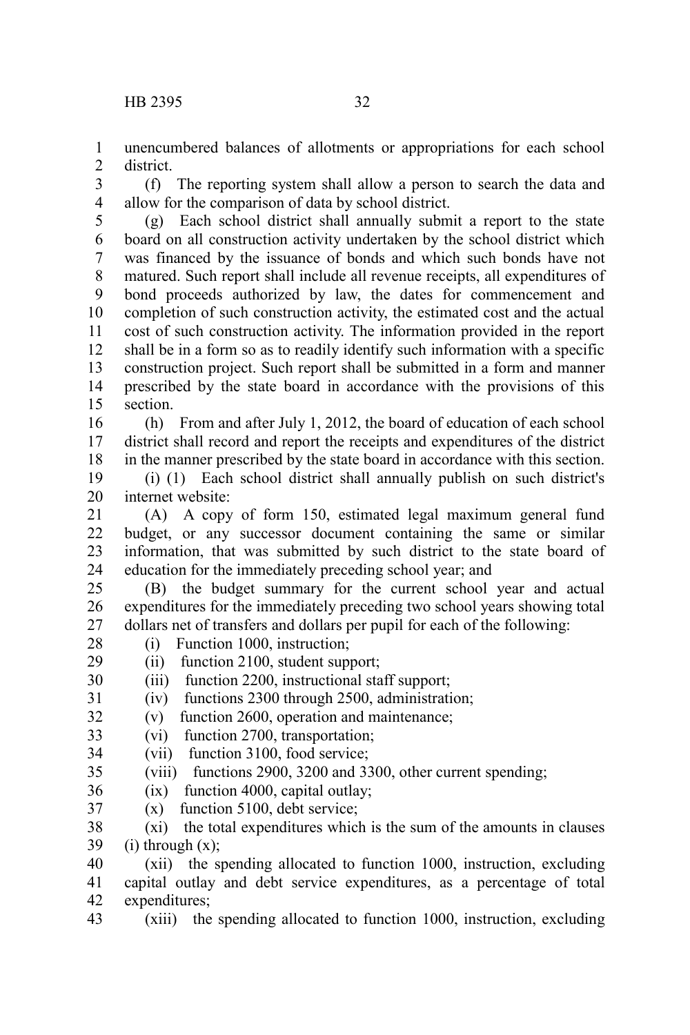unencumbered balances of allotments or appropriations for each school district.

(f) The reporting system shall allow a person to search the data and allow for the comparison of data by school district.

(g) Each school district shall annually submit a report to the state board on all construction activity undertaken by the school district which was financed by the issuance of bonds and which such bonds have not matured. Such report shall include all revenue receipts, all expenditures of bond proceeds authorized by law, the dates for commencement and completion of such construction activity, the estimated cost and the actual cost of such construction activity. The information provided in the report shall be in a form so as to readily identify such information with a specific construction project. Such report shall be submitted in a form and manner prescribed by the state board in accordance with the provisions of this section.

(h) From and after July 1, 2012, the board of education of each school district shall record and report the receipts and expenditures of the district in the manner prescribed by the state board in accordance with this section.

(i) (1) Each school district shall annually publish on such district's internet website:

(A) A copy of form 150, estimated legal maximum general fund budget, or any successor document containing the same or similar information, that was submitted by such district to the state board of education for the immediately preceding school year; and

(B) the budget summary for the current school year and actual expenditures for the immediately preceding two school years showing total dollars net of transfers and dollars per pupil for each of the following:

(i) Function 1000, instruction;

(ii) function 2100, student support;

(iii) function 2200, instructional staff support;

(iv) functions 2300 through 2500, administration;

(v) function 2600, operation and maintenance;

(vi) function 2700, transportation;

(vii) function 3100, food service;

(viii) functions 2900, 3200 and 3300, other current spending;

(ix) function 4000, capital outlay;

(x) function 5100, debt service;

(xi) the total expenditures which is the sum of the amounts in clauses (i) through (x);

(xii) the spending allocated to function 1000, instruction, excluding capital outlay and debt service expenditures, as a percentage of total expenditures;

(xiii) the spending allocated to function 1000, instruction, excluding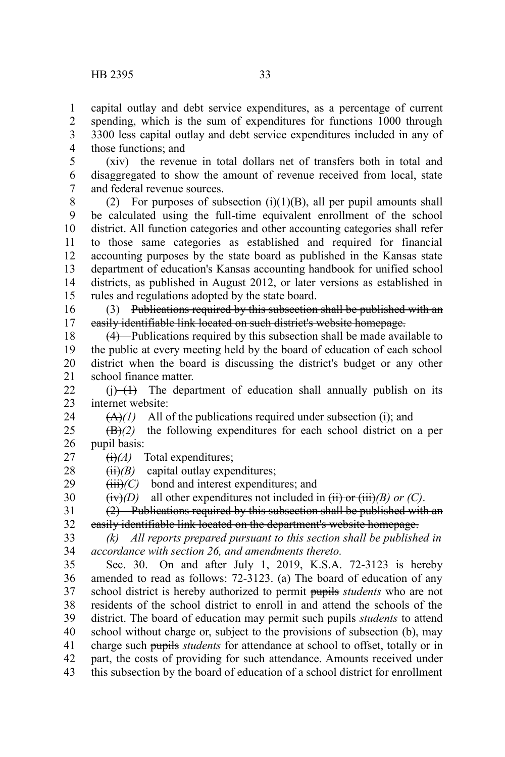capital outlay and debt service expenditures, as a percentage of current spending, which is the sum of expenditures for functions 1000 through 3300 less capital outlay and debt service expenditures included in any of those functions; and

(xiv) the revenue in total dollars net of transfers both in total and disaggregated to show the amount of revenue received from local, state and federal revenue sources.

(2) For purposes of subsection (i)(1)(B), all per pupil amounts shall be calculated using the full-time equivalent enrollment of the school district. All function categories and other accounting categories shall refer to those same categories as established and required for financial accounting purposes by the state board as published in the Kansas state department of education's Kansas accounting handbook for unified school districts, as published in August 2012, or later versions as established in rules and regulations adopted by the state board.

(3) ~~Publications required by this subsection shall be published with an easily identifiable link located on such district's website homepage.~~

~~(4)~~ Publications required by this subsection shall be made available to the public at every meeting held by the board of education of each school district when the board is discussing the district's budget or any other school finance matter.

(j) ~~(1)~~ The department of education shall annually publish on its internet website:

~~(A)~~*(1)* All of the publications required under subsection (i); and

~~(B)~~*(2)* the following expenditures for each school district on a per pupil basis:

~~(i)~~*(A)* Total expenditures;

~~(ii)~~*(B)* capital outlay expenditures;

~~(iii)~~*(C)* bond and interest expenditures; and

~~(iv)~~*(D)* all other expenditures not included in ~~(ii) or (iii)~~*(B) or (C)*.

~~(2) Publications required by this subsection shall be published with an easily identifiable link located on the department's website homepage.~~

*(k) All reports prepared pursuant to this section shall be published in accordance with section 26, and amendments thereto.*

Sec. 30. On and after July 1, 2019, K.S.A. 72-3123 is hereby amended to read as follows: 72-3123. (a) The board of education of any school district is hereby authorized to permit ~~pupils~~ *students* who are not residents of the school district to enroll in and attend the schools of the district. The board of education may permit such ~~pupils~~ *students* to attend school without charge or, subject to the provisions of subsection (b), may charge such ~~pupils~~ *students* for attendance at school to offset, totally or in part, the costs of providing for such attendance. Amounts received under this subsection by the board of education of a school district for enrollment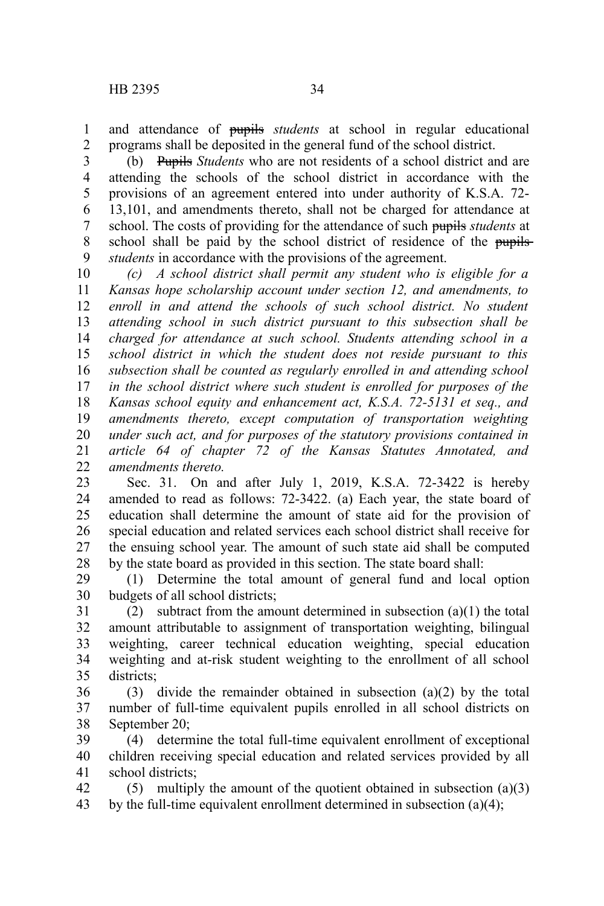and attendance of ~~pupils~~ *students* at school in regular educational programs shall be deposited in the general fund of the school district.

(b) ~~Pupils~~ *Students* who are not residents of a school district and are attending the schools of the school district in accordance with the provisions of an agreement entered into under authority of K.S.A. 72-13,101, and amendments thereto, shall not be charged for attendance at school. The costs of providing for the attendance of such ~~pupils~~ *students* at school shall be paid by the school district of residence of the ~~pupils~~ *students* in accordance with the provisions of the agreement.

*(c) A school district shall permit any student who is eligible for a Kansas hope scholarship account under section 12, and amendments, to enroll in and attend the schools of such school district. No student attending school in such district pursuant to this subsection shall be charged for attendance at such school. Students attending school in a school district in which the student does not reside pursuant to this subsection shall be counted as regularly enrolled in and attending school in the school district where such student is enrolled for purposes of the Kansas school equity and enhancement act, K.S.A. 72-5131 et seq., and amendments thereto, except computation of transportation weighting under such act, and for purposes of the statutory provisions contained in article 64 of chapter 72 of the Kansas Statutes Annotated, and amendments thereto.*

Sec. 31. On and after July 1, 2019, K.S.A. 72-3422 is hereby amended to read as follows: 72-3422. (a) Each year, the state board of education shall determine the amount of state aid for the provision of special education and related services each school district shall receive for the ensuing school year. The amount of such state aid shall be computed by the state board as provided in this section. The state board shall:

(1) Determine the total amount of general fund and local option budgets of all school districts;

(2) subtract from the amount determined in subsection (a)(1) the total amount attributable to assignment of transportation weighting, bilingual weighting, career technical education weighting, special education weighting and at-risk student weighting to the enrollment of all school districts;

(3) divide the remainder obtained in subsection (a)(2) by the total number of full-time equivalent pupils enrolled in all school districts on September 20;

(4) determine the total full-time equivalent enrollment of exceptional children receiving special education and related services provided by all school districts;

(5) multiply the amount of the quotient obtained in subsection (a)(3) by the full-time equivalent enrollment determined in subsection (a)(4);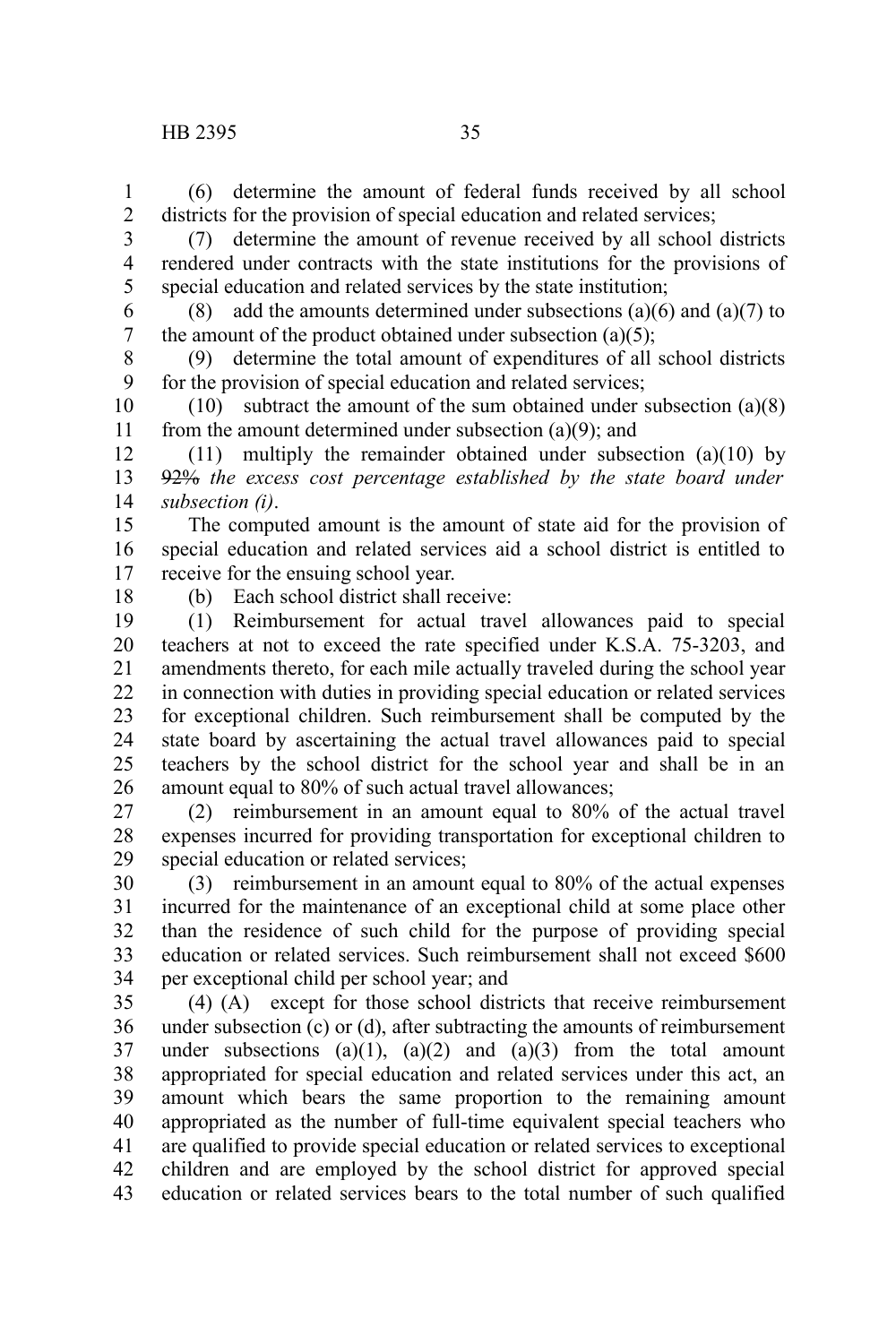(6) determine the amount of federal funds received by all school districts for the provision of special education and related services;

(7) determine the amount of revenue received by all school districts rendered under contracts with the state institutions for the provisions of special education and related services by the state institution;

(8) add the amounts determined under subsections (a)(6) and (a)(7) to the amount of the product obtained under subsection (a)(5);

(9) determine the total amount of expenditures of all school districts for the provision of special education and related services;

(10) subtract the amount of the sum obtained under subsection (a)(8) from the amount determined under subsection (a)(9); and

(11) multiply the remainder obtained under subsection (a)(10) by ~~92%~~ *the excess cost percentage established by the state board under subsection (i)*.

The computed amount is the amount of state aid for the provision of special education and related services aid a school district is entitled to receive for the ensuing school year.

(b) Each school district shall receive:

(1) Reimbursement for actual travel allowances paid to special teachers at not to exceed the rate specified under K.S.A. 75-3203, and amendments thereto, for each mile actually traveled during the school year in connection with duties in providing special education or related services for exceptional children. Such reimbursement shall be computed by the state board by ascertaining the actual travel allowances paid to special teachers by the school district for the school year and shall be in an amount equal to 80% of such actual travel allowances;

(2) reimbursement in an amount equal to 80% of the actual travel expenses incurred for providing transportation for exceptional children to special education or related services;

(3) reimbursement in an amount equal to 80% of the actual expenses incurred for the maintenance of an exceptional child at some place other than the residence of such child for the purpose of providing special education or related services. Such reimbursement shall not exceed $600 per exceptional child per school year; and

(4) (A) except for those school districts that receive reimbursement under subsection (c) or (d), after subtracting the amounts of reimbursement under subsections (a)(1), (a)(2) and (a)(3) from the total amount appropriated for special education and related services under this act, an amount which bears the same proportion to the remaining amount appropriated as the number of full-time equivalent special teachers who are qualified to provide special education or related services to exceptional children and are employed by the school district for approved special education or related services bears to the total number of such qualified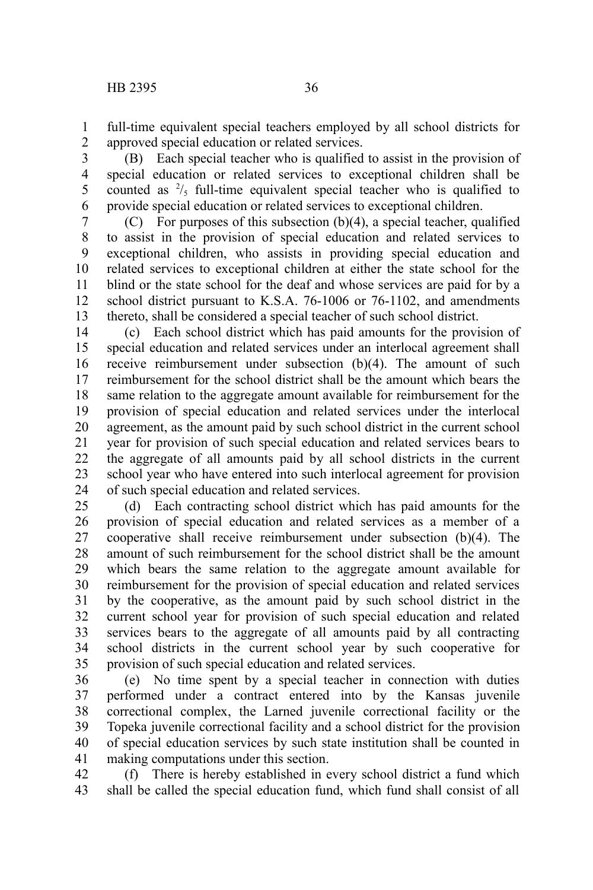full-time equivalent special teachers employed by all school districts for approved special education or related services.

(B) Each special teacher who is qualified to assist in the provision of special education or related services to exceptional children shall be counted as $^{2}/_{5}$ full-time equivalent special teacher who is qualified to provide special education or related services to exceptional children.

(C) For purposes of this subsection (b)(4), a special teacher, qualified to assist in the provision of special education and related services to exceptional children, who assists in providing special education and related services to exceptional children at either the state school for the blind or the state school for the deaf and whose services are paid for by a school district pursuant to K.S.A. 76-1006 or 76-1102, and amendments thereto, shall be considered a special teacher of such school district.

(c) Each school district which has paid amounts for the provision of special education and related services under an interlocal agreement shall receive reimbursement under subsection (b)(4). The amount of such reimbursement for the school district shall be the amount which bears the same relation to the aggregate amount available for reimbursement for the provision of special education and related services under the interlocal agreement, as the amount paid by such school district in the current school year for provision of such special education and related services bears to the aggregate of all amounts paid by all school districts in the current school year who have entered into such interlocal agreement for provision of such special education and related services.

(d) Each contracting school district which has paid amounts for the provision of special education and related services as a member of a cooperative shall receive reimbursement under subsection (b)(4). The amount of such reimbursement for the school district shall be the amount which bears the same relation to the aggregate amount available for reimbursement for the provision of special education and related services by the cooperative, as the amount paid by such school district in the current school year for provision of such special education and related services bears to the aggregate of all amounts paid by all contracting school districts in the current school year by such cooperative for provision of such special education and related services.

(e) No time spent by a special teacher in connection with duties performed under a contract entered into by the Kansas juvenile correctional complex, the Larned juvenile correctional facility or the Topeka juvenile correctional facility and a school district for the provision of special education services by such state institution shall be counted in making computations under this section.

(f) There is hereby established in every school district a fund which shall be called the special education fund, which fund shall consist of all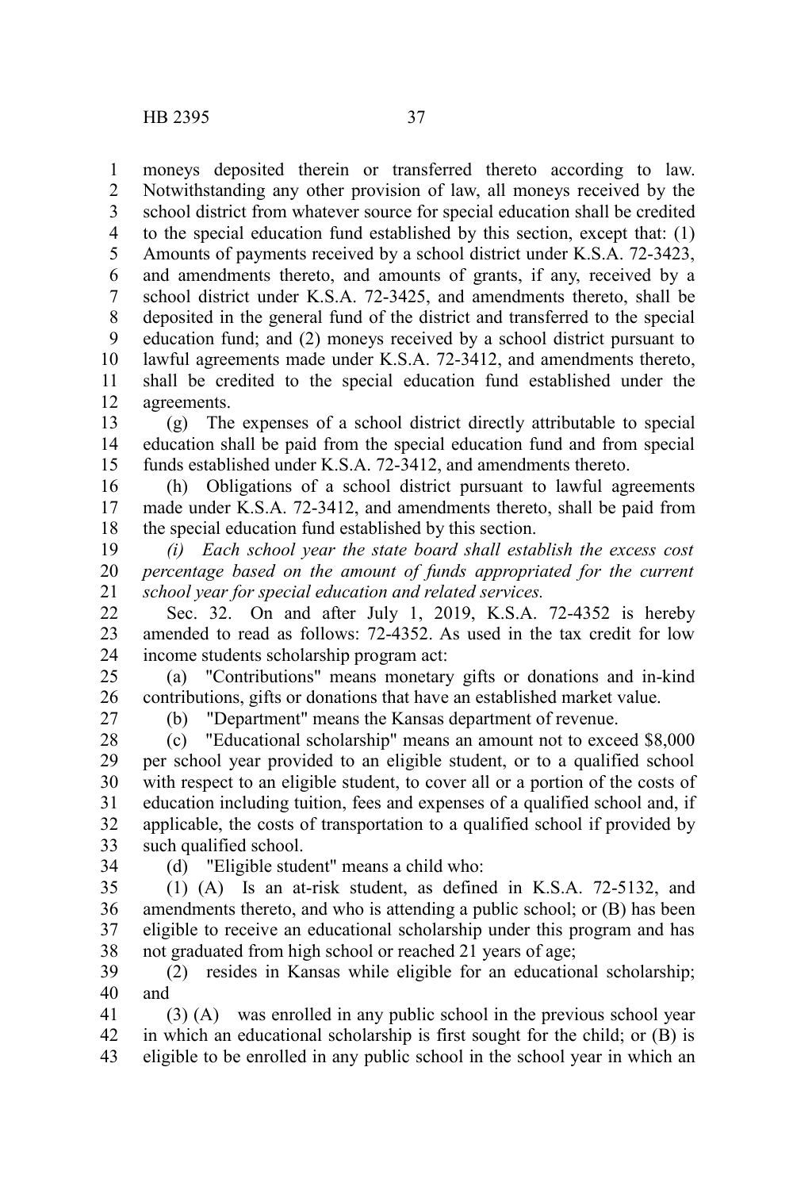moneys deposited therein or transferred thereto according to law. Notwithstanding any other provision of law, all moneys received by the school district from whatever source for special education shall be credited to the special education fund established by this section, except that: (1) Amounts of payments received by a school district under K.S.A. 72-3423, and amendments thereto, and amounts of grants, if any, received by a school district under K.S.A. 72-3425, and amendments thereto, shall be deposited in the general fund of the district and transferred to the special education fund; and (2) moneys received by a school district pursuant to lawful agreements made under K.S.A. 72-3412, and amendments thereto, shall be credited to the special education fund established under the agreements.

(g) The expenses of a school district directly attributable to special education shall be paid from the special education fund and from special funds established under K.S.A. 72-3412, and amendments thereto.

(h) Obligations of a school district pursuant to lawful agreements made under K.S.A. 72-3412, and amendments thereto, shall be paid from the special education fund established by this section.

*(i) Each school year the state board shall establish the excess cost percentage based on the amount of funds appropriated for the current school year for special education and related services.*

Sec. 32. On and after July 1, 2019, K.S.A. 72-4352 is hereby amended to read as follows: 72-4352. As used in the tax credit for low income students scholarship program act:

(a) "Contributions" means monetary gifts or donations and in-kind contributions, gifts or donations that have an established market value.

(b) "Department" means the Kansas department of revenue.

(c) "Educational scholarship" means an amount not to exceed $8,000 per school year provided to an eligible student, or to a qualified school with respect to an eligible student, to cover all or a portion of the costs of education including tuition, fees and expenses of a qualified school and, if applicable, the costs of transportation to a qualified school if provided by such qualified school.

(d) "Eligible student" means a child who:

(1) (A) Is an at-risk student, as defined in K.S.A. 72-5132, and amendments thereto, and who is attending a public school; or (B) has been eligible to receive an educational scholarship under this program and has not graduated from high school or reached 21 years of age;

(2) resides in Kansas while eligible for an educational scholarship; and

(3) (A) was enrolled in any public school in the previous school year in which an educational scholarship is first sought for the child; or (B) is eligible to be enrolled in any public school in the school year in which an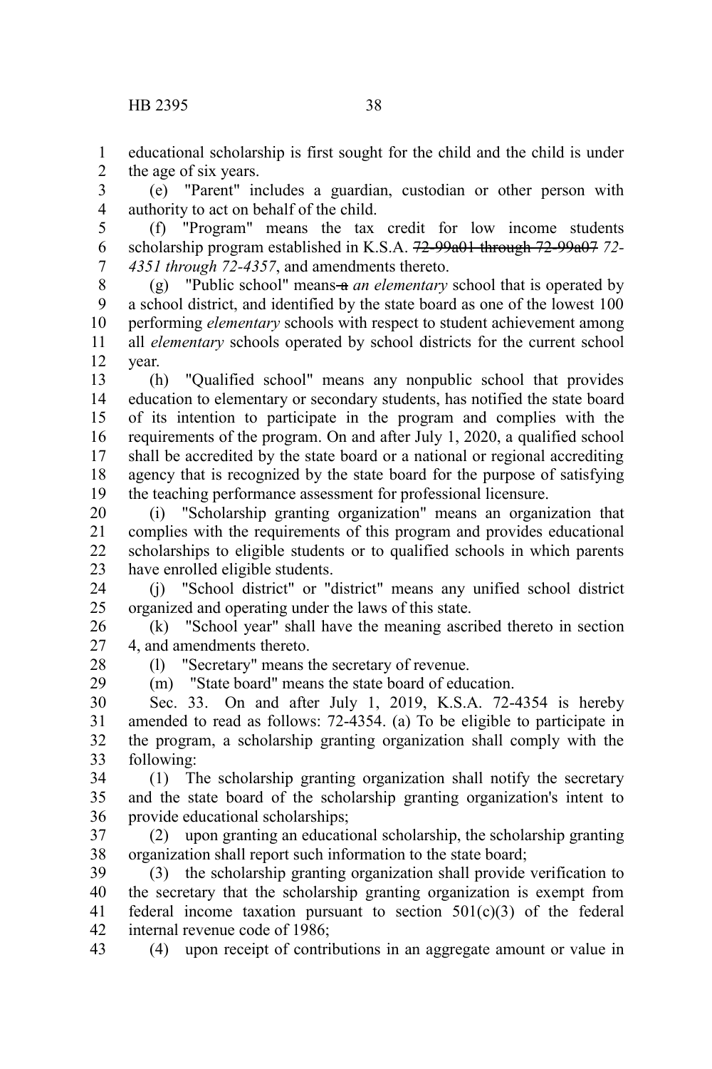educational scholarship is first sought for the child and the child is under the age of six years.

(e) "Parent" includes a guardian, custodian or other person with authority to act on behalf of the child.

(f) "Program" means the tax credit for low income students scholarship program established in K.S.A. ~~72-99a01 through 72-99a07~~ *72-4351 through 72-4357*, and amendments thereto.

(g) "Public school" means ~~a~~ *an elementary* school that is operated by a school district, and identified by the state board as one of the lowest 100 performing *elementary* schools with respect to student achievement among all *elementary* schools operated by school districts for the current school year.

(h) "Qualified school" means any nonpublic school that provides education to elementary or secondary students, has notified the state board of its intention to participate in the program and complies with the requirements of the program. On and after July 1, 2020, a qualified school shall be accredited by the state board or a national or regional accrediting agency that is recognized by the state board for the purpose of satisfying the teaching performance assessment for professional licensure.

(i) "Scholarship granting organization" means an organization that complies with the requirements of this program and provides educational scholarships to eligible students or to qualified schools in which parents have enrolled eligible students.

(j) "School district" or "district" means any unified school district organized and operating under the laws of this state.

(k) "School year" shall have the meaning ascribed thereto in section 4, and amendments thereto.

(l) "Secretary" means the secretary of revenue.

(m) "State board" means the state board of education.

Sec. 33. On and after July 1, 2019, K.S.A. 72-4354 is hereby amended to read as follows: 72-4354. (a) To be eligible to participate in the program, a scholarship granting organization shall comply with the following:

(1) The scholarship granting organization shall notify the secretary and the state board of the scholarship granting organization's intent to provide educational scholarships;

(2) upon granting an educational scholarship, the scholarship granting organization shall report such information to the state board;

(3) the scholarship granting organization shall provide verification to the secretary that the scholarship granting organization is exempt from federal income taxation pursuant to section 501(c)(3) of the federal internal revenue code of 1986;

(4) upon receipt of contributions in an aggregate amount or value in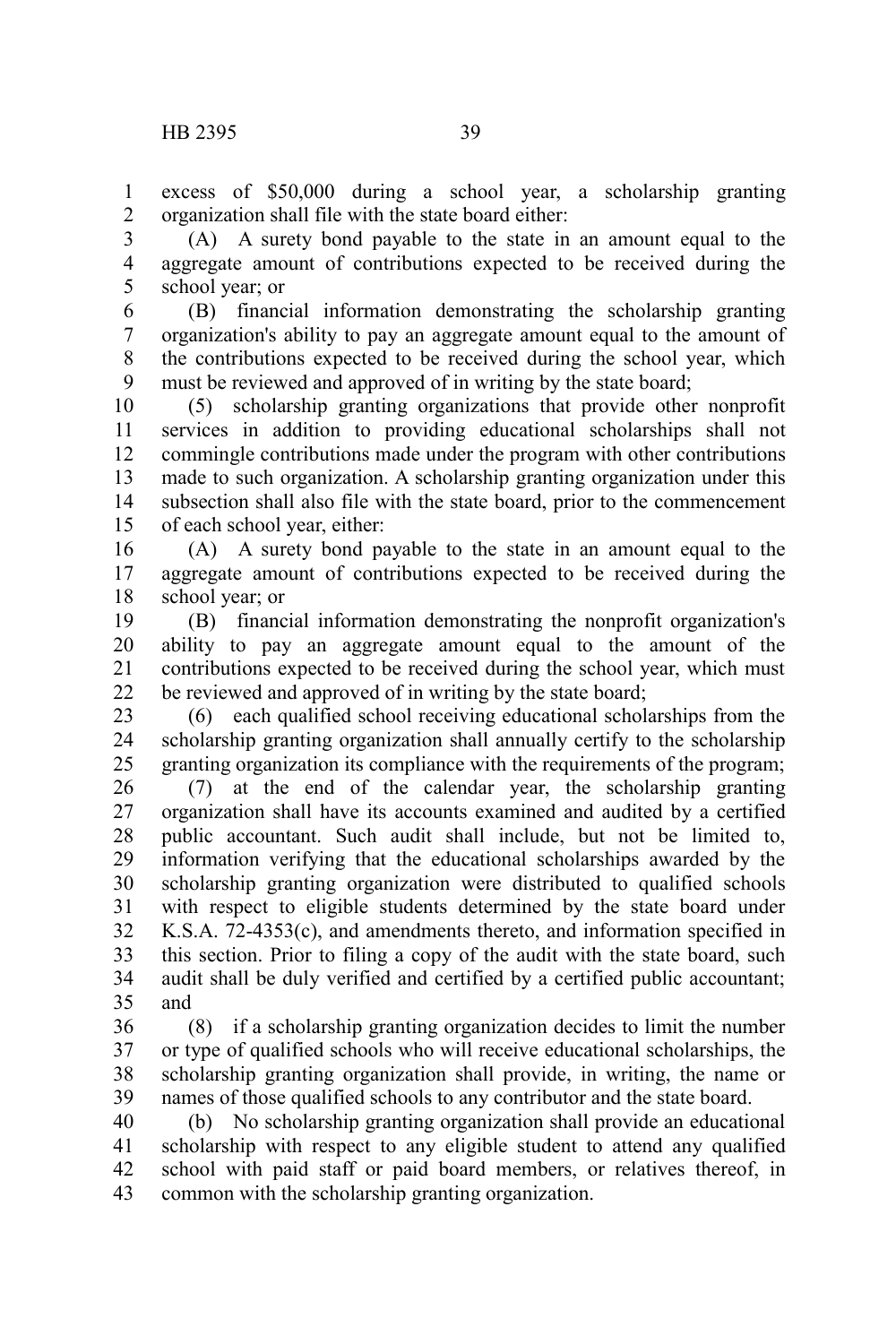excess of $50,000 during a school year, a scholarship granting organization shall file with the state board either:

(A) A surety bond payable to the state in an amount equal to the aggregate amount of contributions expected to be received during the school year; or

(B) financial information demonstrating the scholarship granting organization's ability to pay an aggregate amount equal to the amount of the contributions expected to be received during the school year, which must be reviewed and approved of in writing by the state board;

(5) scholarship granting organizations that provide other nonprofit services in addition to providing educational scholarships shall not commingle contributions made under the program with other contributions made to such organization. A scholarship granting organization under this subsection shall also file with the state board, prior to the commencement of each school year, either:

(A) A surety bond payable to the state in an amount equal to the aggregate amount of contributions expected to be received during the school year; or

(B) financial information demonstrating the nonprofit organization's ability to pay an aggregate amount equal to the amount of the contributions expected to be received during the school year, which must be reviewed and approved of in writing by the state board;

(6) each qualified school receiving educational scholarships from the scholarship granting organization shall annually certify to the scholarship granting organization its compliance with the requirements of the program;

(7) at the end of the calendar year, the scholarship granting organization shall have its accounts examined and audited by a certified public accountant. Such audit shall include, but not be limited to, information verifying that the educational scholarships awarded by the scholarship granting organization were distributed to qualified schools with respect to eligible students determined by the state board under K.S.A. 72-4353(c), and amendments thereto, and information specified in this section. Prior to filing a copy of the audit with the state board, such audit shall be duly verified and certified by a certified public accountant; and

(8) if a scholarship granting organization decides to limit the number or type of qualified schools who will receive educational scholarships, the scholarship granting organization shall provide, in writing, the name or names of those qualified schools to any contributor and the state board.

(b) No scholarship granting organization shall provide an educational scholarship with respect to any eligible student to attend any qualified school with paid staff or paid board members, or relatives thereof, in common with the scholarship granting organization.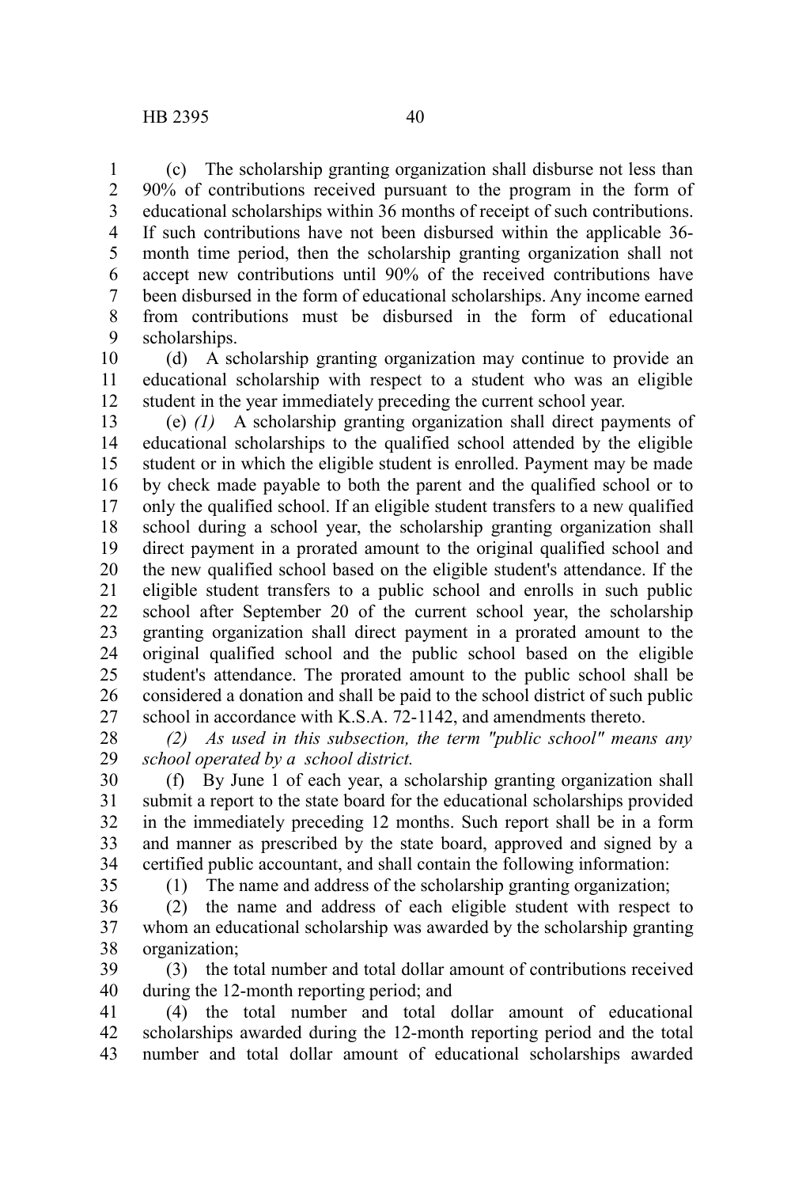(c) The scholarship granting organization shall disburse not less than 90% of contributions received pursuant to the program in the form of educational scholarships within 36 months of receipt of such contributions. If such contributions have not been disbursed within the applicable 36-month time period, then the scholarship granting organization shall not accept new contributions until 90% of the received contributions have been disbursed in the form of educational scholarships. Any income earned from contributions must be disbursed in the form of educational scholarships.

(d) A scholarship granting organization may continue to provide an educational scholarship with respect to a student who was an eligible student in the year immediately preceding the current school year.

(e) *(1)* A scholarship granting organization shall direct payments of educational scholarships to the qualified school attended by the eligible student or in which the eligible student is enrolled. Payment may be made by check made payable to both the parent and the qualified school or to only the qualified school. If an eligible student transfers to a new qualified school during a school year, the scholarship granting organization shall direct payment in a prorated amount to the original qualified school and the new qualified school based on the eligible student's attendance. If the eligible student transfers to a public school and enrolls in such public school after September 20 of the current school year, the scholarship granting organization shall direct payment in a prorated amount to the original qualified school and the public school based on the eligible student's attendance. The prorated amount to the public school shall be considered a donation and shall be paid to the school district of such public school in accordance with K.S.A. 72-1142, and amendments thereto.

*(2) As used in this subsection, the term "public school" means any school operated by a school district.*

(f) By June 1 of each year, a scholarship granting organization shall submit a report to the state board for the educational scholarships provided in the immediately preceding 12 months. Such report shall be in a form and manner as prescribed by the state board, approved and signed by a certified public accountant, and shall contain the following information:

(1) The name and address of the scholarship granting organization;

(2) the name and address of each eligible student with respect to whom an educational scholarship was awarded by the scholarship granting organization;

(3) the total number and total dollar amount of contributions received during the 12-month reporting period; and

(4) the total number and total dollar amount of educational scholarships awarded during the 12-month reporting period and the total number and total dollar amount of educational scholarships awarded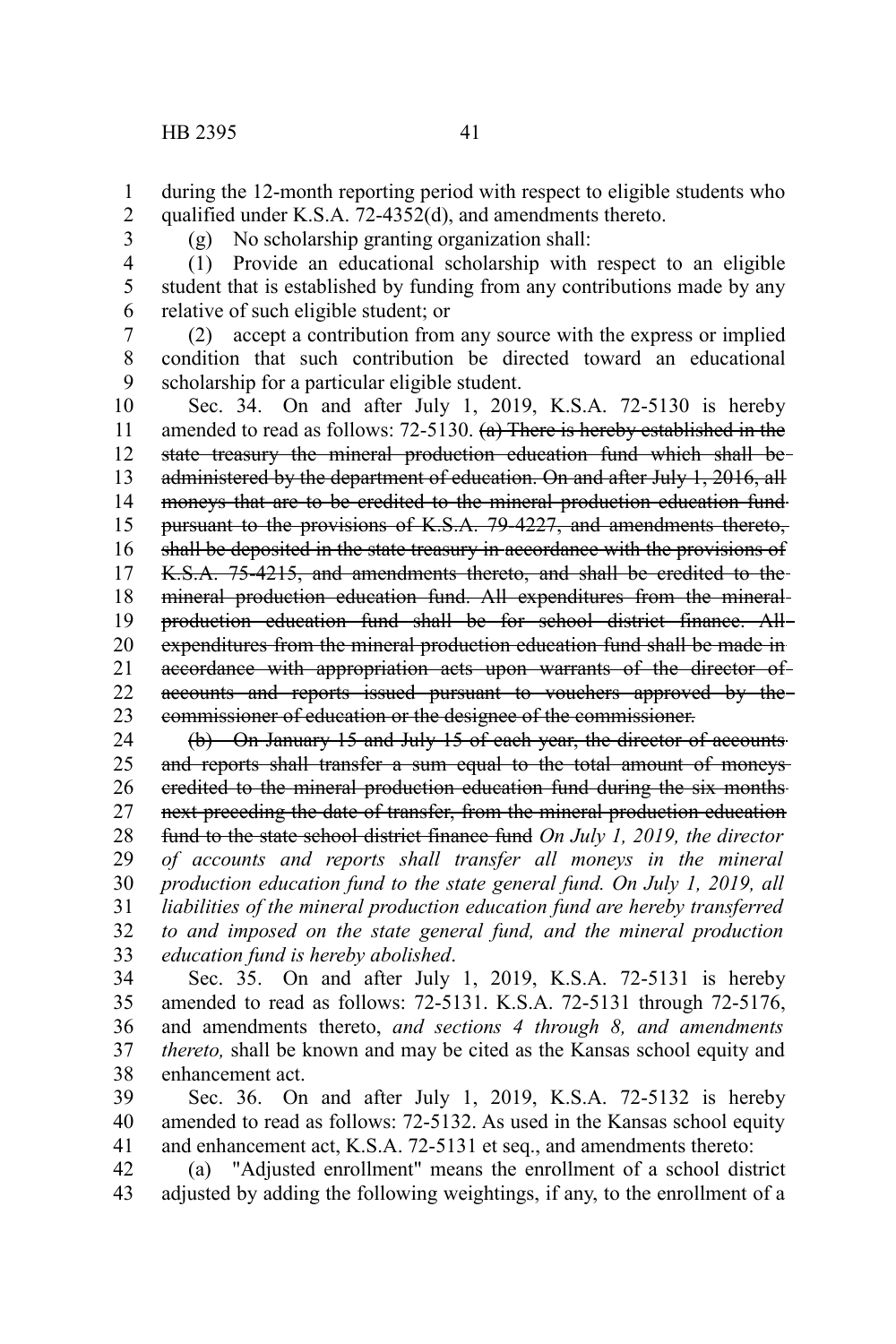during the 12-month reporting period with respect to eligible students who qualified under K.S.A. 72-4352(d), and amendments thereto.

(g) No scholarship granting organization shall:

(1) Provide an educational scholarship with respect to an eligible student that is established by funding from any contributions made by any relative of such eligible student; or

(2) accept a contribution from any source with the express or implied condition that such contribution be directed toward an educational scholarship for a particular eligible student.

Sec. 34. On and after July 1, 2019, K.S.A. 72-5130 is hereby amended to read as follows: 72-5130. ~~(a) There is hereby established in the state treasury the mineral production education fund which shall be administered by the department of education. On and after July 1, 2016, all moneys that are to be credited to the mineral production education fund pursuant to the provisions of K.S.A. 79-4227, and amendments thereto, shall be deposited in the state treasury in accordance with the provisions of K.S.A. 75-4215, and amendments thereto, and shall be credited to the mineral production education fund. All expenditures from the mineral production education fund shall be for school district finance. All expenditures from the mineral production education fund shall be made in accordance with appropriation acts upon warrants of the director of accounts and reports issued pursuant to vouchers approved by the commissioner of education or the designee of the commissioner.~~

~~(b) On January 15 and July 15 of each year, the director of accounts and reports shall transfer a sum equal to the total amount of moneys credited to the mineral production education fund during the six months next preceding the date of transfer, from the mineral production education fund to the state school district finance fund~~ *On July 1, 2019, the director of accounts and reports shall transfer all moneys in the mineral production education fund to the state general fund. On July 1, 2019, all liabilities of the mineral production education fund are hereby transferred to and imposed on the state general fund, and the mineral production education fund is hereby abolished*.

Sec. 35. On and after July 1, 2019, K.S.A. 72-5131 is hereby amended to read as follows: 72-5131. K.S.A. 72-5131 through 72-5176, and amendments thereto, *and sections 4 through 8, and amendments thereto,* shall be known and may be cited as the Kansas school equity and enhancement act.

Sec. 36. On and after July 1, 2019, K.S.A. 72-5132 is hereby amended to read as follows: 72-5132. As used in the Kansas school equity and enhancement act, K.S.A. 72-5131 et seq., and amendments thereto:

(a) "Adjusted enrollment" means the enrollment of a school district adjusted by adding the following weightings, if any, to the enrollment of a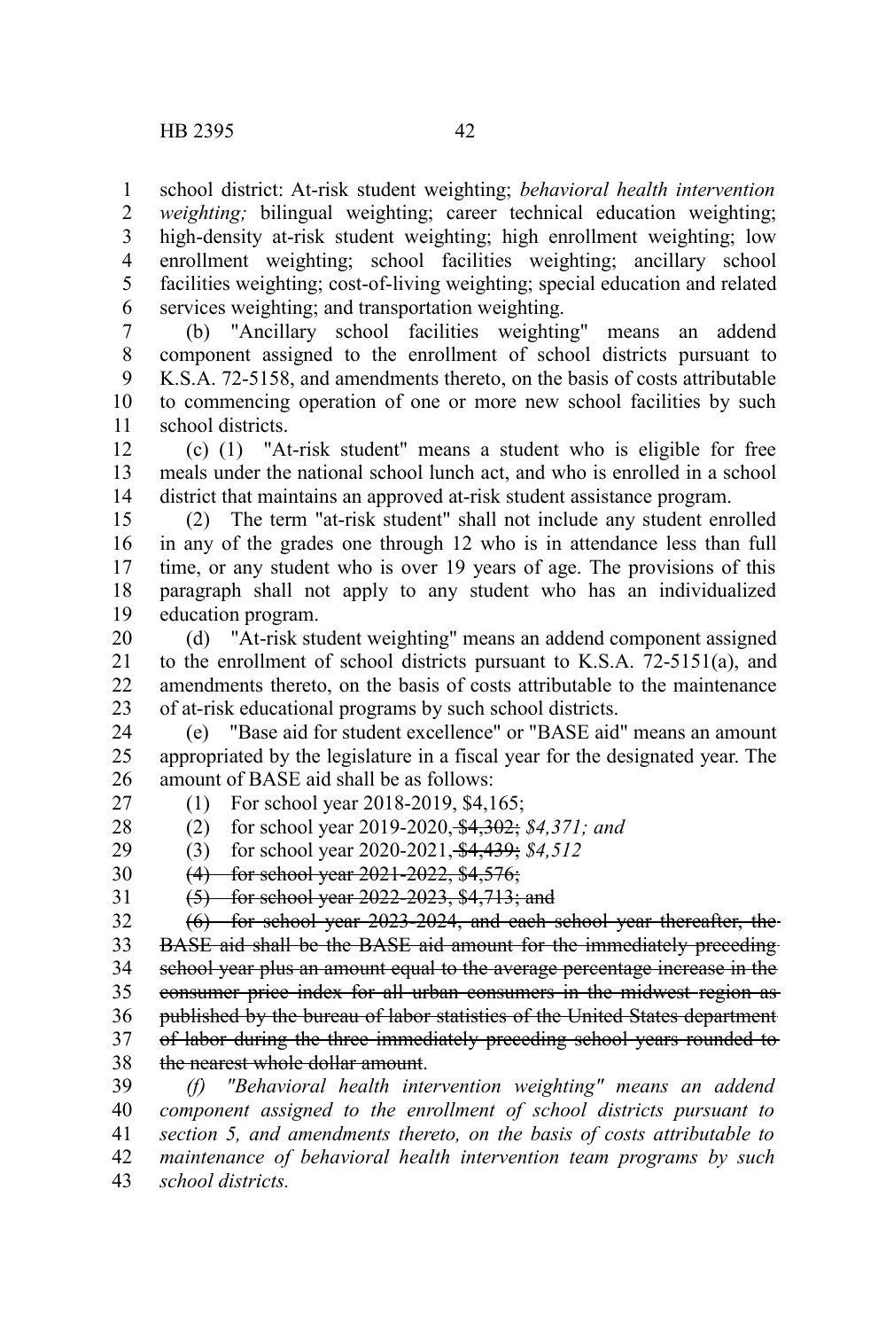school district: At-risk student weighting; *behavioral health intervention weighting;* bilingual weighting; career technical education weighting; high-density at-risk student weighting; high enrollment weighting; low enrollment weighting; school facilities weighting; ancillary school facilities weighting; cost-of-living weighting; special education and related services weighting; and transportation weighting.

(b) "Ancillary school facilities weighting" means an addend component assigned to the enrollment of school districts pursuant to K.S.A. 72-5158, and amendments thereto, on the basis of costs attributable to commencing operation of one or more new school facilities by such school districts.

(c) (1) "At-risk student" means a student who is eligible for free meals under the national school lunch act, and who is enrolled in a school district that maintains an approved at-risk student assistance program.

(2) The term "at-risk student" shall not include any student enrolled in any of the grades one through 12 who is in attendance less than full time, or any student who is over 19 years of age. The provisions of this paragraph shall not apply to any student who has an individualized education program.

(d) "At-risk student weighting" means an addend component assigned to the enrollment of school districts pursuant to K.S.A. 72-5151(a), and amendments thereto, on the basis of costs attributable to the maintenance of at-risk educational programs by such school districts.

(e) "Base aid for student excellence" or "BASE aid" means an amount appropriated by the legislature in a fiscal year for the designated year. The amount of BASE aid shall be as follows:

(1) For school year 2018-2019, $4,165;

(2) for school year 2019-2020~~, $4,302;~~ *$4,371; and*

(3) for school year 2020-2021~~, $4,439;~~ *$4,512*

~~(4) for school year 2021-2022, $4,576;~~

~~(5) for school year 2022-2023, $4,713; and~~

~~(6) for school year 2023-2024, and each school year thereafter, the BASE aid shall be the BASE aid amount for the immediately preceding school year plus an amount equal to the average percentage increase in the consumer price index for all urban consumers in the midwest region as published by the bureau of labor statistics of the United States department of labor during the three immediately preceding school years rounded to the nearest whole dollar amount~~.

*(f) "Behavioral health intervention weighting" means an addend component assigned to the enrollment of school districts pursuant to section 5, and amendments thereto, on the basis of costs attributable to maintenance of behavioral health intervention team programs by such school districts.*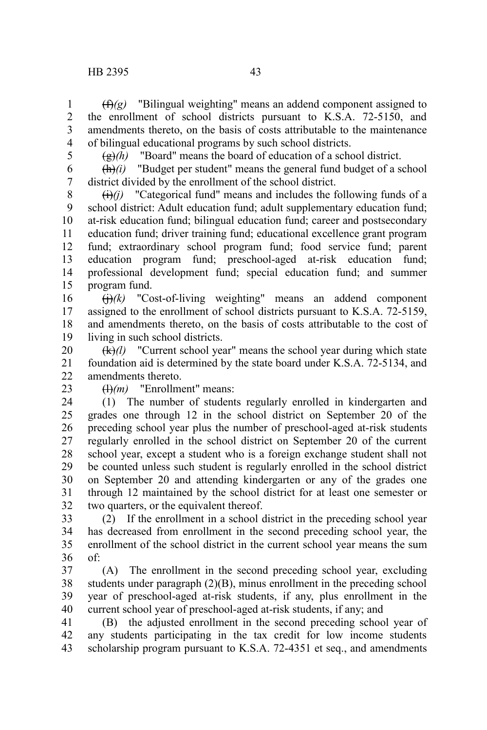~~(f)~~*(g)* "Bilingual weighting" means an addend component assigned to the enrollment of school districts pursuant to K.S.A. 72-5150, and amendments thereto, on the basis of costs attributable to the maintenance of bilingual educational programs by such school districts.

~~(g)~~*(h)* "Board" means the board of education of a school district.

~~(h)~~*(i)* "Budget per student" means the general fund budget of a school district divided by the enrollment of the school district.

~~(i)~~*(j)* "Categorical fund" means and includes the following funds of a school district: Adult education fund; adult supplementary education fund; at-risk education fund; bilingual education fund; career and postsecondary education fund; driver training fund; educational excellence grant program fund; extraordinary school program fund; food service fund; parent education program fund; preschool-aged at-risk education fund; professional development fund; special education fund; and summer program fund.

~~(j)~~*(k)* "Cost-of-living weighting" means an addend component assigned to the enrollment of school districts pursuant to K.S.A. 72-5159, and amendments thereto, on the basis of costs attributable to the cost of living in such school districts.

~~(k)~~*(l)* "Current school year" means the school year during which state foundation aid is determined by the state board under K.S.A. 72-5134, and amendments thereto.

~~(l)~~*(m)* "Enrollment" means:

(1) The number of students regularly enrolled in kindergarten and grades one through 12 in the school district on September 20 of the preceding school year plus the number of preschool-aged at-risk students regularly enrolled in the school district on September 20 of the current school year, except a student who is a foreign exchange student shall not be counted unless such student is regularly enrolled in the school district on September 20 and attending kindergarten or any of the grades one through 12 maintained by the school district for at least one semester or two quarters, or the equivalent thereof.

(2) If the enrollment in a school district in the preceding school year has decreased from enrollment in the second preceding school year, the enrollment of the school district in the current school year means the sum of:

(A) The enrollment in the second preceding school year, excluding students under paragraph (2)(B), minus enrollment in the preceding school year of preschool-aged at-risk students, if any, plus enrollment in the current school year of preschool-aged at-risk students, if any; and

(B) the adjusted enrollment in the second preceding school year of any students participating in the tax credit for low income students scholarship program pursuant to K.S.A. 72-4351 et seq., and amendments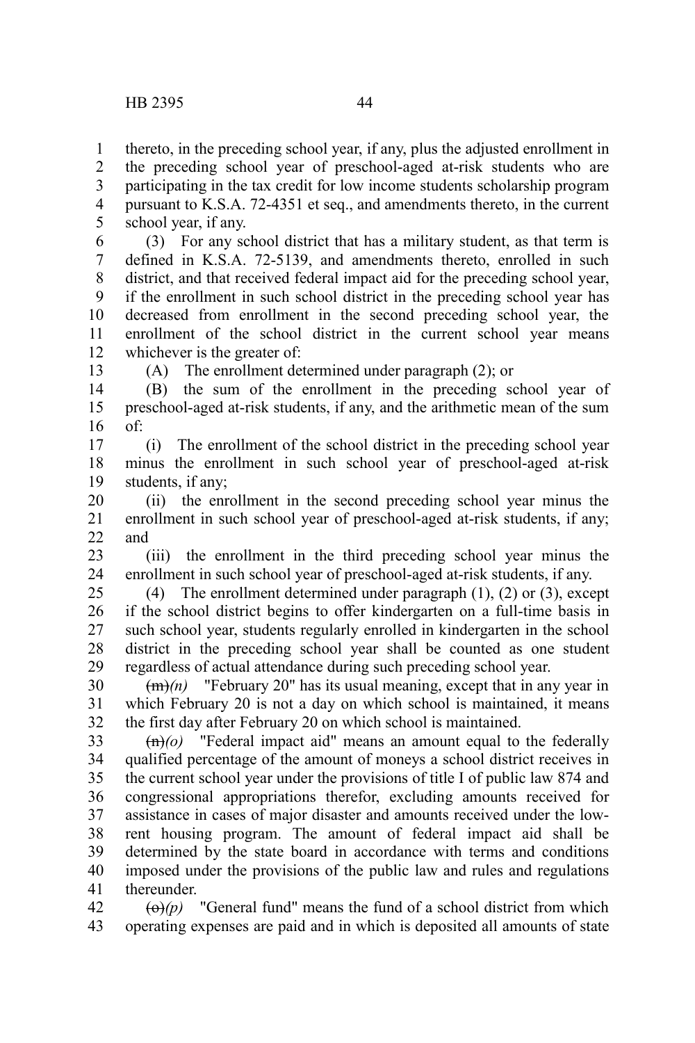thereto, in the preceding school year, if any, plus the adjusted enrollment in the preceding school year of preschool-aged at-risk students who are participating in the tax credit for low income students scholarship program pursuant to K.S.A. 72-4351 et seq., and amendments thereto, in the current school year, if any.

(3) For any school district that has a military student, as that term is defined in K.S.A. 72-5139, and amendments thereto, enrolled in such district, and that received federal impact aid for the preceding school year, if the enrollment in such school district in the preceding school year has decreased from enrollment in the second preceding school year, the enrollment of the school district in the current school year means whichever is the greater of:

(A) The enrollment determined under paragraph (2); or

(B) the sum of the enrollment in the preceding school year of preschool-aged at-risk students, if any, and the arithmetic mean of the sum of:

(i) The enrollment of the school district in the preceding school year minus the enrollment in such school year of preschool-aged at-risk students, if any;

(ii) the enrollment in the second preceding school year minus the enrollment in such school year of preschool-aged at-risk students, if any; and

(iii) the enrollment in the third preceding school year minus the enrollment in such school year of preschool-aged at-risk students, if any.

(4) The enrollment determined under paragraph (1), (2) or (3), except if the school district begins to offer kindergarten on a full-time basis in such school year, students regularly enrolled in kindergarten in the school district in the preceding school year shall be counted as one student regardless of actual attendance during such preceding school year.

~~(m)~~*(n)* "February 20" has its usual meaning, except that in any year in which February 20 is not a day on which school is maintained, it means the first day after February 20 on which school is maintained.

~~(n)~~*(o)* "Federal impact aid" means an amount equal to the federally qualified percentage of the amount of moneys a school district receives in the current school year under the provisions of title I of public law 874 and congressional appropriations therefor, excluding amounts received for assistance in cases of major disaster and amounts received under the low-rent housing program. The amount of federal impact aid shall be determined by the state board in accordance with terms and conditions imposed under the provisions of the public law and rules and regulations thereunder.

~~(o)~~*(p)* "General fund" means the fund of a school district from which operating expenses are paid and in which is deposited all amounts of state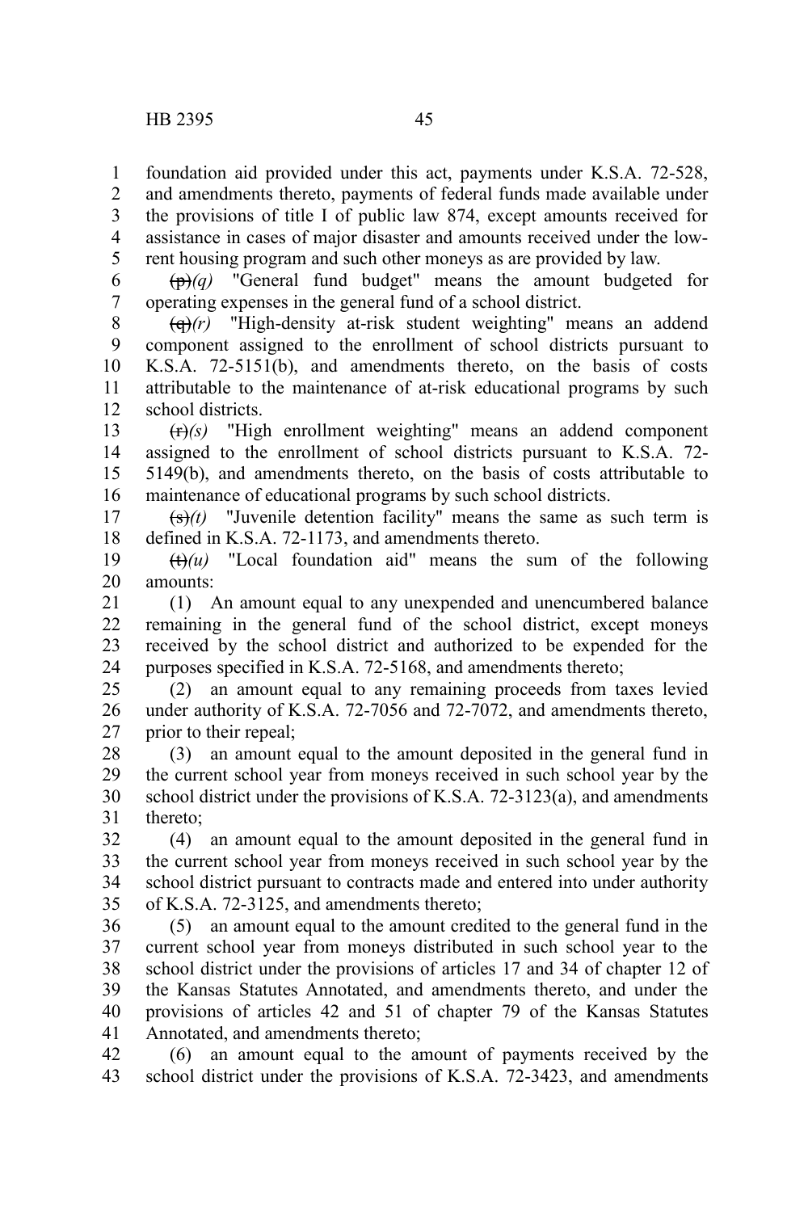foundation aid provided under this act, payments under K.S.A. 72-528, and amendments thereto, payments of federal funds made available under the provisions of title I of public law 874, except amounts received for assistance in cases of major disaster and amounts received under the low-rent housing program and such other moneys as are provided by law.

~~(p)~~*(q)* "General fund budget" means the amount budgeted for operating expenses in the general fund of a school district.

~~(q)~~*(r)* "High-density at-risk student weighting" means an addend component assigned to the enrollment of school districts pursuant to K.S.A. 72-5151(b), and amendments thereto, on the basis of costs attributable to the maintenance of at-risk educational programs by such school districts.

~~(r)~~*(s)* "High enrollment weighting" means an addend component assigned to the enrollment of school districts pursuant to K.S.A. 72-5149(b), and amendments thereto, on the basis of costs attributable to maintenance of educational programs by such school districts.

~~(s)~~*(t)* "Juvenile detention facility" means the same as such term is defined in K.S.A. 72-1173, and amendments thereto.

~~(t)~~*(u)* "Local foundation aid" means the sum of the following amounts:

(1) An amount equal to any unexpended and unencumbered balance remaining in the general fund of the school district, except moneys received by the school district and authorized to be expended for the purposes specified in K.S.A. 72-5168, and amendments thereto;

(2) an amount equal to any remaining proceeds from taxes levied under authority of K.S.A. 72-7056 and 72-7072, and amendments thereto, prior to their repeal;

(3) an amount equal to the amount deposited in the general fund in the current school year from moneys received in such school year by the school district under the provisions of K.S.A. 72-3123(a), and amendments thereto;

(4) an amount equal to the amount deposited in the general fund in the current school year from moneys received in such school year by the school district pursuant to contracts made and entered into under authority of K.S.A. 72-3125, and amendments thereto;

(5) an amount equal to the amount credited to the general fund in the current school year from moneys distributed in such school year to the school district under the provisions of articles 17 and 34 of chapter 12 of the Kansas Statutes Annotated, and amendments thereto, and under the provisions of articles 42 and 51 of chapter 79 of the Kansas Statutes Annotated, and amendments thereto;

(6) an amount equal to the amount of payments received by the school district under the provisions of K.S.A. 72-3423, and amendments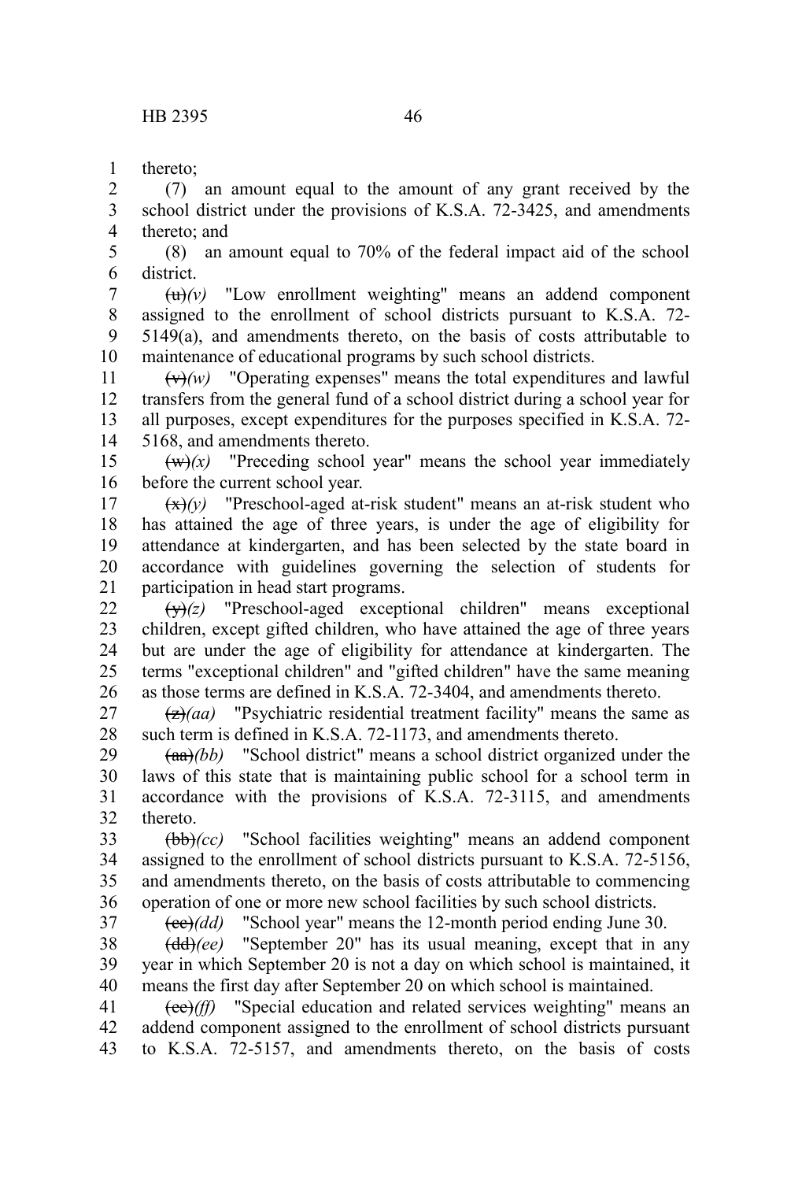thereto;

(7) an amount equal to the amount of any grant received by the school district under the provisions of K.S.A. 72-3425, and amendments thereto; and

(8) an amount equal to 70% of the federal impact aid of the school district.

~~(u)~~*(v)* "Low enrollment weighting" means an addend component assigned to the enrollment of school districts pursuant to K.S.A. 72-5149(a), and amendments thereto, on the basis of costs attributable to maintenance of educational programs by such school districts.

~~(v)~~*(w)* "Operating expenses" means the total expenditures and lawful transfers from the general fund of a school district during a school year for all purposes, except expenditures for the purposes specified in K.S.A. 72-5168, and amendments thereto.

~~(w)~~*(x)* "Preceding school year" means the school year immediately before the current school year.

~~(x)~~*(y)* "Preschool-aged at-risk student" means an at-risk student who has attained the age of three years, is under the age of eligibility for attendance at kindergarten, and has been selected by the state board in accordance with guidelines governing the selection of students for participation in head start programs.

~~(y)~~*(z)* "Preschool-aged exceptional children" means exceptional children, except gifted children, who have attained the age of three years but are under the age of eligibility for attendance at kindergarten. The terms "exceptional children" and "gifted children" have the same meaning as those terms are defined in K.S.A. 72-3404, and amendments thereto.

~~(z)~~*(aa)* "Psychiatric residential treatment facility" means the same as such term is defined in K.S.A. 72-1173, and amendments thereto.

~~(aa)~~*(bb)* "School district" means a school district organized under the laws of this state that is maintaining public school for a school term in accordance with the provisions of K.S.A. 72-3115, and amendments thereto.

~~(bb)~~*(cc)* "School facilities weighting" means an addend component assigned to the enrollment of school districts pursuant to K.S.A. 72-5156, and amendments thereto, on the basis of costs attributable to commencing operation of one or more new school facilities by such school districts.

~~(cc)~~*(dd)* "School year" means the 12-month period ending June 30.

~~(dd)~~*(ee)* "September 20" has its usual meaning, except that in any year in which September 20 is not a day on which school is maintained, it means the first day after September 20 on which school is maintained.

~~(ee)~~*(ff)* "Special education and related services weighting" means an addend component assigned to the enrollment of school districts pursuant to K.S.A. 72-5157, and amendments thereto, on the basis of costs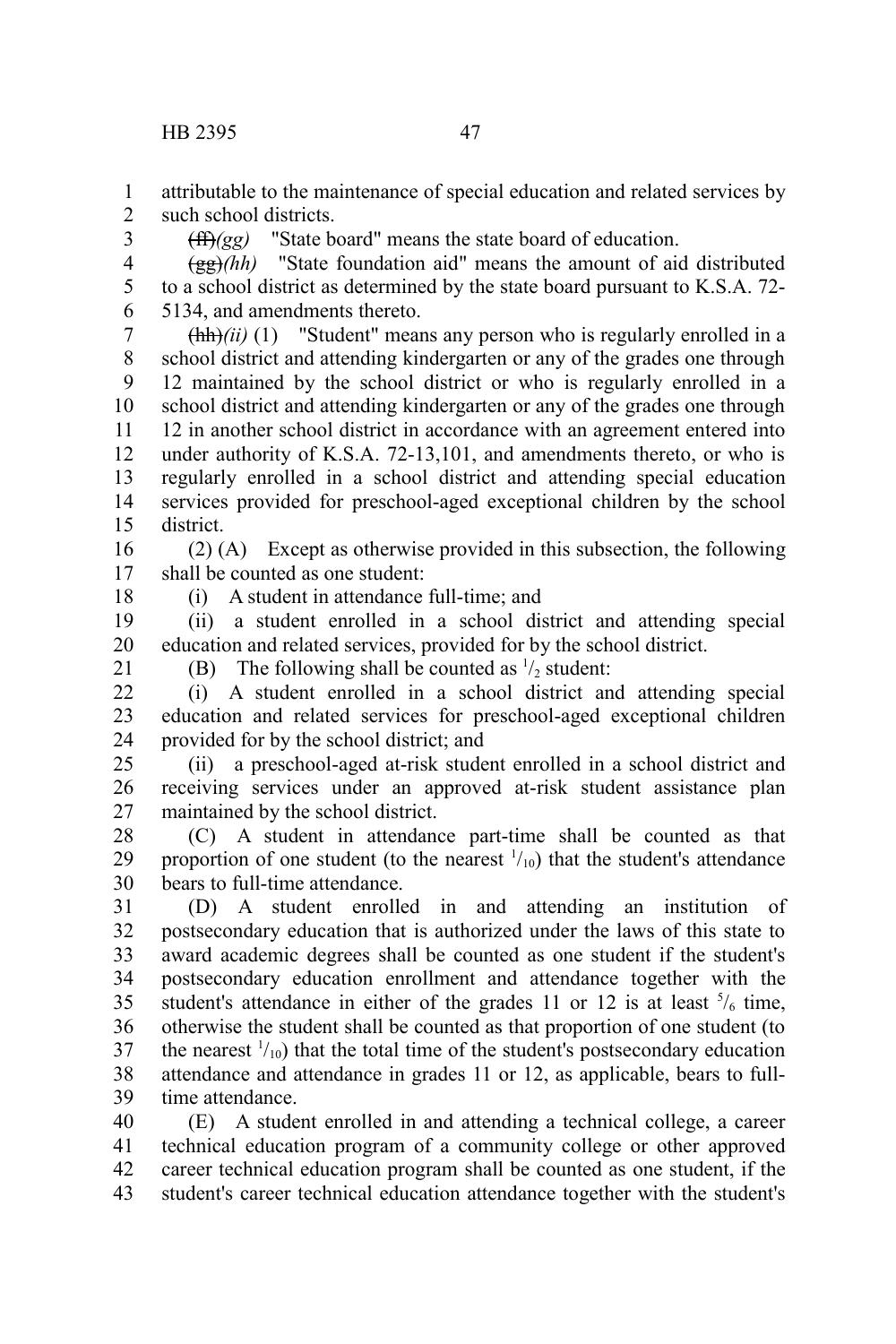attributable to the maintenance of special education and related services by such school districts.

~~(ff)~~*(gg)* "State board" means the state board of education.

~~(gg)~~*(hh)* "State foundation aid" means the amount of aid distributed to a school district as determined by the state board pursuant to K.S.A. 72-5134, and amendments thereto.

~~(hh)~~*(ii)* (1) "Student" means any person who is regularly enrolled in a school district and attending kindergarten or any of the grades one through 12 maintained by the school district or who is regularly enrolled in a school district and attending kindergarten or any of the grades one through 12 in another school district in accordance with an agreement entered into under authority of K.S.A. 72-13,101, and amendments thereto, or who is regularly enrolled in a school district and attending special education services provided for preschool-aged exceptional children by the school district.

(2) (A) Except as otherwise provided in this subsection, the following shall be counted as one student:

(i) A student in attendance full-time; and

(ii) a student enrolled in a school district and attending special education and related services, provided for by the school district.

(B) The following shall be counted as $^1/_2$ student:

(i) A student enrolled in a school district and attending special education and related services for preschool-aged exceptional children provided for by the school district; and

(ii) a preschool-aged at-risk student enrolled in a school district and receiving services under an approved at-risk student assistance plan maintained by the school district.

(C) A student in attendance part-time shall be counted as that proportion of one student (to the nearest $^1/_{10}$) that the student's attendance bears to full-time attendance.

(D) A student enrolled in and attending an institution of postsecondary education that is authorized under the laws of this state to award academic degrees shall be counted as one student if the student's postsecondary education enrollment and attendance together with the student's attendance in either of the grades 11 or 12 is at least $^5/_6$ time, otherwise the student shall be counted as that proportion of one student (to the nearest $^1/_{10}$) that the total time of the student's postsecondary education attendance and attendance in grades 11 or 12, as applicable, bears to full-time attendance.

(E) A student enrolled in and attending a technical college, a career technical education program of a community college or other approved career technical education program shall be counted as one student, if the student's career technical education attendance together with the student's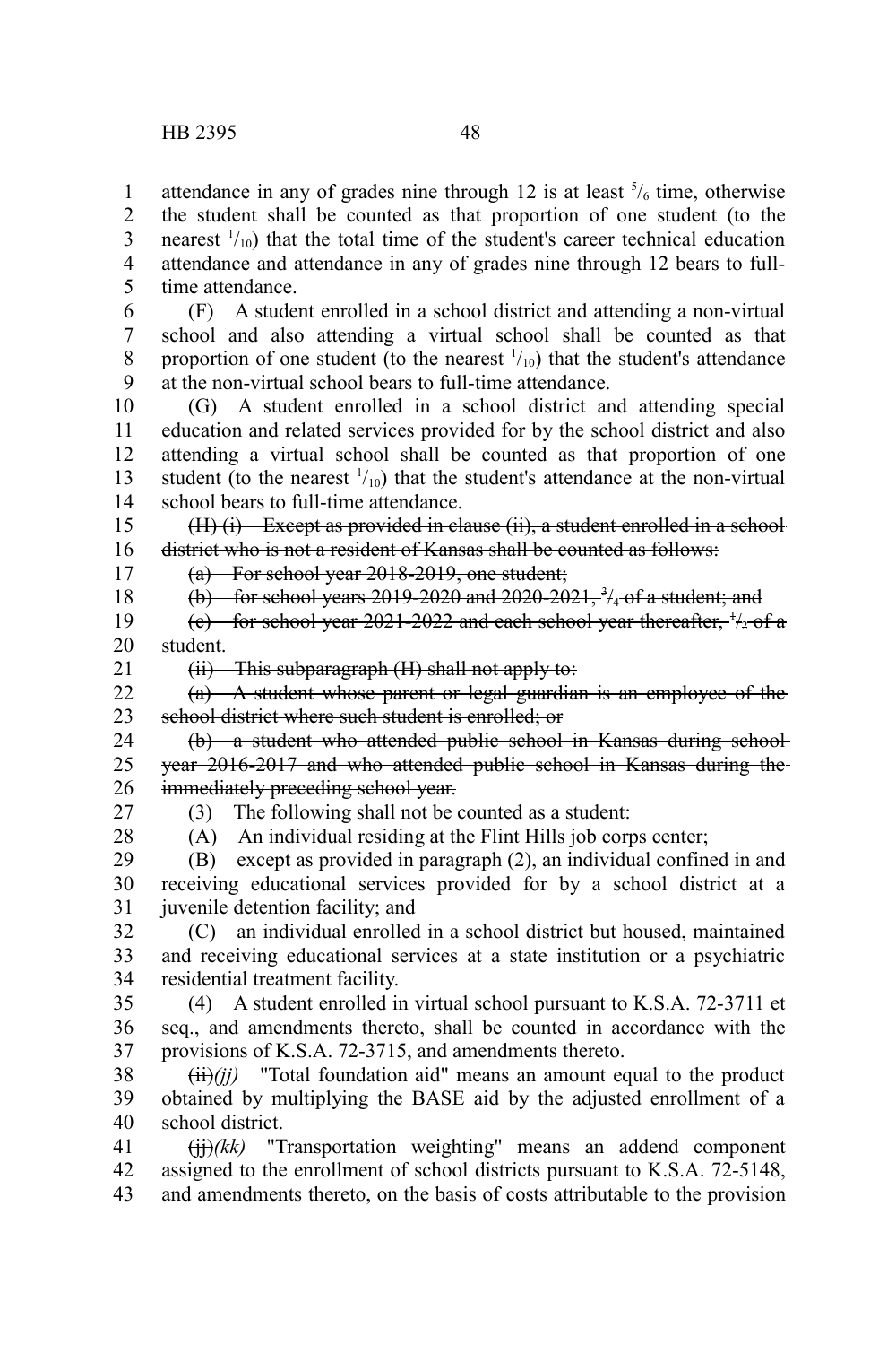attendance in any of grades nine through 12 is at least $^5/_6$ time, otherwise the student shall be counted as that proportion of one student (to the nearest $^1/_{10}$) that the total time of the student's career technical education attendance and attendance in any of grades nine through 12 bears to full-time attendance.

(F) A student enrolled in a school district and attending a non-virtual school and also attending a virtual school shall be counted as that proportion of one student (to the nearest $^1/_{10}$) that the student's attendance at the non-virtual school bears to full-time attendance.

(G) A student enrolled in a school district and attending special education and related services provided for by the school district and also attending a virtual school shall be counted as that proportion of one student (to the nearest $^1/_{10}$) that the student's attendance at the non-virtual school bears to full-time attendance.

~~(H) (i) Except as provided in clause (ii), a student enrolled in a school district who is not a resident of Kansas shall be counted as follows:~~

~~(a) For school year 2018-2019, one student;~~

~~(b) for school years 2019-2020 and 2020-2021, $^3/_4$ of a student; and~~

~~(c) for school year 2021-2022 and each school year thereafter, $^1/_2$ of a student.~~

~~(ii) This subparagraph (H) shall not apply to:~~

~~(a) A student whose parent or legal guardian is an employee of the school district where such student is enrolled; or~~

~~(b) a student who attended public school in Kansas during school year 2016-2017 and who attended public school in Kansas during the immediately preceding school year.~~

(3) The following shall not be counted as a student:

(A) An individual residing at the Flint Hills job corps center;

(B) except as provided in paragraph (2), an individual confined in and receiving educational services provided for by a school district at a juvenile detention facility; and

(C) an individual enrolled in a school district but housed, maintained and receiving educational services at a state institution or a psychiatric residential treatment facility.

(4) A student enrolled in virtual school pursuant to K.S.A. 72-3711 et seq., and amendments thereto, shall be counted in accordance with the provisions of K.S.A. 72-3715, and amendments thereto.

~~(ii)~~*(jj)* "Total foundation aid" means an amount equal to the product obtained by multiplying the BASE aid by the adjusted enrollment of a school district.

~~(jj)~~*(kk)* "Transportation weighting" means an addend component assigned to the enrollment of school districts pursuant to K.S.A. 72-5148, and amendments thereto, on the basis of costs attributable to the provision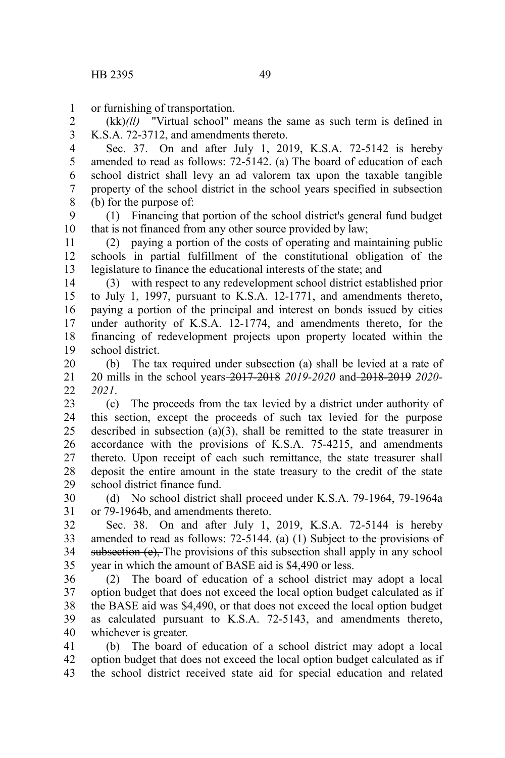or furnishing of transportation.

~~(kk)~~*(ll)* "Virtual school" means the same as such term is defined in K.S.A. 72-3712, and amendments thereto.

Sec. 37. On and after July 1, 2019, K.S.A. 72-5142 is hereby amended to read as follows: 72-5142. (a) The board of education of each school district shall levy an ad valorem tax upon the taxable tangible property of the school district in the school years specified in subsection (b) for the purpose of:

(1) Financing that portion of the school district's general fund budget that is not financed from any other source provided by law;

(2) paying a portion of the costs of operating and maintaining public schools in partial fulfillment of the constitutional obligation of the legislature to finance the educational interests of the state; and

(3) with respect to any redevelopment school district established prior to July 1, 1997, pursuant to K.S.A. 12-1771, and amendments thereto, paying a portion of the principal and interest on bonds issued by cities under authority of K.S.A. 12-1774, and amendments thereto, for the financing of redevelopment projects upon property located within the school district.

(b) The tax required under subsection (a) shall be levied at a rate of 20 mills in the school years ~~2017-2018~~ *2019-2020* and ~~2018-2019~~ *2020-2021*.

(c) The proceeds from the tax levied by a district under authority of this section, except the proceeds of such tax levied for the purpose described in subsection (a)(3), shall be remitted to the state treasurer in accordance with the provisions of K.S.A. 75-4215, and amendments thereto. Upon receipt of each such remittance, the state treasurer shall deposit the entire amount in the state treasury to the credit of the state school district finance fund.

(d) No school district shall proceed under K.S.A. 79-1964, 79-1964a or 79-1964b, and amendments thereto.

Sec. 38. On and after July 1, 2019, K.S.A. 72-5144 is hereby amended to read as follows: 72-5144. (a) (1) ~~Subject to the provisions of subsection (e),~~ The provisions of this subsection shall apply in any school year in which the amount of BASE aid is $4,490 or less.

(2) The board of education of a school district may adopt a local option budget that does not exceed the local option budget calculated as if the BASE aid was $4,490, or that does not exceed the local option budget as calculated pursuant to K.S.A. 72-5143, and amendments thereto, whichever is greater.

(b) The board of education of a school district may adopt a local option budget that does not exceed the local option budget calculated as if the school district received state aid for special education and related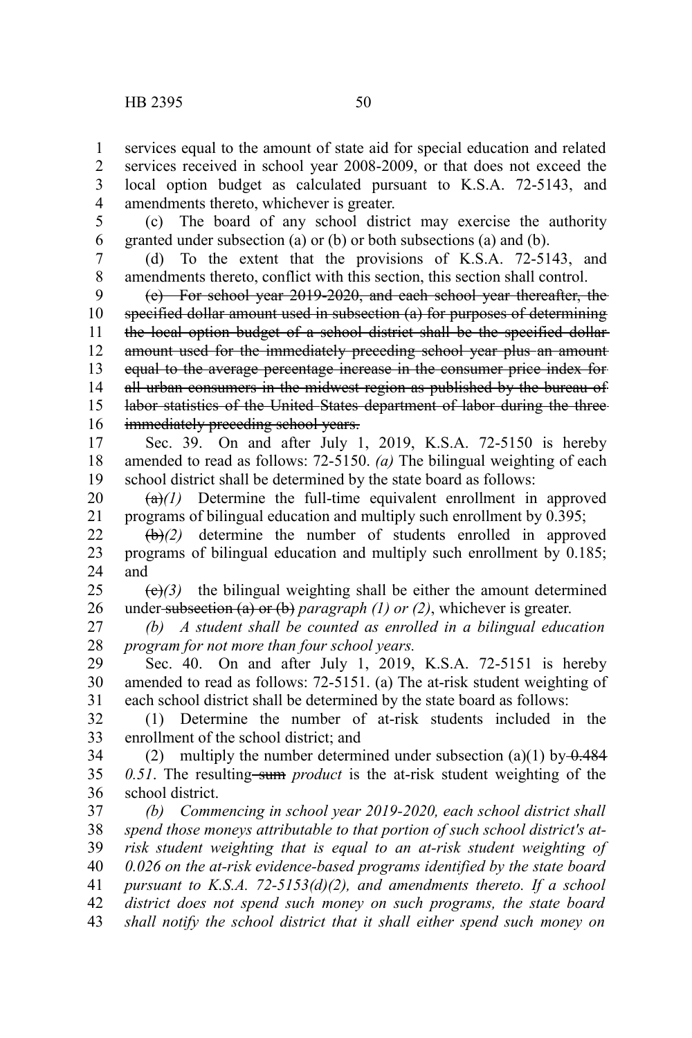services equal to the amount of state aid for special education and related services received in school year 2008-2009, or that does not exceed the local option budget as calculated pursuant to K.S.A. 72-5143, and amendments thereto, whichever is greater.

(c) The board of any school district may exercise the authority granted under subsection (a) or (b) or both subsections (a) and (b).

(d) To the extent that the provisions of K.S.A. 72-5143, and amendments thereto, conflict with this section, this section shall control.

~~(e) For school year 2019-2020, and each school year thereafter, the specified dollar amount used in subsection (a) for purposes of determining the local option budget of a school district shall be the specified dollar amount used for the immediately preceding school year plus an amount equal to the average percentage increase in the consumer price index for all urban consumers in the midwest region as published by the bureau of labor statistics of the United States department of labor during the three immediately preceding school years.~~

Sec. 39. On and after July 1, 2019, K.S.A. 72-5150 is hereby amended to read as follows: 72-5150. *(a)* The bilingual weighting of each school district shall be determined by the state board as follows:

~~(a)~~*(1)* Determine the full-time equivalent enrollment in approved programs of bilingual education and multiply such enrollment by 0.395;

~~(b)~~*(2)* determine the number of students enrolled in approved programs of bilingual education and multiply such enrollment by 0.185; and

~~(c)~~*(3)* the bilingual weighting shall be either the amount determined under ~~subsection (a) or (b)~~ *paragraph (1) or (2)*, whichever is greater.

*(b) A student shall be counted as enrolled in a bilingual education program for not more than four school years.*

Sec. 40. On and after July 1, 2019, K.S.A. 72-5151 is hereby amended to read as follows: 72-5151. (a) The at-risk student weighting of each school district shall be determined by the state board as follows:

(1) Determine the number of at-risk students included in the enrollment of the school district; and

(2) multiply the number determined under subsection (a)(1) by ~~0.484~~ *0.51*. The resulting ~~sum~~ *product* is the at-risk student weighting of the school district.

*(b) Commencing in school year 2019-2020, each school district shall spend those moneys attributable to that portion of such school district's at-risk student weighting that is equal to an at-risk student weighting of 0.026 on the at-risk evidence-based programs identified by the state board pursuant to K.S.A. 72-5153(d)(2), and amendments thereto. If a school district does not spend such money on such programs, the state board shall notify the school district that it shall either spend such money on*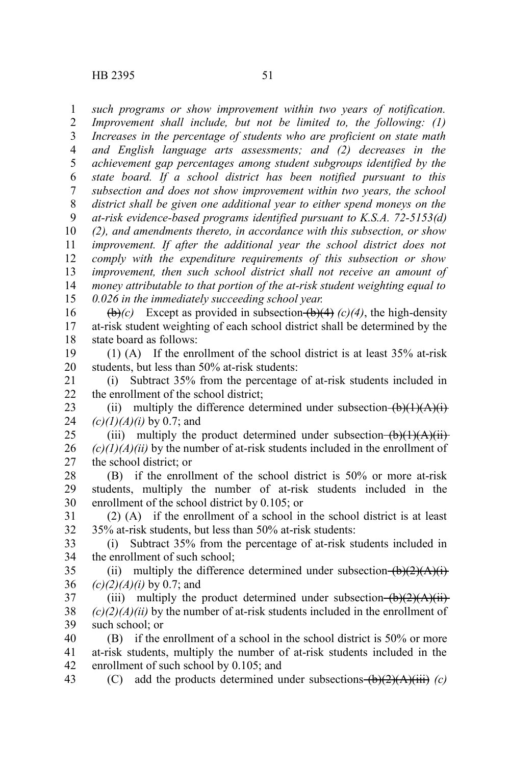*such programs or show improvement within two years of notification. Improvement shall include, but not be limited to, the following: (1) Increases in the percentage of students who are proficient on state math and English language arts assessments; and (2) decreases in the achievement gap percentages among student subgroups identified by the state board. If a school district has been notified pursuant to this subsection and does not show improvement within two years, the school district shall be given one additional year to either spend moneys on the at-risk evidence-based programs identified pursuant to K.S.A. 72-5153(d) (2), and amendments thereto, in accordance with this subsection, or show improvement. If after the additional year the school district does not comply with the expenditure requirements of this subsection or show improvement, then such school district shall not receive an amount of money attributable to that portion of the at-risk student weighting equal to 0.026 in the immediately succeeding school year.*

~~(b)~~*(c)* Except as provided in subsection ~~(b)(4)~~ *(c)(4)*, the high-density at-risk student weighting of each school district shall be determined by the state board as follows:

(1) (A) If the enrollment of the school district is at least 35% at-risk students, but less than 50% at-risk students:

(i) Subtract 35% from the percentage of at-risk students included in the enrollment of the school district;

(ii) multiply the difference determined under subsection ~~(b)(1)(A)(i)~~ *(c)(1)(A)(i)* by 0.7; and

(iii) multiply the product determined under subsection ~~(b)(1)(A)(ii)~~ *(c)(1)(A)(ii)* by the number of at-risk students included in the enrollment of the school district; or

(B) if the enrollment of the school district is 50% or more at-risk students, multiply the number of at-risk students included in the enrollment of the school district by 0.105; or

(2) (A) if the enrollment of a school in the school district is at least 35% at-risk students, but less than 50% at-risk students:

(i) Subtract 35% from the percentage of at-risk students included in the enrollment of such school;

(ii) multiply the difference determined under subsection ~~(b)(2)(A)(i)~~ *(c)(2)(A)(i)* by 0.7; and

(iii) multiply the product determined under subsection ~~(b)(2)(A)(ii)~~ *(c)(2)(A)(ii)* by the number of at-risk students included in the enrollment of such school; or

(B) if the enrollment of a school in the school district is 50% or more at-risk students, multiply the number of at-risk students included in the enrollment of such school by 0.105; and

(C) add the products determined under subsections ~~(b)(2)(A)(iii)~~ *(c)*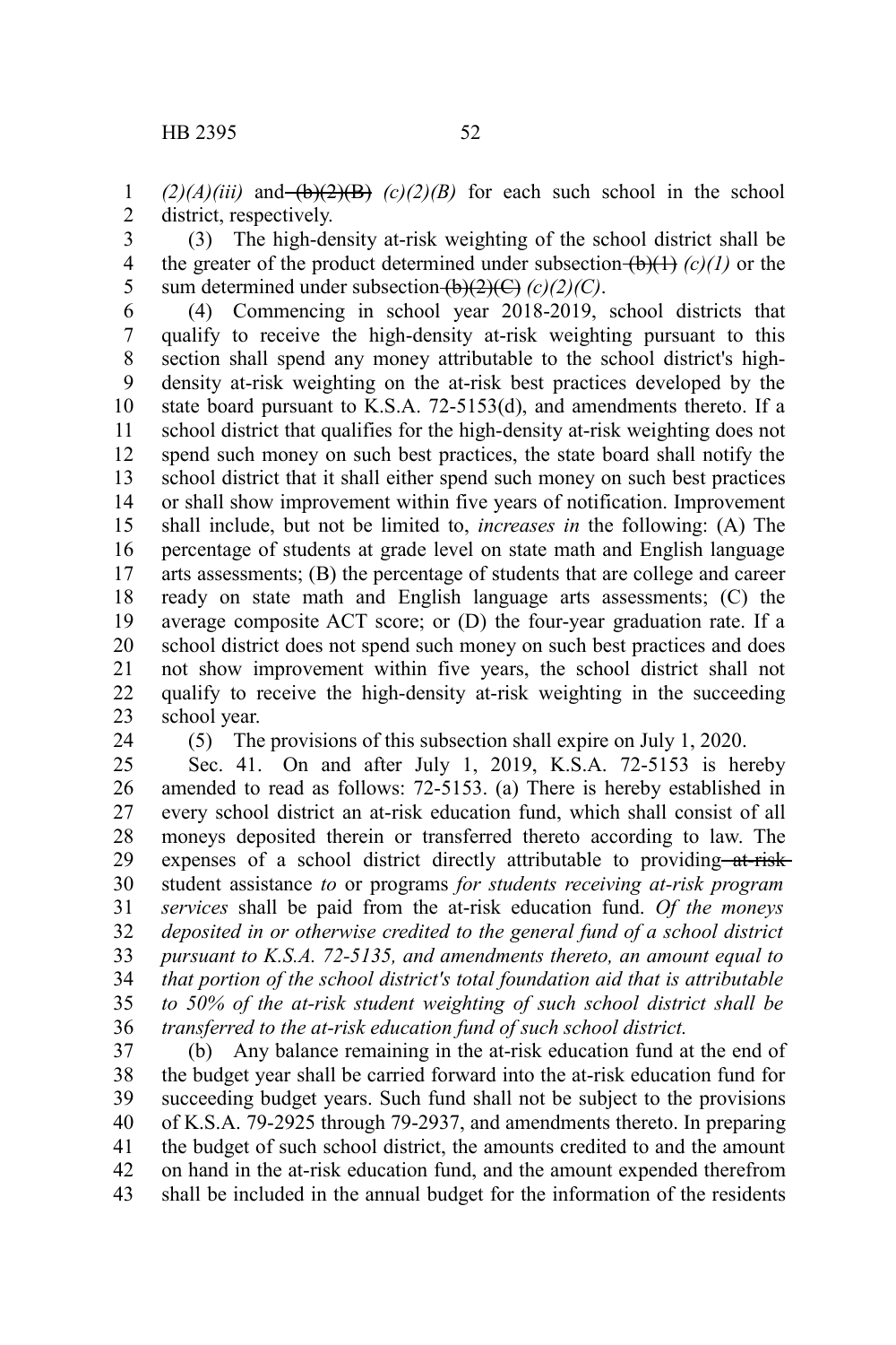*(2)(A)(iii)* and ~~(b)(2)(B)~~ *(c)(2)(B)* for each such school in the school district, respectively.

(3) The high-density at-risk weighting of the school district shall be the greater of the product determined under subsection ~~(b)(1)~~ *(c)(1)* or the sum determined under subsection ~~(b)(2)(C)~~ *(c)(2)(C)*.

(4) Commencing in school year 2018-2019, school districts that qualify to receive the high-density at-risk weighting pursuant to this section shall spend any money attributable to the school district's high-density at-risk weighting on the at-risk best practices developed by the state board pursuant to K.S.A. 72-5153(d), and amendments thereto. If a school district that qualifies for the high-density at-risk weighting does not spend such money on such best practices, the state board shall notify the school district that it shall either spend such money on such best practices or shall show improvement within five years of notification. Improvement shall include, but not be limited to, *increases in* the following: (A) The percentage of students at grade level on state math and English language arts assessments; (B) the percentage of students that are college and career ready on state math and English language arts assessments; (C) the average composite ACT score; or (D) the four-year graduation rate. If a school district does not spend such money on such best practices and does not show improvement within five years, the school district shall not qualify to receive the high-density at-risk weighting in the succeeding school year.

(5) The provisions of this subsection shall expire on July 1, 2020.

Sec. 41. On and after July 1, 2019, K.S.A. 72-5153 is hereby amended to read as follows: 72-5153. (a) There is hereby established in every school district an at-risk education fund, which shall consist of all moneys deposited therein or transferred thereto according to law. The expenses of a school district directly attributable to providing ~~at-risk~~ student assistance *to* or programs *for students receiving at-risk program services* shall be paid from the at-risk education fund. *Of the moneys deposited in or otherwise credited to the general fund of a school district pursuant to K.S.A. 72-5135, and amendments thereto, an amount equal to that portion of the school district's total foundation aid that is attributable to 50% of the at-risk student weighting of such school district shall be transferred to the at-risk education fund of such school district.*

(b) Any balance remaining in the at-risk education fund at the end of the budget year shall be carried forward into the at-risk education fund for succeeding budget years. Such fund shall not be subject to the provisions of K.S.A. 79-2925 through 79-2937, and amendments thereto. In preparing the budget of such school district, the amounts credited to and the amount on hand in the at-risk education fund, and the amount expended therefrom shall be included in the annual budget for the information of the residents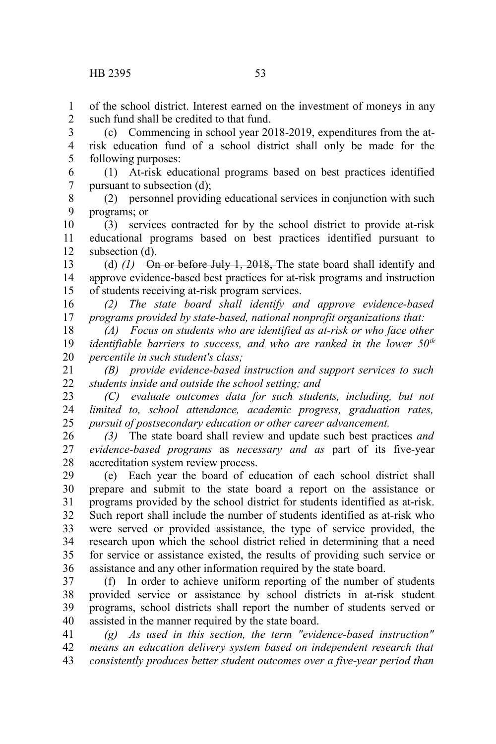of the school district. Interest earned on the investment of moneys in any such fund shall be credited to that fund.

(c) Commencing in school year 2018-2019, expenditures from the at-risk education fund of a school district shall only be made for the following purposes:

(1) At-risk educational programs based on best practices identified pursuant to subsection (d);

(2) personnel providing educational services in conjunction with such programs; or

(3) services contracted for by the school district to provide at-risk educational programs based on best practices identified pursuant to subsection (d).

(d) *(1)* ~~On or before July 1, 2018,~~ The state board shall identify and approve evidence-based best practices for at-risk programs and instruction of students receiving at-risk program services.

*(2) The state board shall identify and approve evidence-based programs provided by state-based, national nonprofit organizations that:*

*(A) Focus on students who are identified as at-risk or who face other identifiable barriers to success, and who are ranked in the lower 50th percentile in such student's class;*

*(B) provide evidence-based instruction and support services to such students inside and outside the school setting; and*

*(C) evaluate outcomes data for such students, including, but not limited to, school attendance, academic progress, graduation rates, pursuit of postsecondary education or other career advancement.*

*(3)* The state board shall review and update such best practices *and evidence-based programs* as *necessary and as* part of its five-year accreditation system review process.

(e) Each year the board of education of each school district shall prepare and submit to the state board a report on the assistance or programs provided by the school district for students identified as at-risk. Such report shall include the number of students identified as at-risk who were served or provided assistance, the type of service provided, the research upon which the school district relied in determining that a need for service or assistance existed, the results of providing such service or assistance and any other information required by the state board.

(f) In order to achieve uniform reporting of the number of students provided service or assistance by school districts in at-risk student programs, school districts shall report the number of students served or assisted in the manner required by the state board.

*(g) As used in this section, the term "evidence-based instruction" means an education delivery system based on independent research that consistently produces better student outcomes over a five-year period than*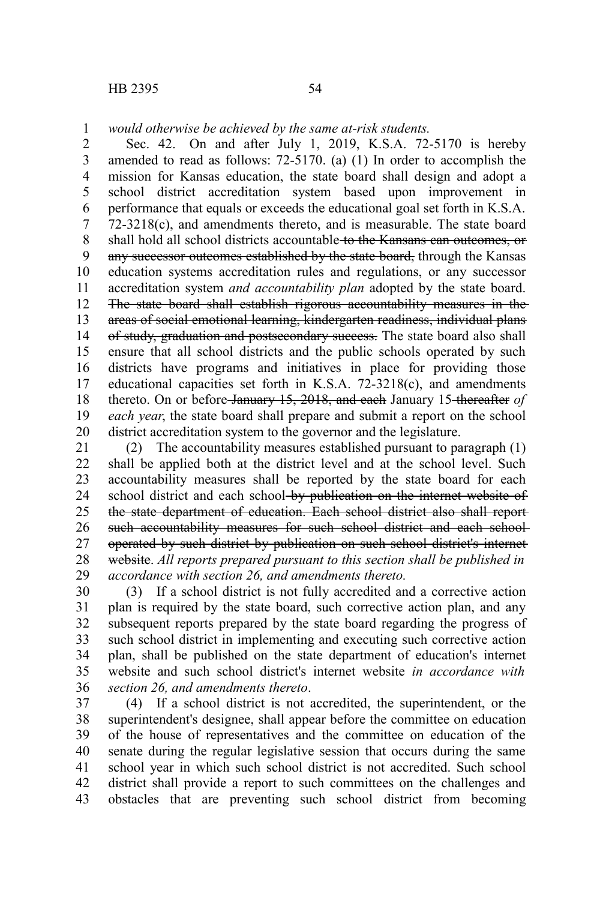*would otherwise be achieved by the same at-risk students.*

Sec. 42. On and after July 1, 2019, K.S.A. 72-5170 is hereby amended to read as follows: 72-5170. (a) (1) In order to accomplish the mission for Kansas education, the state board shall design and adopt a school district accreditation system based upon improvement in performance that equals or exceeds the educational goal set forth in K.S.A. 72-3218(c), and amendments thereto, and is measurable. The state board shall hold all school districts accountable ~~to the Kansans can outcomes, or any successor outcomes established by the state board,~~ through the Kansas education systems accreditation rules and regulations, or any successor accreditation system *and accountability plan* adopted by the state board. ~~The state board shall establish rigorous accountability measures in the areas of social emotional learning, kindergarten readiness, individual plans of study, graduation and postsecondary success.~~ The state board also shall ensure that all school districts and the public schools operated by such districts have programs and initiatives in place for providing those educational capacities set forth in K.S.A. 72-3218(c), and amendments thereto. On or before ~~January 15, 2018, and each~~ January 15 ~~thereafter~~ *of each year*, the state board shall prepare and submit a report on the school district accreditation system to the governor and the legislature.

(2) The accountability measures established pursuant to paragraph (1) shall be applied both at the district level and at the school level. Such accountability measures shall be reported by the state board for each school district and each school ~~by publication on the internet website of the state department of education. Each school district also shall report such accountability measures for such school district and each school operated by such district by publication on such school district's internet website~~. *All reports prepared pursuant to this section shall be published in accordance with section 26, and amendments thereto.*

(3) If a school district is not fully accredited and a corrective action plan is required by the state board, such corrective action plan, and any subsequent reports prepared by the state board regarding the progress of such school district in implementing and executing such corrective action plan, shall be published on the state department of education's internet website and such school district's internet website *in accordance with section 26, and amendments thereto*.

(4) If a school district is not accredited, the superintendent, or the superintendent's designee, shall appear before the committee on education of the house of representatives and the committee on education of the senate during the regular legislative session that occurs during the same school year in which such school district is not accredited. Such school district shall provide a report to such committees on the challenges and obstacles that are preventing such school district from becoming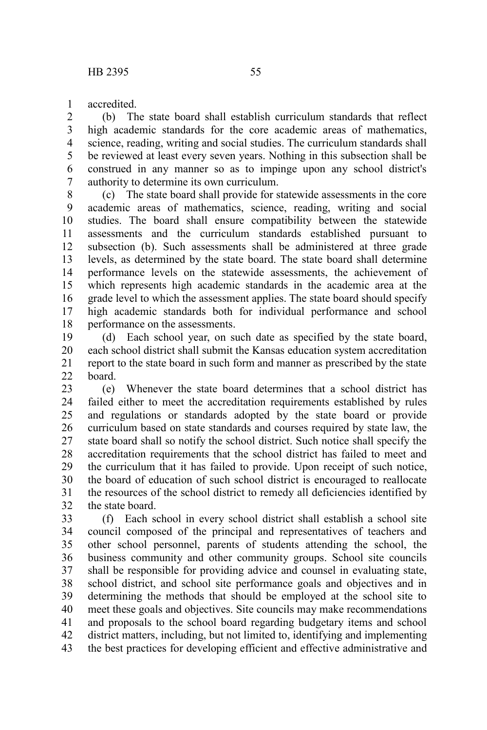accredited.

(b) The state board shall establish curriculum standards that reflect high academic standards for the core academic areas of mathematics, science, reading, writing and social studies. The curriculum standards shall be reviewed at least every seven years. Nothing in this subsection shall be construed in any manner so as to impinge upon any school district's authority to determine its own curriculum.

(c) The state board shall provide for statewide assessments in the core academic areas of mathematics, science, reading, writing and social studies. The board shall ensure compatibility between the statewide assessments and the curriculum standards established pursuant to subsection (b). Such assessments shall be administered at three grade levels, as determined by the state board. The state board shall determine performance levels on the statewide assessments, the achievement of which represents high academic standards in the academic area at the grade level to which the assessment applies. The state board should specify high academic standards both for individual performance and school performance on the assessments.

(d) Each school year, on such date as specified by the state board, each school district shall submit the Kansas education system accreditation report to the state board in such form and manner as prescribed by the state board.

(e) Whenever the state board determines that a school district has failed either to meet the accreditation requirements established by rules and regulations or standards adopted by the state board or provide curriculum based on state standards and courses required by state law, the state board shall so notify the school district. Such notice shall specify the accreditation requirements that the school district has failed to meet and the curriculum that it has failed to provide. Upon receipt of such notice, the board of education of such school district is encouraged to reallocate the resources of the school district to remedy all deficiencies identified by the state board.

(f) Each school in every school district shall establish a school site council composed of the principal and representatives of teachers and other school personnel, parents of students attending the school, the business community and other community groups. School site councils shall be responsible for providing advice and counsel in evaluating state, school district, and school site performance goals and objectives and in determining the methods that should be employed at the school site to meet these goals and objectives. Site councils may make recommendations and proposals to the school board regarding budgetary items and school district matters, including, but not limited to, identifying and implementing the best practices for developing efficient and effective administrative and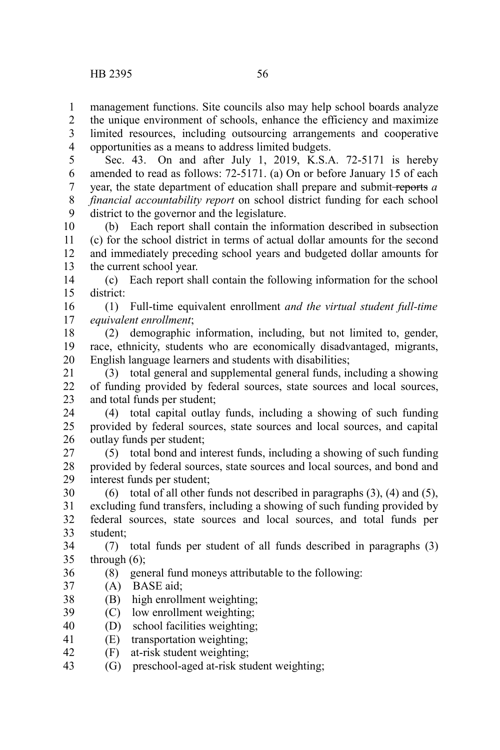management functions. Site councils also may help school boards analyze the unique environment of schools, enhance the efficiency and maximize limited resources, including outsourcing arrangements and cooperative opportunities as a means to address limited budgets.

Sec. 43. On and after July 1, 2019, K.S.A. 72-5171 is hereby amended to read as follows: 72-5171. (a) On or before January 15 of each year, the state department of education shall prepare and submit ~~reports~~ *a financial accountability report* on school district funding for each school district to the governor and the legislature.

(b) Each report shall contain the information described in subsection (c) for the school district in terms of actual dollar amounts for the second and immediately preceding school years and budgeted dollar amounts for the current school year.

(c) Each report shall contain the following information for the school district:

(1) Full-time equivalent enrollment *and the virtual student full-time equivalent enrollment*;

(2) demographic information, including, but not limited to, gender, race, ethnicity, students who are economically disadvantaged, migrants, English language learners and students with disabilities;

(3) total general and supplemental general funds, including a showing of funding provided by federal sources, state sources and local sources, and total funds per student;

(4) total capital outlay funds, including a showing of such funding provided by federal sources, state sources and local sources, and capital outlay funds per student;

(5) total bond and interest funds, including a showing of such funding provided by federal sources, state sources and local sources, and bond and interest funds per student;

(6) total of all other funds not described in paragraphs (3), (4) and (5), excluding fund transfers, including a showing of such funding provided by federal sources, state sources and local sources, and total funds per student;

(7) total funds per student of all funds described in paragraphs (3) through (6);

(8) general fund moneys attributable to the following:

(A) BASE aid;

(B) high enrollment weighting;

(C) low enrollment weighting;

(D) school facilities weighting;

(E) transportation weighting;

(F) at-risk student weighting;

(G) preschool-aged at-risk student weighting;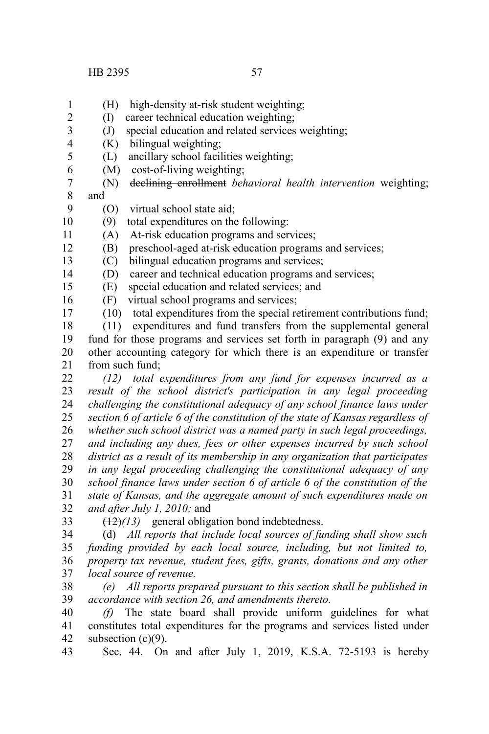(H) high-density at-risk student weighting;

(I) career technical education weighting;

(J) special education and related services weighting;

(K) bilingual weighting;

(L) ancillary school facilities weighting;

(M) cost-of-living weighting;

(N) ~~declining enrollment~~ *behavioral health intervention* weighting; and

(O) virtual school state aid;

(9) total expenditures on the following:

(A) At-risk education programs and services;

(B) preschool-aged at-risk education programs and services;

(C) bilingual education programs and services;

(D) career and technical education programs and services;

(E) special education and related services; and

(F) virtual school programs and services;

(10) total expenditures from the special retirement contributions fund;

(11) expenditures and fund transfers from the supplemental general fund for those programs and services set forth in paragraph (9) and any other accounting category for which there is an expenditure or transfer from such fund;

*(12) total expenditures from any fund for expenses incurred as a result of the school district's participation in any legal proceeding challenging the constitutional adequacy of any school finance laws under section 6 of article 6 of the constitution of the state of Kansas regardless of whether such school district was a named party in such legal proceedings, and including any dues, fees or other expenses incurred by such school district as a result of its membership in any organization that participates in any legal proceeding challenging the constitutional adequacy of any school finance laws under section 6 of article 6 of the constitution of the state of Kansas, and the aggregate amount of such expenditures made on and after July 1, 2010;* and

~~(12)~~*(13)* general obligation bond indebtedness.

(d) *All reports that include local sources of funding shall show such funding provided by each local source, including, but not limited to, property tax revenue, student fees, gifts, grants, donations and any other local source of revenue.*

*(e) All reports prepared pursuant to this section shall be published in accordance with section 26, and amendments thereto.*

*(f)* The state board shall provide uniform guidelines for what constitutes total expenditures for the programs and services listed under subsection (c)(9).

Sec. 44. On and after July 1, 2019, K.S.A. 72-5193 is hereby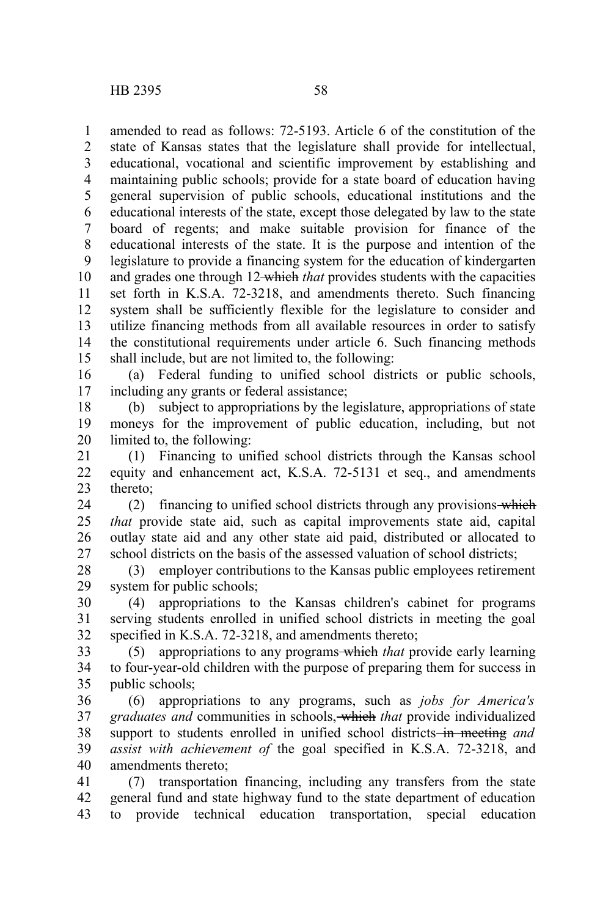amended to read as follows: 72-5193. Article 6 of the constitution of the state of Kansas states that the legislature shall provide for intellectual, educational, vocational and scientific improvement by establishing and maintaining public schools; provide for a state board of education having general supervision of public schools, educational institutions and the educational interests of the state, except those delegated by law to the state board of regents; and make suitable provision for finance of the educational interests of the state. It is the purpose and intention of the legislature to provide a financing system for the education of kindergarten and grades one through 12 ~~which~~ *that* provides students with the capacities set forth in K.S.A. 72-3218, and amendments thereto. Such financing system shall be sufficiently flexible for the legislature to consider and utilize financing methods from all available resources in order to satisfy the constitutional requirements under article 6. Such financing methods shall include, but are not limited to, the following:

(a) Federal funding to unified school districts or public schools, including any grants or federal assistance;

(b) subject to appropriations by the legislature, appropriations of state moneys for the improvement of public education, including, but not limited to, the following:

(1) Financing to unified school districts through the Kansas school equity and enhancement act, K.S.A. 72-5131 et seq., and amendments thereto;

(2) financing to unified school districts through any provisions ~~which~~ *that* provide state aid, such as capital improvements state aid, capital outlay state aid and any other state aid paid, distributed or allocated to school districts on the basis of the assessed valuation of school districts;

(3) employer contributions to the Kansas public employees retirement system for public schools;

(4) appropriations to the Kansas children's cabinet for programs serving students enrolled in unified school districts in meeting the goal specified in K.S.A. 72-3218, and amendments thereto;

(5) appropriations to any programs ~~which~~ *that* provide early learning to four-year-old children with the purpose of preparing them for success in public schools;

(6) appropriations to any programs, such as *jobs for America's graduates and* communities in schools, ~~which~~ *that* provide individualized support to students enrolled in unified school districts ~~in meeting~~ *and assist with achievement of* the goal specified in K.S.A. 72-3218, and amendments thereto;

(7) transportation financing, including any transfers from the state general fund and state highway fund to the state department of education to provide technical education transportation, special education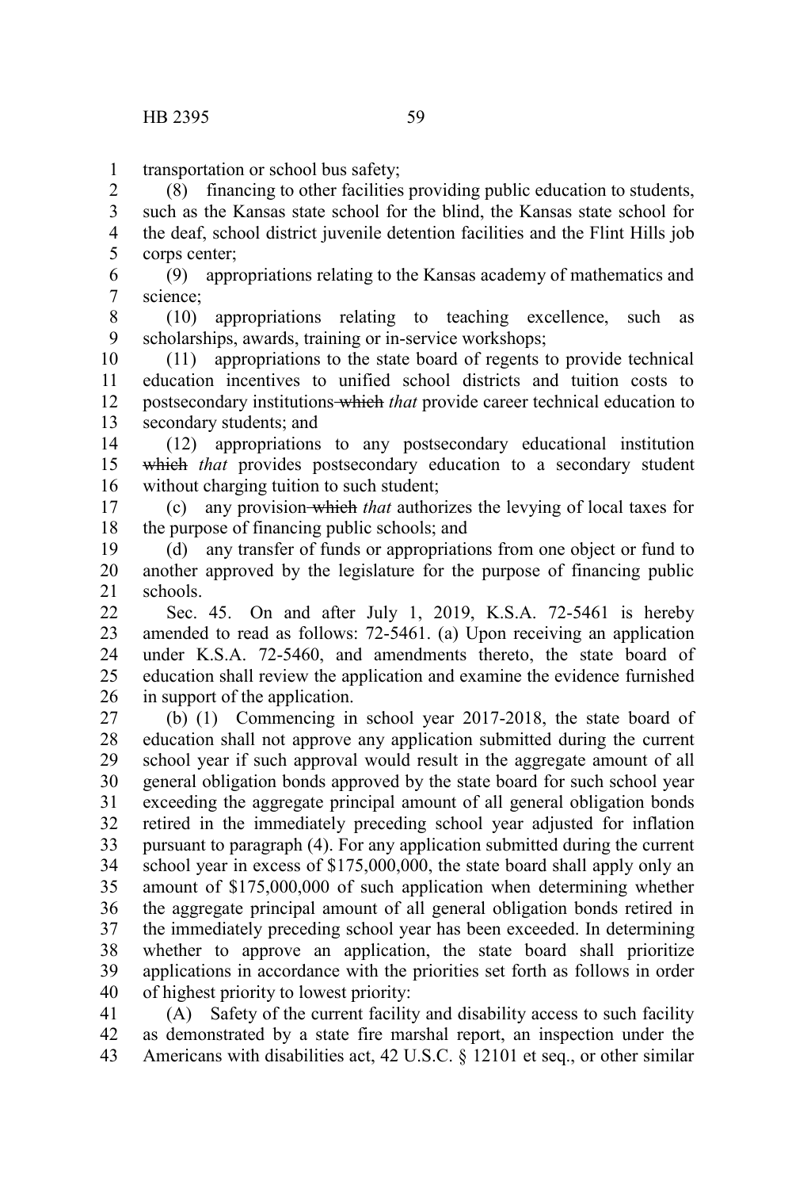transportation or school bus safety;

(8) financing to other facilities providing public education to students, such as the Kansas state school for the blind, the Kansas state school for the deaf, school district juvenile detention facilities and the Flint Hills job corps center;

(9) appropriations relating to the Kansas academy of mathematics and science;

(10) appropriations relating to teaching excellence, such as scholarships, awards, training or in-service workshops;

(11) appropriations to the state board of regents to provide technical education incentives to unified school districts and tuition costs to postsecondary institutions ~~which~~ *that* provide career technical education to secondary students; and

(12) appropriations to any postsecondary educational institution ~~which~~ *that* provides postsecondary education to a secondary student without charging tuition to such student;

(c) any provision ~~which~~ *that* authorizes the levying of local taxes for the purpose of financing public schools; and

(d) any transfer of funds or appropriations from one object or fund to another approved by the legislature for the purpose of financing public schools.

Sec. 45. On and after July 1, 2019, K.S.A. 72-5461 is hereby amended to read as follows: 72-5461. (a) Upon receiving an application under K.S.A. 72-5460, and amendments thereto, the state board of education shall review the application and examine the evidence furnished in support of the application.

(b) (1) Commencing in school year 2017-2018, the state board of education shall not approve any application submitted during the current school year if such approval would result in the aggregate amount of all general obligation bonds approved by the state board for such school year exceeding the aggregate principal amount of all general obligation bonds retired in the immediately preceding school year adjusted for inflation pursuant to paragraph (4). For any application submitted during the current school year in excess of $175,000,000, the state board shall apply only an amount of $175,000,000 of such application when determining whether the aggregate principal amount of all general obligation bonds retired in the immediately preceding school year has been exceeded. In determining whether to approve an application, the state board shall prioritize applications in accordance with the priorities set forth as follows in order of highest priority to lowest priority:

(A) Safety of the current facility and disability access to such facility as demonstrated by a state fire marshal report, an inspection under the Americans with disabilities act, 42 U.S.C. § 12101 et seq., or other similar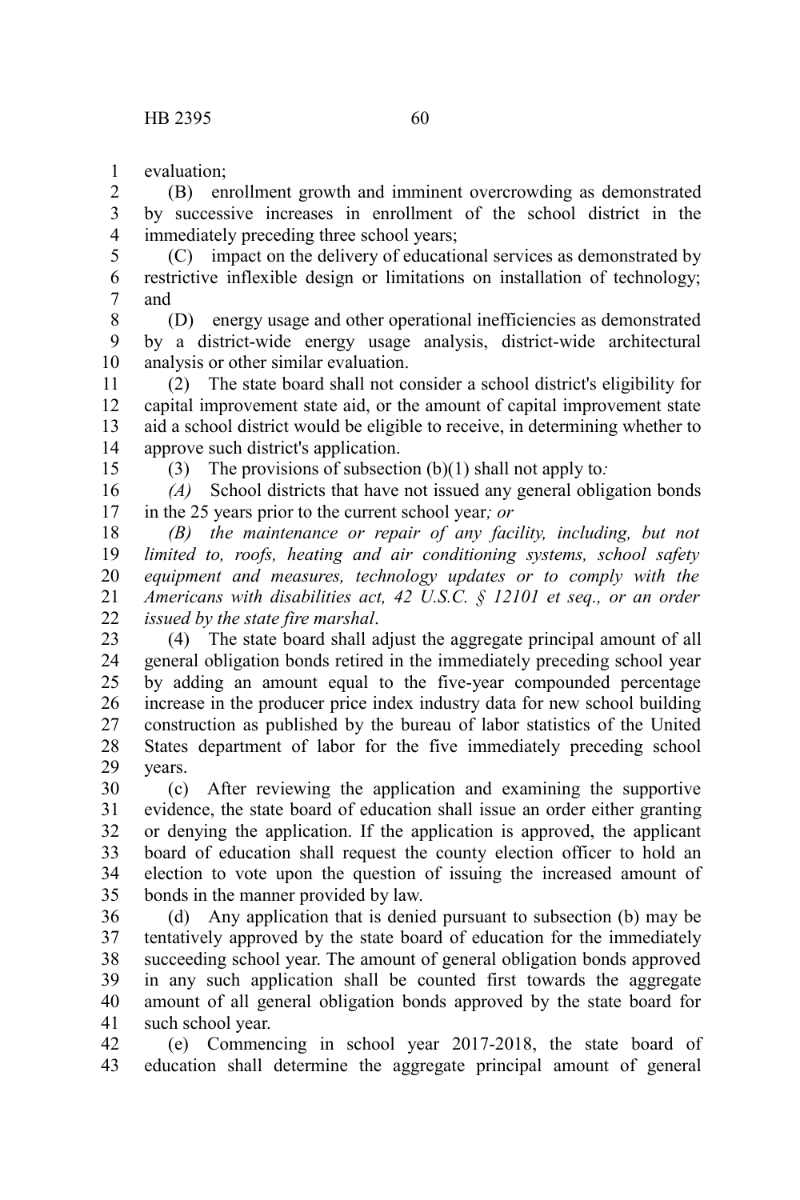evaluation;

(B) enrollment growth and imminent overcrowding as demonstrated by successive increases in enrollment of the school district in the immediately preceding three school years;

(C) impact on the delivery of educational services as demonstrated by restrictive inflexible design or limitations on installation of technology; and

(D) energy usage and other operational inefficiencies as demonstrated by a district-wide energy usage analysis, district-wide architectural analysis or other similar evaluation.

(2) The state board shall not consider a school district's eligibility for capital improvement state aid, or the amount of capital improvement state aid a school district would be eligible to receive, in determining whether to approve such district's application.

(3) The provisions of subsection (b)(1) shall not apply to*:*

*(A)* School districts that have not issued any general obligation bonds in the 25 years prior to the current school year*; or*

*(B) the maintenance or repair of any facility, including, but not limited to, roofs, heating and air conditioning systems, school safety equipment and measures, technology updates or to comply with the Americans with disabilities act, 42 U.S.C. § 12101 et seq., or an order issued by the state fire marshal*.

(4) The state board shall adjust the aggregate principal amount of all general obligation bonds retired in the immediately preceding school year by adding an amount equal to the five-year compounded percentage increase in the producer price index industry data for new school building construction as published by the bureau of labor statistics of the United States department of labor for the five immediately preceding school years.

(c) After reviewing the application and examining the supportive evidence, the state board of education shall issue an order either granting or denying the application. If the application is approved, the applicant board of education shall request the county election officer to hold an election to vote upon the question of issuing the increased amount of bonds in the manner provided by law.

(d) Any application that is denied pursuant to subsection (b) may be tentatively approved by the state board of education for the immediately succeeding school year. The amount of general obligation bonds approved in any such application shall be counted first towards the aggregate amount of all general obligation bonds approved by the state board for such school year.

(e) Commencing in school year 2017-2018, the state board of education shall determine the aggregate principal amount of general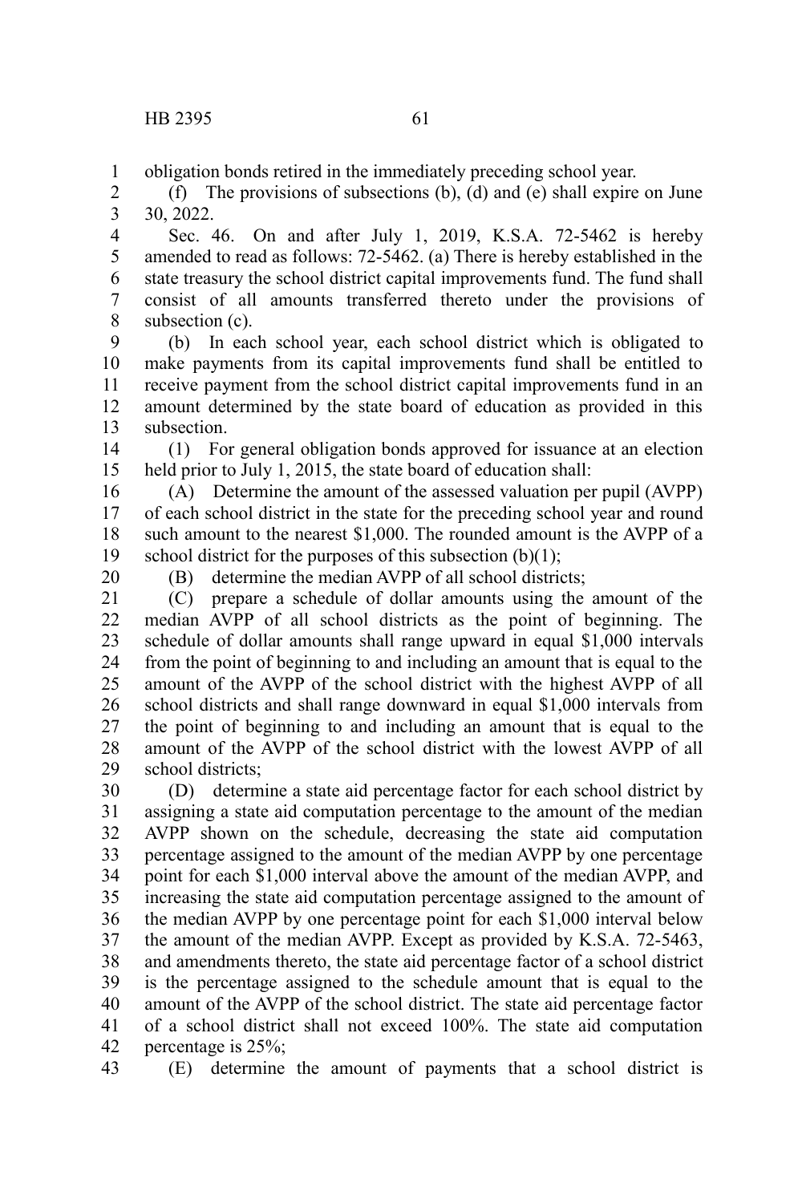obligation bonds retired in the immediately preceding school year.

(f) The provisions of subsections (b), (d) and (e) shall expire on June 30, 2022.

Sec. 46. On and after July 1, 2019, K.S.A. 72-5462 is hereby amended to read as follows: 72-5462. (a) There is hereby established in the state treasury the school district capital improvements fund. The fund shall consist of all amounts transferred thereto under the provisions of subsection (c).

(b) In each school year, each school district which is obligated to make payments from its capital improvements fund shall be entitled to receive payment from the school district capital improvements fund in an amount determined by the state board of education as provided in this subsection.

(1) For general obligation bonds approved for issuance at an election held prior to July 1, 2015, the state board of education shall:

(A) Determine the amount of the assessed valuation per pupil (AVPP) of each school district in the state for the preceding school year and round such amount to the nearest $1,000. The rounded amount is the AVPP of a school district for the purposes of this subsection (b)(1);

(B) determine the median AVPP of all school districts;

(C) prepare a schedule of dollar amounts using the amount of the median AVPP of all school districts as the point of beginning. The schedule of dollar amounts shall range upward in equal $1,000 intervals from the point of beginning to and including an amount that is equal to the amount of the AVPP of the school district with the highest AVPP of all school districts and shall range downward in equal $1,000 intervals from the point of beginning to and including an amount that is equal to the amount of the AVPP of the school district with the lowest AVPP of all school districts;

(D) determine a state aid percentage factor for each school district by assigning a state aid computation percentage to the amount of the median AVPP shown on the schedule, decreasing the state aid computation percentage assigned to the amount of the median AVPP by one percentage point for each $1,000 interval above the amount of the median AVPP, and increasing the state aid computation percentage assigned to the amount of the median AVPP by one percentage point for each $1,000 interval below the amount of the median AVPP. Except as provided by K.S.A. 72-5463, and amendments thereto, the state aid percentage factor of a school district is the percentage assigned to the schedule amount that is equal to the amount of the AVPP of the school district. The state aid percentage factor of a school district shall not exceed 100%. The state aid computation percentage is 25%;

(E) determine the amount of payments that a school district is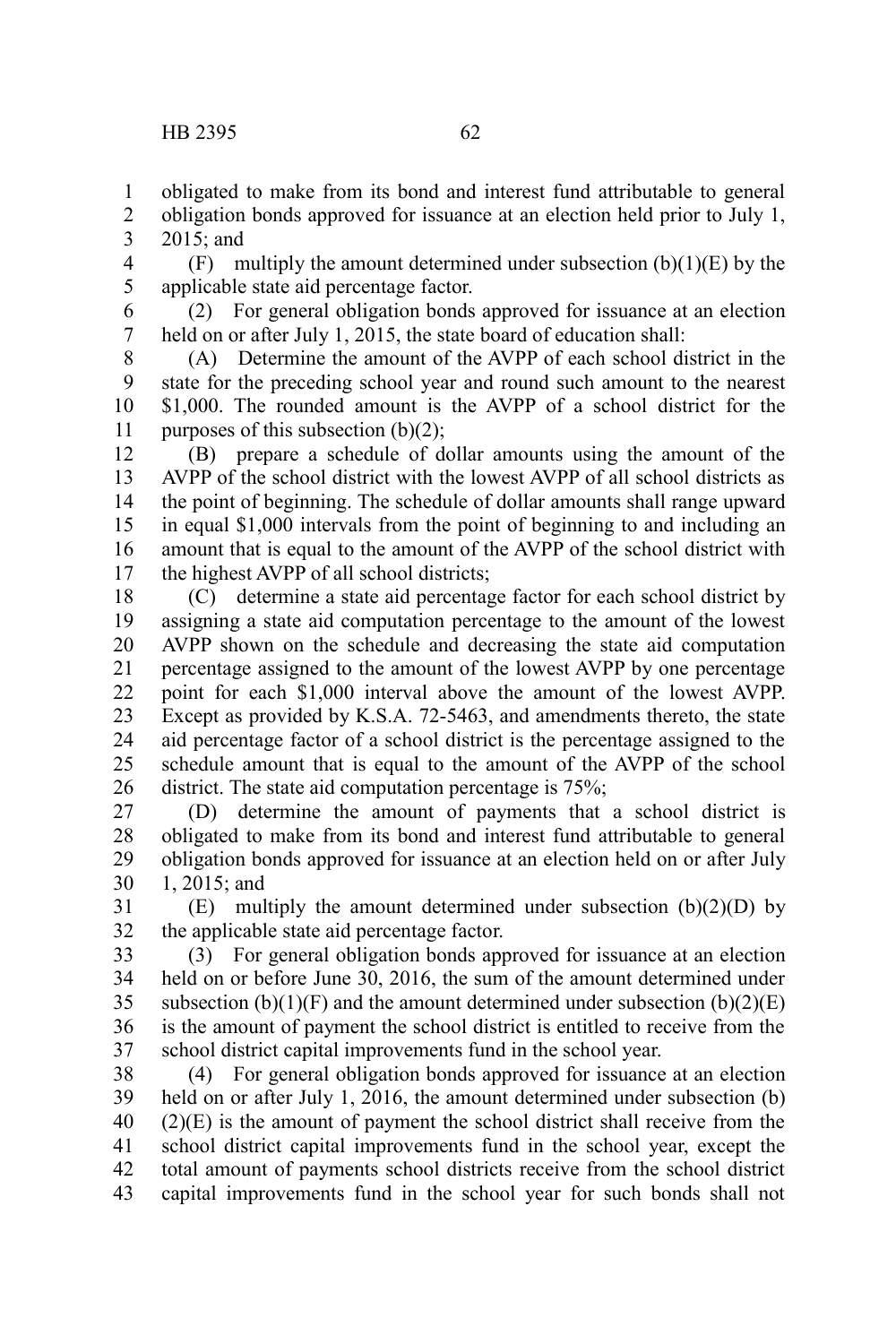obligated to make from its bond and interest fund attributable to general obligation bonds approved for issuance at an election held prior to July 1, 2015; and

(F) multiply the amount determined under subsection (b)(1)(E) by the applicable state aid percentage factor.

(2) For general obligation bonds approved for issuance at an election held on or after July 1, 2015, the state board of education shall:

(A) Determine the amount of the AVPP of each school district in the state for the preceding school year and round such amount to the nearest $1,000. The rounded amount is the AVPP of a school district for the purposes of this subsection (b)(2);

(B) prepare a schedule of dollar amounts using the amount of the AVPP of the school district with the lowest AVPP of all school districts as the point of beginning. The schedule of dollar amounts shall range upward in equal $1,000 intervals from the point of beginning to and including an amount that is equal to the amount of the AVPP of the school district with the highest AVPP of all school districts;

(C) determine a state aid percentage factor for each school district by assigning a state aid computation percentage to the amount of the lowest AVPP shown on the schedule and decreasing the state aid computation percentage assigned to the amount of the lowest AVPP by one percentage point for each $1,000 interval above the amount of the lowest AVPP. Except as provided by K.S.A. 72-5463, and amendments thereto, the state aid percentage factor of a school district is the percentage assigned to the schedule amount that is equal to the amount of the AVPP of the school district. The state aid computation percentage is 75%;

(D) determine the amount of payments that a school district is obligated to make from its bond and interest fund attributable to general obligation bonds approved for issuance at an election held on or after July 1, 2015; and

(E) multiply the amount determined under subsection (b)(2)(D) by the applicable state aid percentage factor.

(3) For general obligation bonds approved for issuance at an election held on or before June 30, 2016, the sum of the amount determined under subsection (b)(1)(F) and the amount determined under subsection (b)(2)(E) is the amount of payment the school district is entitled to receive from the school district capital improvements fund in the school year.

(4) For general obligation bonds approved for issuance at an election held on or after July 1, 2016, the amount determined under subsection (b)(2)(E) is the amount of payment the school district shall receive from the school district capital improvements fund in the school year, except the total amount of payments school districts receive from the school district capital improvements fund in the school year for such bonds shall not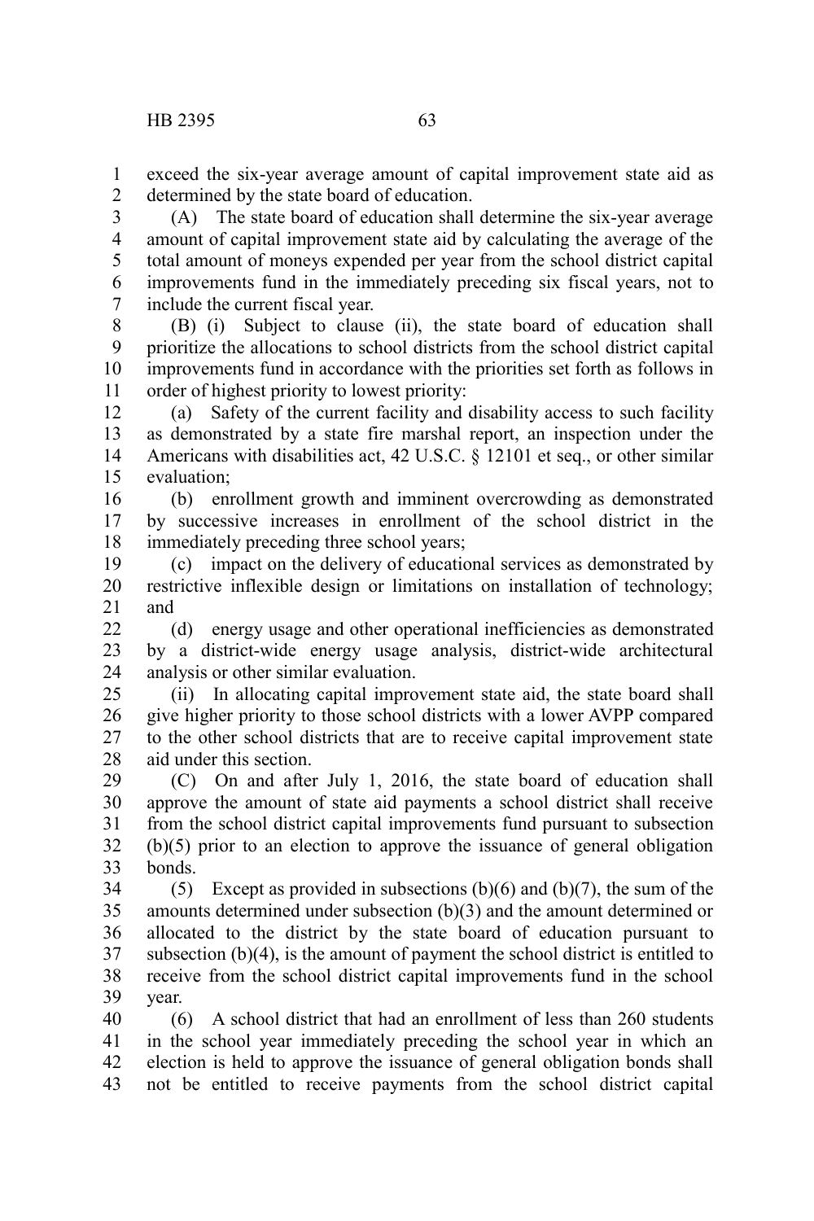exceed the six-year average amount of capital improvement state aid as determined by the state board of education.

(A) The state board of education shall determine the six-year average amount of capital improvement state aid by calculating the average of the total amount of moneys expended per year from the school district capital improvements fund in the immediately preceding six fiscal years, not to include the current fiscal year.

(B) (i) Subject to clause (ii), the state board of education shall prioritize the allocations to school districts from the school district capital improvements fund in accordance with the priorities set forth as follows in order of highest priority to lowest priority:

(a) Safety of the current facility and disability access to such facility as demonstrated by a state fire marshal report, an inspection under the Americans with disabilities act, 42 U.S.C. § 12101 et seq., or other similar evaluation;

(b) enrollment growth and imminent overcrowding as demonstrated by successive increases in enrollment of the school district in the immediately preceding three school years;

(c) impact on the delivery of educational services as demonstrated by restrictive inflexible design or limitations on installation of technology; and

(d) energy usage and other operational inefficiencies as demonstrated by a district-wide energy usage analysis, district-wide architectural analysis or other similar evaluation.

(ii) In allocating capital improvement state aid, the state board shall give higher priority to those school districts with a lower AVPP compared to the other school districts that are to receive capital improvement state aid under this section.

(C) On and after July 1, 2016, the state board of education shall approve the amount of state aid payments a school district shall receive from the school district capital improvements fund pursuant to subsection (b)(5) prior to an election to approve the issuance of general obligation bonds.

(5) Except as provided in subsections (b)(6) and (b)(7), the sum of the amounts determined under subsection (b)(3) and the amount determined or allocated to the district by the state board of education pursuant to subsection (b)(4), is the amount of payment the school district is entitled to receive from the school district capital improvements fund in the school year.

(6) A school district that had an enrollment of less than 260 students in the school year immediately preceding the school year in which an election is held to approve the issuance of general obligation bonds shall not be entitled to receive payments from the school district capital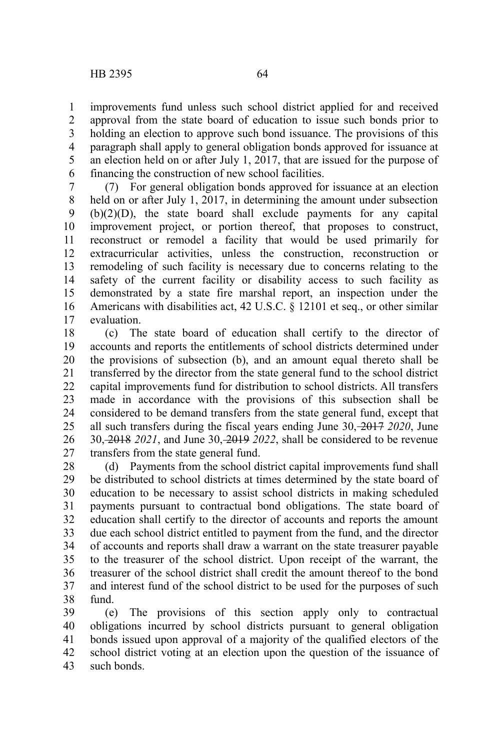improvements fund unless such school district applied for and received approval from the state board of education to issue such bonds prior to holding an election to approve such bond issuance. The provisions of this paragraph shall apply to general obligation bonds approved for issuance at an election held on or after July 1, 2017, that are issued for the purpose of financing the construction of new school facilities.

(7) For general obligation bonds approved for issuance at an election held on or after July 1, 2017, in determining the amount under subsection (b)(2)(D), the state board shall exclude payments for any capital improvement project, or portion thereof, that proposes to construct, reconstruct or remodel a facility that would be used primarily for extracurricular activities, unless the construction, reconstruction or remodeling of such facility is necessary due to concerns relating to the safety of the current facility or disability access to such facility as demonstrated by a state fire marshal report, an inspection under the Americans with disabilities act, 42 U.S.C. § 12101 et seq., or other similar evaluation.

(c) The state board of education shall certify to the director of accounts and reports the entitlements of school districts determined under the provisions of subsection (b), and an amount equal thereto shall be transferred by the director from the state general fund to the school district capital improvements fund for distribution to school districts. All transfers made in accordance with the provisions of this subsection shall be considered to be demand transfers from the state general fund, except that all such transfers during the fiscal years ending June 30, ~~2017~~ *2020*, June 30, ~~2018~~ *2021*, and June 30, ~~2019~~ *2022*, shall be considered to be revenue transfers from the state general fund.

(d) Payments from the school district capital improvements fund shall be distributed to school districts at times determined by the state board of education to be necessary to assist school districts in making scheduled payments pursuant to contractual bond obligations. The state board of education shall certify to the director of accounts and reports the amount due each school district entitled to payment from the fund, and the director of accounts and reports shall draw a warrant on the state treasurer payable to the treasurer of the school district. Upon receipt of the warrant, the treasurer of the school district shall credit the amount thereof to the bond and interest fund of the school district to be used for the purposes of such fund.

(e) The provisions of this section apply only to contractual obligations incurred by school districts pursuant to general obligation bonds issued upon approval of a majority of the qualified electors of the school district voting at an election upon the question of the issuance of such bonds.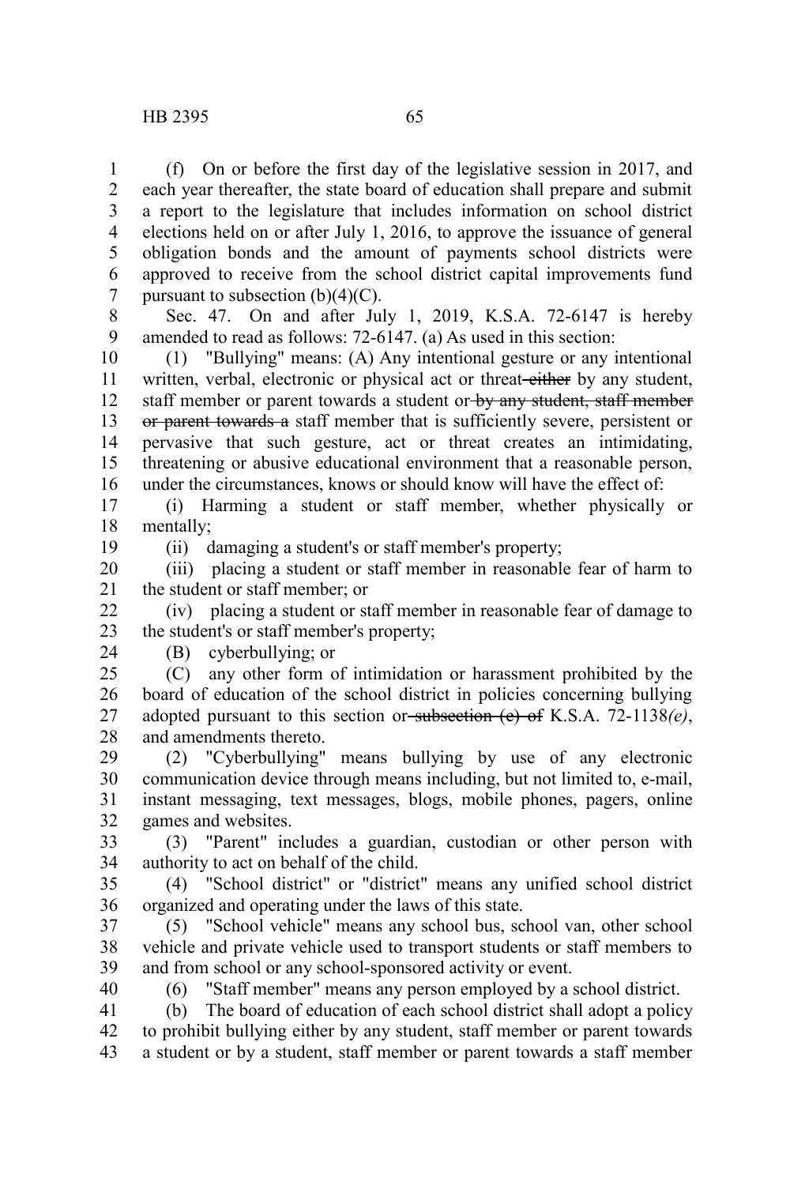(f) On or before the first day of the legislative session in 2017, and each year thereafter, the state board of education shall prepare and submit a report to the legislature that includes information on school district elections held on or after July 1, 2016, to approve the issuance of general obligation bonds and the amount of payments school districts were approved to receive from the school district capital improvements fund pursuant to subsection (b)(4)(C).

Sec. 47. On and after July 1, 2019, K.S.A. 72-6147 is hereby amended to read as follows: 72-6147. (a) As used in this section:

(1) "Bullying" means: (A) Any intentional gesture or any intentional written, verbal, electronic or physical act or threat ~~either~~ by any student, staff member or parent towards a student or ~~by any student, staff member or parent towards a~~ staff member that is sufficiently severe, persistent or pervasive that such gesture, act or threat creates an intimidating, threatening or abusive educational environment that a reasonable person, under the circumstances, knows or should know will have the effect of:

(i) Harming a student or staff member, whether physically or mentally;

(ii) damaging a student's or staff member's property;

(iii) placing a student or staff member in reasonable fear of harm to the student or staff member; or

(iv) placing a student or staff member in reasonable fear of damage to the student's or staff member's property;

(B) cyberbullying; or

(C) any other form of intimidation or harassment prohibited by the board of education of the school district in policies concerning bullying adopted pursuant to this section or ~~subsection (e) of~~ K.S.A. 72-1138*(e)*, and amendments thereto.

(2) "Cyberbullying" means bullying by use of any electronic communication device through means including, but not limited to, e-mail, instant messaging, text messages, blogs, mobile phones, pagers, online games and websites.

(3) "Parent" includes a guardian, custodian or other person with authority to act on behalf of the child.

(4) "School district" or "district" means any unified school district organized and operating under the laws of this state.

(5) "School vehicle" means any school bus, school van, other school vehicle and private vehicle used to transport students or staff members to and from school or any school-sponsored activity or event.

(6) "Staff member" means any person employed by a school district.

(b) The board of education of each school district shall adopt a policy to prohibit bullying either by any student, staff member or parent towards a student or by a student, staff member or parent towards a staff member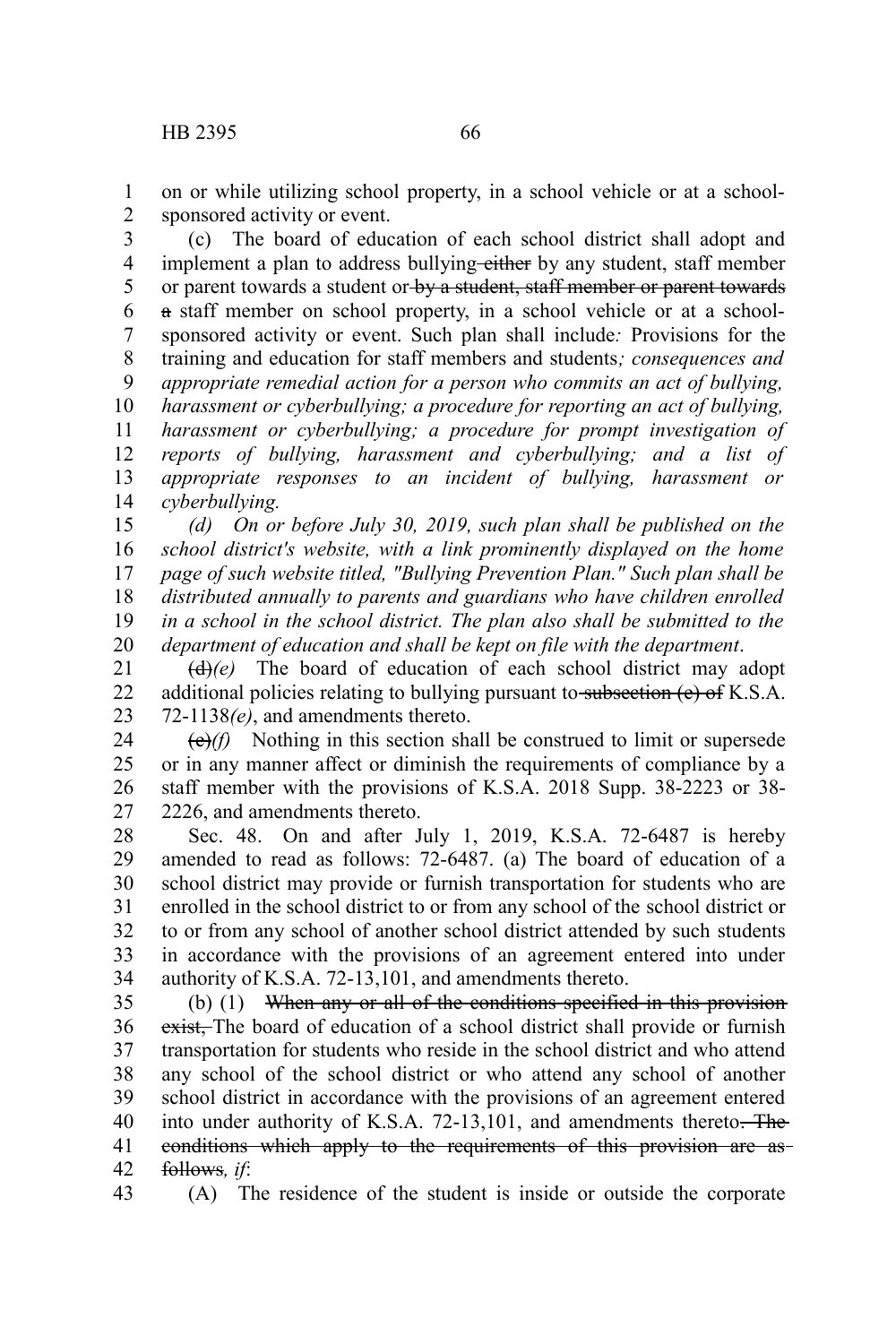on or while utilizing school property, in a school vehicle or at a school-sponsored activity or event.

(c) The board of education of each school district shall adopt and implement a plan to address bullying ~~either~~ by any student, staff member or parent towards a student or ~~by a student, staff member or parent towards a~~ staff member on school property, in a school vehicle or at a school-sponsored activity or event. Such plan shall include*:* Provisions for the training and education for staff members and students*; consequences and appropriate remedial action for a person who commits an act of bullying, harassment or cyberbullying; a procedure for reporting an act of bullying, harassment or cyberbullying; a procedure for prompt investigation of reports of bullying, harassment and cyberbullying; and a list of appropriate responses to an incident of bullying, harassment or cyberbullying.*

*(d) On or before July 30, 2019, such plan shall be published on the school district's website, with a link prominently displayed on the home page of such website titled, "Bullying Prevention Plan." Such plan shall be distributed annually to parents and guardians who have children enrolled in a school in the school district. The plan also shall be submitted to the department of education and shall be kept on file with the department*.

~~(d)~~*(e)* The board of education of each school district may adopt additional policies relating to bullying pursuant to ~~subsection (e) of~~ K.S.A. 72-1138*(e)*, and amendments thereto.

~~(e)~~*(f)* Nothing in this section shall be construed to limit or supersede or in any manner affect or diminish the requirements of compliance by a staff member with the provisions of K.S.A. 2018 Supp. 38-2223 or 38-2226, and amendments thereto.

Sec. 48. On and after July 1, 2019, K.S.A. 72-6487 is hereby amended to read as follows: 72-6487. (a) The board of education of a school district may provide or furnish transportation for students who are enrolled in the school district to or from any school of the school district or to or from any school of another school district attended by such students in accordance with the provisions of an agreement entered into under authority of K.S.A. 72-13,101, and amendments thereto.

(b) (1) ~~When any or all of the conditions specified in this provision exist,~~ The board of education of a school district shall provide or furnish transportation for students who reside in the school district and who attend any school of the school district or who attend any school of another school district in accordance with the provisions of an agreement entered into under authority of K.S.A. 72-13,101, and amendments thereto~~. The conditions which apply to the requirements of this provision are as follows~~*, if*:

(A) The residence of the student is inside or outside the corporate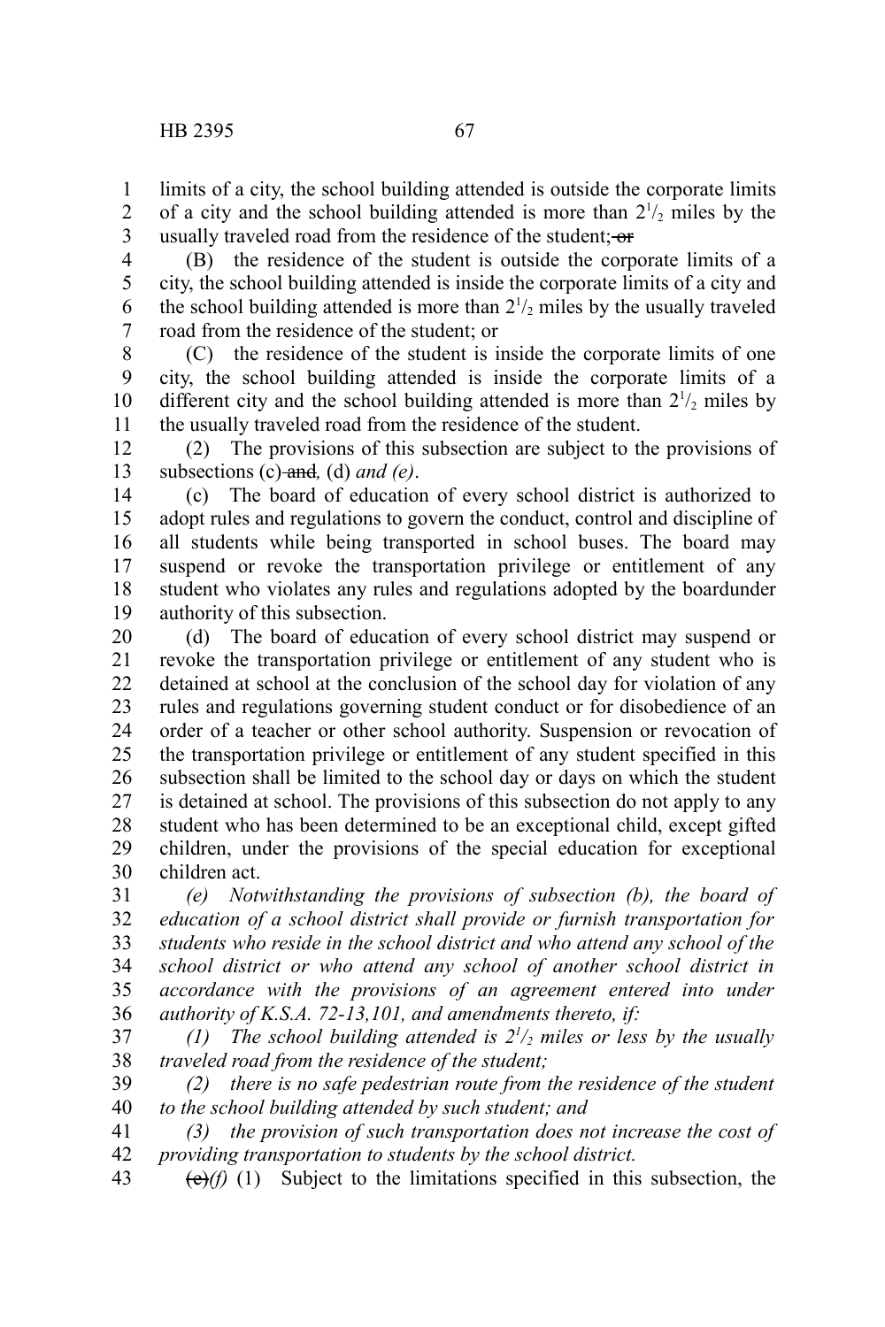limits of a city, the school building attended is outside the corporate limits of a city and the school building attended is more than $2^1/_2$ miles by the usually traveled road from the residence of the student; ~~or~~

(B) the residence of the student is outside the corporate limits of a city, the school building attended is inside the corporate limits of a city and the school building attended is more than $2^1/_2$ miles by the usually traveled road from the residence of the student; or

(C) the residence of the student is inside the corporate limits of one city, the school building attended is inside the corporate limits of a different city and the school building attended is more than $2^1/_2$ miles by the usually traveled road from the residence of the student.

(2) The provisions of this subsection are subject to the provisions of subsections (c) ~~and~~*,* (d) *and (e)*.

(c) The board of education of every school district is authorized to adopt rules and regulations to govern the conduct, control and discipline of all students while being transported in school buses. The board may suspend or revoke the transportation privilege or entitlement of any student who violates any rules and regulations adopted by the boardunder authority of this subsection.

(d) The board of education of every school district may suspend or revoke the transportation privilege or entitlement of any student who is detained at school at the conclusion of the school day for violation of any rules and regulations governing student conduct or for disobedience of an order of a teacher or other school authority. Suspension or revocation of the transportation privilege or entitlement of any student specified in this subsection shall be limited to the school day or days on which the student is detained at school. The provisions of this subsection do not apply to any student who has been determined to be an exceptional child, except gifted children, under the provisions of the special education for exceptional children act.

*(e) Notwithstanding the provisions of subsection (b), the board of education of a school district shall provide or furnish transportation for students who reside in the school district and who attend any school of the school district or who attend any school of another school district in accordance with the provisions of an agreement entered into under authority of K.S.A. 72-13,101, and amendments thereto, if:*

*(1) The school building attended is $2^1/_2$ miles or less by the usually traveled road from the residence of the student;*

*(2) there is no safe pedestrian route from the residence of the student to the school building attended by such student; and*

*(3) the provision of such transportation does not increase the cost of providing transportation to students by the school district.*

~~(e)~~*(f)* (1) Subject to the limitations specified in this subsection, the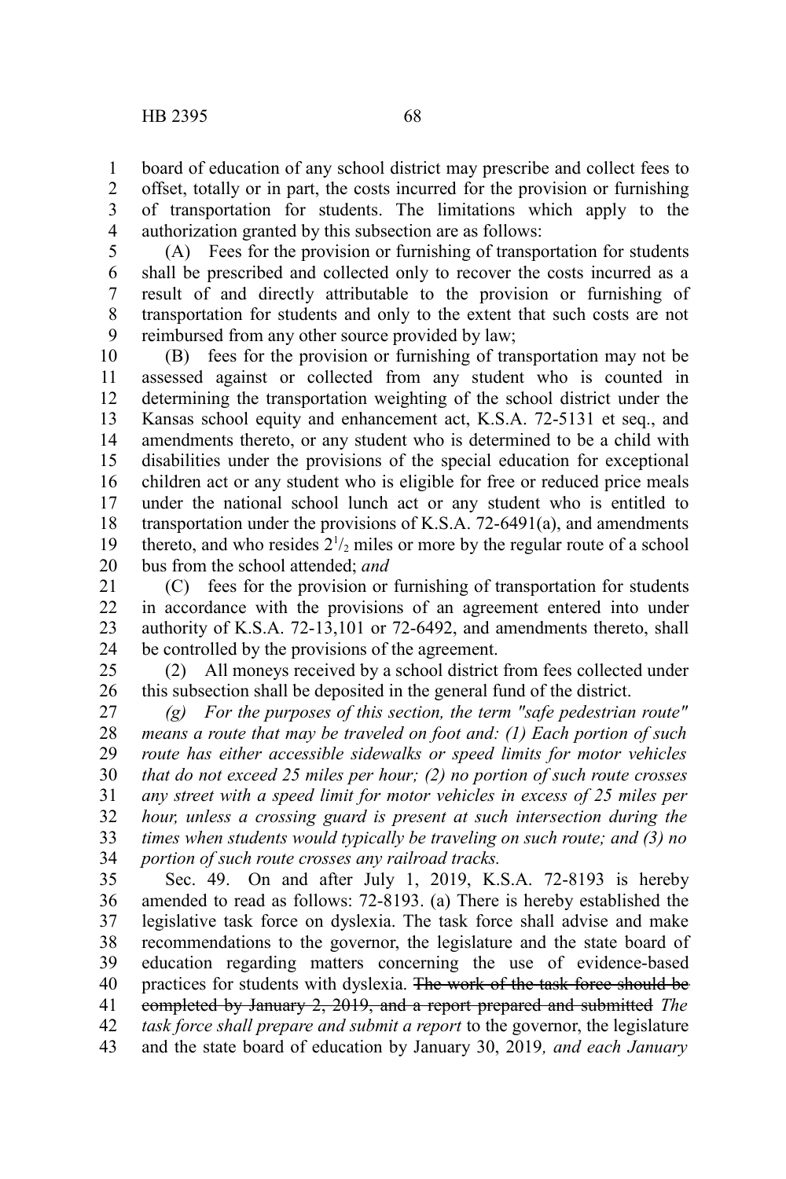board of education of any school district may prescribe and collect fees to offset, totally or in part, the costs incurred for the provision or furnishing of transportation for students. The limitations which apply to the authorization granted by this subsection are as follows:

(A) Fees for the provision or furnishing of transportation for students shall be prescribed and collected only to recover the costs incurred as a result of and directly attributable to the provision or furnishing of transportation for students and only to the extent that such costs are not reimbursed from any other source provided by law;

(B) fees for the provision or furnishing of transportation may not be assessed against or collected from any student who is counted in determining the transportation weighting of the school district under the Kansas school equity and enhancement act, K.S.A. 72-5131 et seq., and amendments thereto, or any student who is determined to be a child with disabilities under the provisions of the special education for exceptional children act or any student who is eligible for free or reduced price meals under the national school lunch act or any student who is entitled to transportation under the provisions of K.S.A. 72-6491(a), and amendments thereto, and who resides $2^1/_2$ miles or more by the regular route of a school bus from the school attended; *and*

(C) fees for the provision or furnishing of transportation for students in accordance with the provisions of an agreement entered into under authority of K.S.A. 72-13,101 or 72-6492, and amendments thereto, shall be controlled by the provisions of the agreement.

(2) All moneys received by a school district from fees collected under this subsection shall be deposited in the general fund of the district.

*(g) For the purposes of this section, the term "safe pedestrian route" means a route that may be traveled on foot and: (1) Each portion of such route has either accessible sidewalks or speed limits for motor vehicles that do not exceed 25 miles per hour; (2) no portion of such route crosses any street with a speed limit for motor vehicles in excess of 25 miles per hour, unless a crossing guard is present at such intersection during the times when students would typically be traveling on such route; and (3) no portion of such route crosses any railroad tracks.*

Sec. 49. On and after July 1, 2019, K.S.A. 72-8193 is hereby amended to read as follows: 72-8193. (a) There is hereby established the legislative task force on dyslexia. The task force shall advise and make recommendations to the governor, the legislature and the state board of education regarding matters concerning the use of evidence-based practices for students with dyslexia. ~~The work of the task force should be completed by January 2, 2019, and a report prepared and submitted~~ *The task force shall prepare and submit a report* to the governor, the legislature and the state board of education by January 30, 2019*, and each January*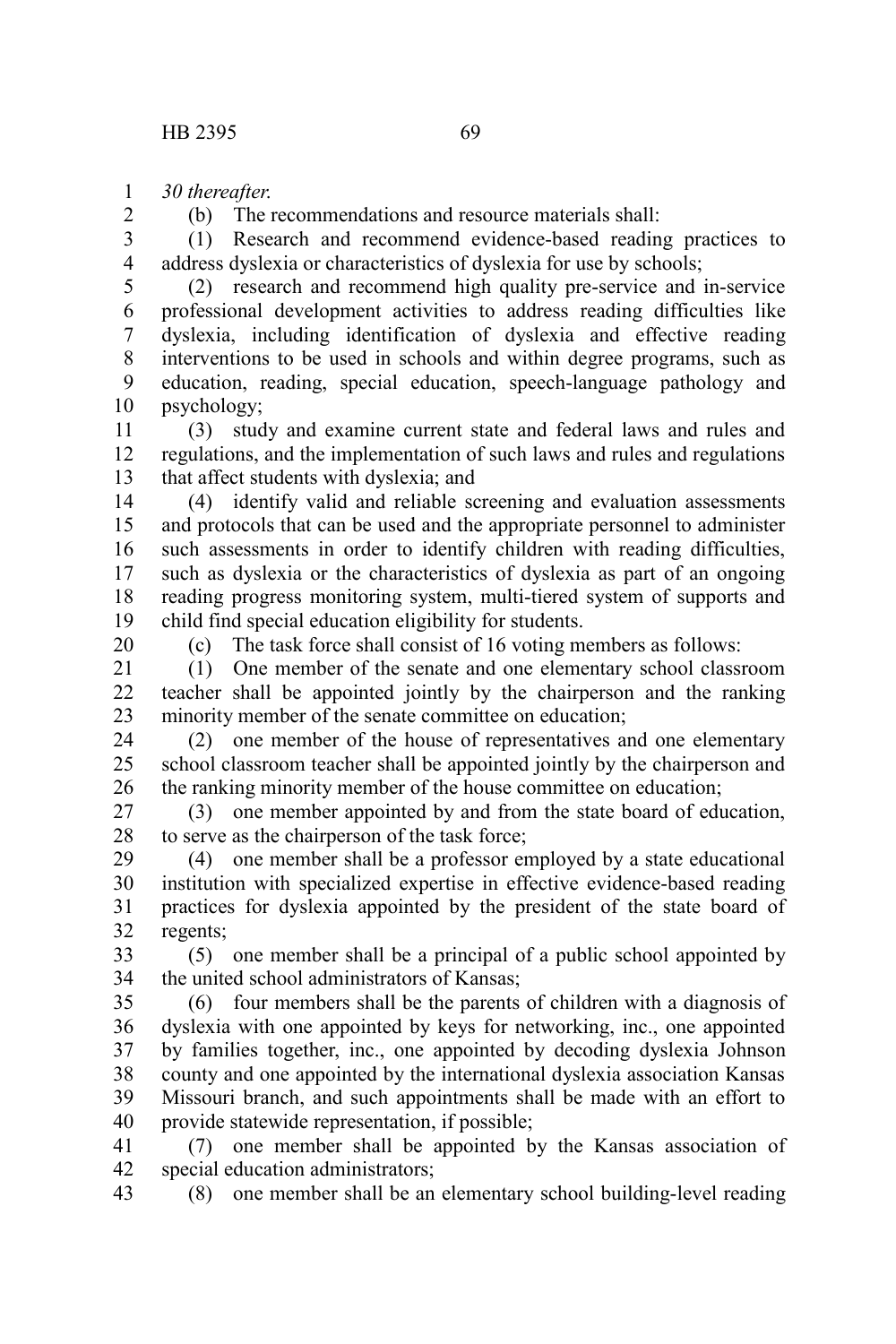*30 thereafter.*

(b) The recommendations and resource materials shall:

(1) Research and recommend evidence-based reading practices to address dyslexia or characteristics of dyslexia for use by schools;

(2) research and recommend high quality pre-service and in-service professional development activities to address reading difficulties like dyslexia, including identification of dyslexia and effective reading interventions to be used in schools and within degree programs, such as education, reading, special education, speech-language pathology and psychology;

(3) study and examine current state and federal laws and rules and regulations, and the implementation of such laws and rules and regulations that affect students with dyslexia; and

(4) identify valid and reliable screening and evaluation assessments and protocols that can be used and the appropriate personnel to administer such assessments in order to identify children with reading difficulties, such as dyslexia or the characteristics of dyslexia as part of an ongoing reading progress monitoring system, multi-tiered system of supports and child find special education eligibility for students.

(c) The task force shall consist of 16 voting members as follows:

(1) One member of the senate and one elementary school classroom teacher shall be appointed jointly by the chairperson and the ranking minority member of the senate committee on education;

(2) one member of the house of representatives and one elementary school classroom teacher shall be appointed jointly by the chairperson and the ranking minority member of the house committee on education;

(3) one member appointed by and from the state board of education, to serve as the chairperson of the task force;

(4) one member shall be a professor employed by a state educational institution with specialized expertise in effective evidence-based reading practices for dyslexia appointed by the president of the state board of regents;

(5) one member shall be a principal of a public school appointed by the united school administrators of Kansas;

(6) four members shall be the parents of children with a diagnosis of dyslexia with one appointed by keys for networking, inc., one appointed by families together, inc., one appointed by decoding dyslexia Johnson county and one appointed by the international dyslexia association Kansas Missouri branch, and such appointments shall be made with an effort to provide statewide representation, if possible;

(7) one member shall be appointed by the Kansas association of special education administrators;

(8) one member shall be an elementary school building-level reading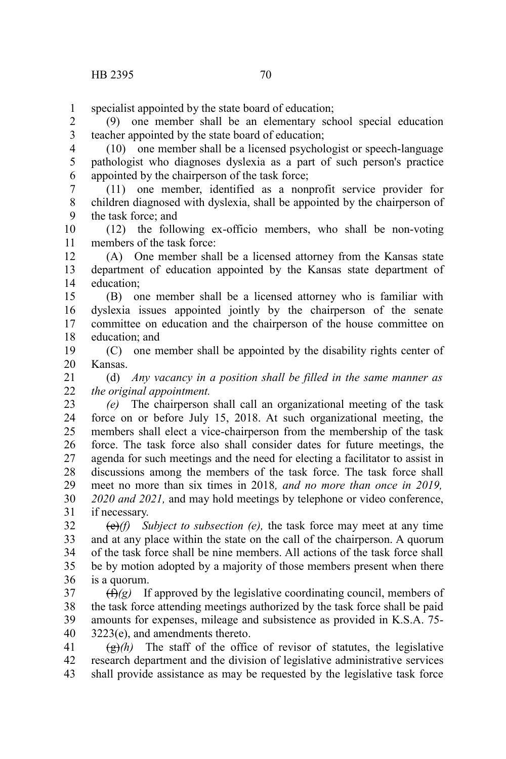specialist appointed by the state board of education;

(9) one member shall be an elementary school special education teacher appointed by the state board of education;

(10) one member shall be a licensed psychologist or speech-language pathologist who diagnoses dyslexia as a part of such person's practice appointed by the chairperson of the task force;

(11) one member, identified as a nonprofit service provider for children diagnosed with dyslexia, shall be appointed by the chairperson of the task force; and

(12) the following ex-officio members, who shall be non-voting members of the task force:

(A) One member shall be a licensed attorney from the Kansas state department of education appointed by the Kansas state department of education;

(B) one member shall be a licensed attorney who is familiar with dyslexia issues appointed jointly by the chairperson of the senate committee on education and the chairperson of the house committee on education; and

(C) one member shall be appointed by the disability rights center of Kansas.

(d) *Any vacancy in a position shall be filled in the same manner as the original appointment.*

*(e)* The chairperson shall call an organizational meeting of the task force on or before July 15, 2018. At such organizational meeting, the members shall elect a vice-chairperson from the membership of the task force. The task force also shall consider dates for future meetings, the agenda for such meetings and the need for electing a facilitator to assist in discussions among the members of the task force. The task force shall meet no more than six times in 2018*, and no more than once in 2019, 2020 and 2021,* and may hold meetings by telephone or video conference, if necessary.

~~(e)~~*(f) Subject to subsection (e),* the task force may meet at any time and at any place within the state on the call of the chairperson. A quorum of the task force shall be nine members. All actions of the task force shall be by motion adopted by a majority of those members present when there is a quorum.

~~(f)~~*(g)* If approved by the legislative coordinating council, members of the task force attending meetings authorized by the task force shall be paid amounts for expenses, mileage and subsistence as provided in K.S.A. 75-3223(e), and amendments thereto.

~~(g)~~*(h)* The staff of the office of revisor of statutes, the legislative research department and the division of legislative administrative services shall provide assistance as may be requested by the legislative task force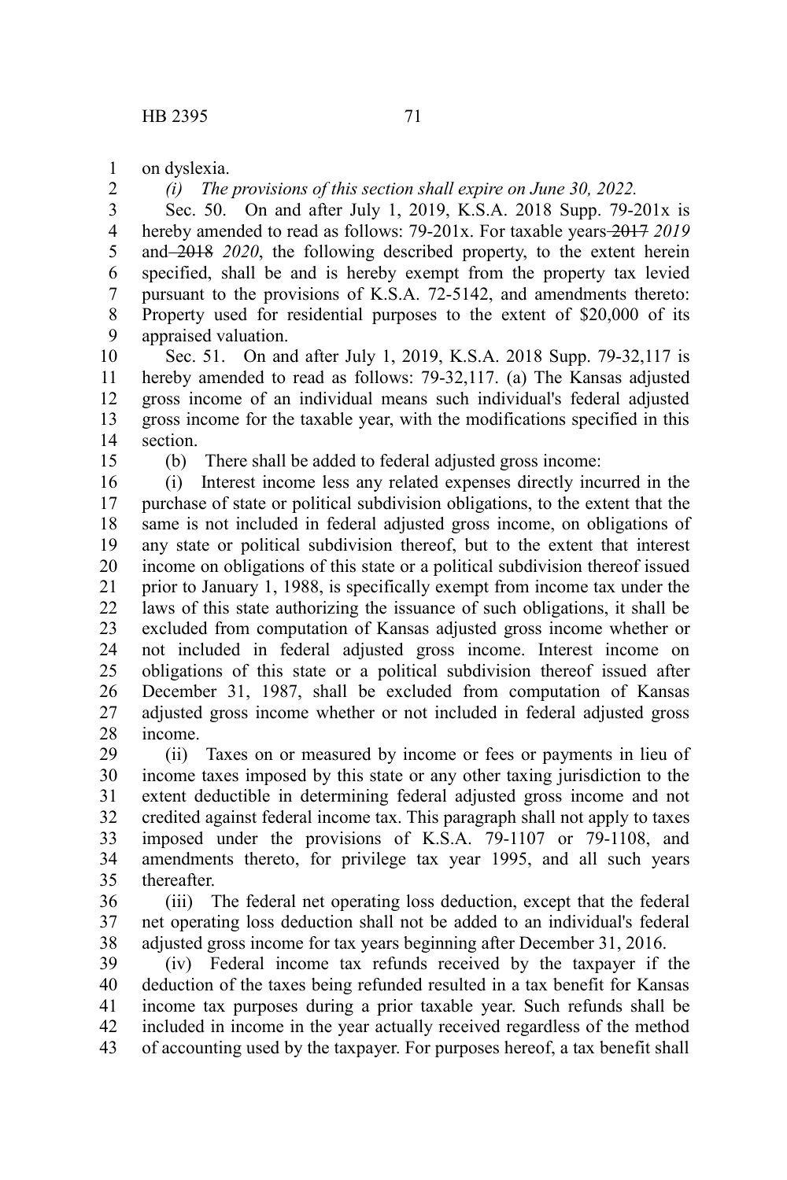on dyslexia.

*(i) The provisions of this section shall expire on June 30, 2022.*

Sec. 50. On and after July 1, 2019, K.S.A. 2018 Supp. 79-201x is hereby amended to read as follows: 79-201x. For taxable years ~~2017~~ *2019* and ~~2018~~ *2020*, the following described property, to the extent herein specified, shall be and is hereby exempt from the property tax levied pursuant to the provisions of K.S.A. 72-5142, and amendments thereto: Property used for residential purposes to the extent of $20,000 of its appraised valuation.

Sec. 51. On and after July 1, 2019, K.S.A. 2018 Supp. 79-32,117 is hereby amended to read as follows: 79-32,117. (a) The Kansas adjusted gross income of an individual means such individual's federal adjusted gross income for the taxable year, with the modifications specified in this section.

(b) There shall be added to federal adjusted gross income:

(i) Interest income less any related expenses directly incurred in the purchase of state or political subdivision obligations, to the extent that the same is not included in federal adjusted gross income, on obligations of any state or political subdivision thereof, but to the extent that interest income on obligations of this state or a political subdivision thereof issued prior to January 1, 1988, is specifically exempt from income tax under the laws of this state authorizing the issuance of such obligations, it shall be excluded from computation of Kansas adjusted gross income whether or not included in federal adjusted gross income. Interest income on obligations of this state or a political subdivision thereof issued after December 31, 1987, shall be excluded from computation of Kansas adjusted gross income whether or not included in federal adjusted gross income.

(ii) Taxes on or measured by income or fees or payments in lieu of income taxes imposed by this state or any other taxing jurisdiction to the extent deductible in determining federal adjusted gross income and not credited against federal income tax. This paragraph shall not apply to taxes imposed under the provisions of K.S.A. 79-1107 or 79-1108, and amendments thereto, for privilege tax year 1995, and all such years thereafter.

(iii) The federal net operating loss deduction, except that the federal net operating loss deduction shall not be added to an individual's federal adjusted gross income for tax years beginning after December 31, 2016.

(iv) Federal income tax refunds received by the taxpayer if the deduction of the taxes being refunded resulted in a tax benefit for Kansas income tax purposes during a prior taxable year. Such refunds shall be included in income in the year actually received regardless of the method of accounting used by the taxpayer. For purposes hereof, a tax benefit shall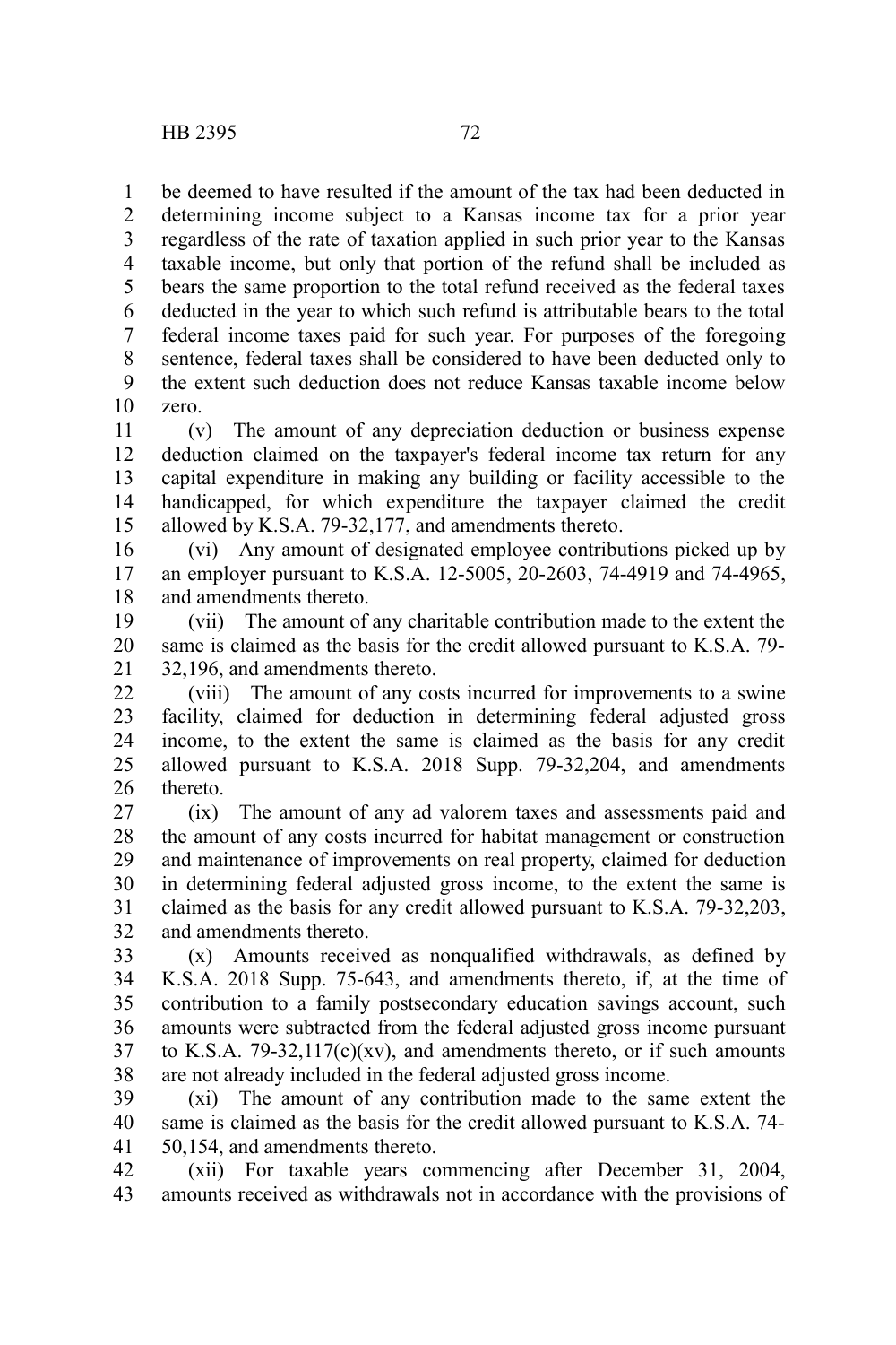be deemed to have resulted if the amount of the tax had been deducted in determining income subject to a Kansas income tax for a prior year regardless of the rate of taxation applied in such prior year to the Kansas taxable income, but only that portion of the refund shall be included as bears the same proportion to the total refund received as the federal taxes deducted in the year to which such refund is attributable bears to the total federal income taxes paid for such year. For purposes of the foregoing sentence, federal taxes shall be considered to have been deducted only to the extent such deduction does not reduce Kansas taxable income below zero.

(v) The amount of any depreciation deduction or business expense deduction claimed on the taxpayer's federal income tax return for any capital expenditure in making any building or facility accessible to the handicapped, for which expenditure the taxpayer claimed the credit allowed by K.S.A. 79-32,177, and amendments thereto.

(vi) Any amount of designated employee contributions picked up by an employer pursuant to K.S.A. 12-5005, 20-2603, 74-4919 and 74-4965, and amendments thereto.

(vii) The amount of any charitable contribution made to the extent the same is claimed as the basis for the credit allowed pursuant to K.S.A. 79-32,196, and amendments thereto.

(viii) The amount of any costs incurred for improvements to a swine facility, claimed for deduction in determining federal adjusted gross income, to the extent the same is claimed as the basis for any credit allowed pursuant to K.S.A. 2018 Supp. 79-32,204, and amendments thereto.

(ix) The amount of any ad valorem taxes and assessments paid and the amount of any costs incurred for habitat management or construction and maintenance of improvements on real property, claimed for deduction in determining federal adjusted gross income, to the extent the same is claimed as the basis for any credit allowed pursuant to K.S.A. 79-32,203, and amendments thereto.

(x) Amounts received as nonqualified withdrawals, as defined by K.S.A. 2018 Supp. 75-643, and amendments thereto, if, at the time of contribution to a family postsecondary education savings account, such amounts were subtracted from the federal adjusted gross income pursuant to K.S.A. 79-32,117(c)(xv), and amendments thereto, or if such amounts are not already included in the federal adjusted gross income.

(xi) The amount of any contribution made to the same extent the same is claimed as the basis for the credit allowed pursuant to K.S.A. 74-50,154, and amendments thereto.

(xii) For taxable years commencing after December 31, 2004, amounts received as withdrawals not in accordance with the provisions of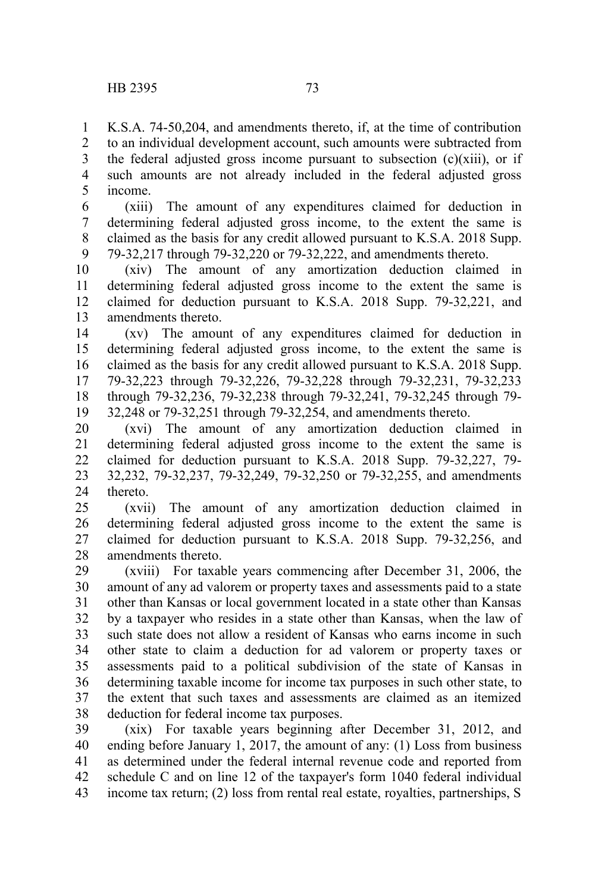K.S.A. 74-50,204, and amendments thereto, if, at the time of contribution to an individual development account, such amounts were subtracted from the federal adjusted gross income pursuant to subsection (c)(xiii), or if such amounts are not already included in the federal adjusted gross income.

(xiii) The amount of any expenditures claimed for deduction in determining federal adjusted gross income, to the extent the same is claimed as the basis for any credit allowed pursuant to K.S.A. 2018 Supp. 79-32,217 through 79-32,220 or 79-32,222, and amendments thereto.

(xiv) The amount of any amortization deduction claimed in determining federal adjusted gross income to the extent the same is claimed for deduction pursuant to K.S.A. 2018 Supp. 79-32,221, and amendments thereto.

(xv) The amount of any expenditures claimed for deduction in determining federal adjusted gross income, to the extent the same is claimed as the basis for any credit allowed pursuant to K.S.A. 2018 Supp. 79-32,223 through 79-32,226, 79-32,228 through 79-32,231, 79-32,233 through 79-32,236, 79-32,238 through 79-32,241, 79-32,245 through 79-32,248 or 79-32,251 through 79-32,254, and amendments thereto.

(xvi) The amount of any amortization deduction claimed in determining federal adjusted gross income to the extent the same is claimed for deduction pursuant to K.S.A. 2018 Supp. 79-32,227, 79-32,232, 79-32,237, 79-32,249, 79-32,250 or 79-32,255, and amendments thereto.

(xvii) The amount of any amortization deduction claimed in determining federal adjusted gross income to the extent the same is claimed for deduction pursuant to K.S.A. 2018 Supp. 79-32,256, and amendments thereto.

(xviii) For taxable years commencing after December 31, 2006, the amount of any ad valorem or property taxes and assessments paid to a state other than Kansas or local government located in a state other than Kansas by a taxpayer who resides in a state other than Kansas, when the law of such state does not allow a resident of Kansas who earns income in such other state to claim a deduction for ad valorem or property taxes or assessments paid to a political subdivision of the state of Kansas in determining taxable income for income tax purposes in such other state, to the extent that such taxes and assessments are claimed as an itemized deduction for federal income tax purposes.

(xix) For taxable years beginning after December 31, 2012, and ending before January 1, 2017, the amount of any: (1) Loss from business as determined under the federal internal revenue code and reported from schedule C and on line 12 of the taxpayer's form 1040 federal individual income tax return; (2) loss from rental real estate, royalties, partnerships, S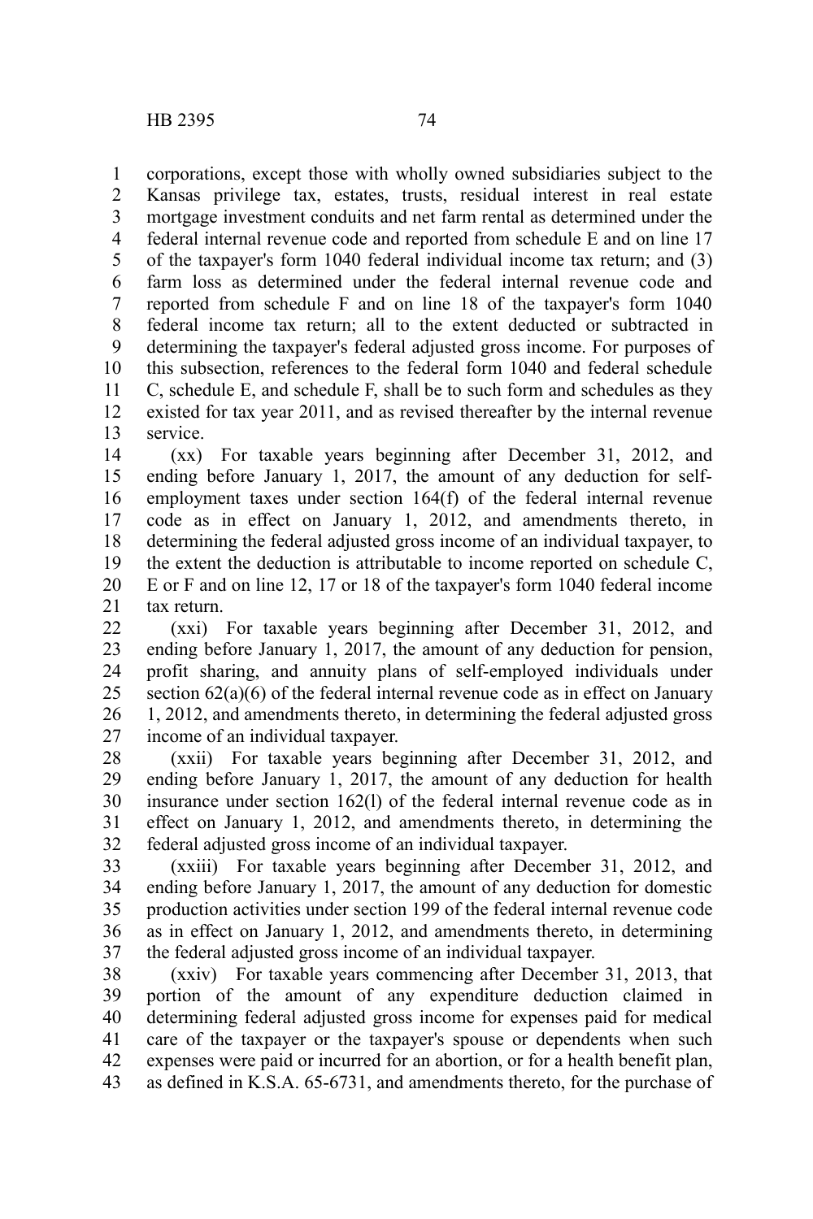corporations, except those with wholly owned subsidiaries subject to the Kansas privilege tax, estates, trusts, residual interest in real estate mortgage investment conduits and net farm rental as determined under the federal internal revenue code and reported from schedule E and on line 17 of the taxpayer's form 1040 federal individual income tax return; and (3) farm loss as determined under the federal internal revenue code and reported from schedule F and on line 18 of the taxpayer's form 1040 federal income tax return; all to the extent deducted or subtracted in determining the taxpayer's federal adjusted gross income. For purposes of this subsection, references to the federal form 1040 and federal schedule C, schedule E, and schedule F, shall be to such form and schedules as they existed for tax year 2011, and as revised thereafter by the internal revenue service.

(xx) For taxable years beginning after December 31, 2012, and ending before January 1, 2017, the amount of any deduction for self-employment taxes under section 164(f) of the federal internal revenue code as in effect on January 1, 2012, and amendments thereto, in determining the federal adjusted gross income of an individual taxpayer, to the extent the deduction is attributable to income reported on schedule C, E or F and on line 12, 17 or 18 of the taxpayer's form 1040 federal income tax return.

(xxi) For taxable years beginning after December 31, 2012, and ending before January 1, 2017, the amount of any deduction for pension, profit sharing, and annuity plans of self-employed individuals under section 62(a)(6) of the federal internal revenue code as in effect on January 1, 2012, and amendments thereto, in determining the federal adjusted gross income of an individual taxpayer.

(xxii) For taxable years beginning after December 31, 2012, and ending before January 1, 2017, the amount of any deduction for health insurance under section 162(l) of the federal internal revenue code as in effect on January 1, 2012, and amendments thereto, in determining the federal adjusted gross income of an individual taxpayer.

(xxiii) For taxable years beginning after December 31, 2012, and ending before January 1, 2017, the amount of any deduction for domestic production activities under section 199 of the federal internal revenue code as in effect on January 1, 2012, and amendments thereto, in determining the federal adjusted gross income of an individual taxpayer.

(xxiv) For taxable years commencing after December 31, 2013, that portion of the amount of any expenditure deduction claimed in determining federal adjusted gross income for expenses paid for medical care of the taxpayer or the taxpayer's spouse or dependents when such expenses were paid or incurred for an abortion, or for a health benefit plan, as defined in K.S.A. 65-6731, and amendments thereto, for the purchase of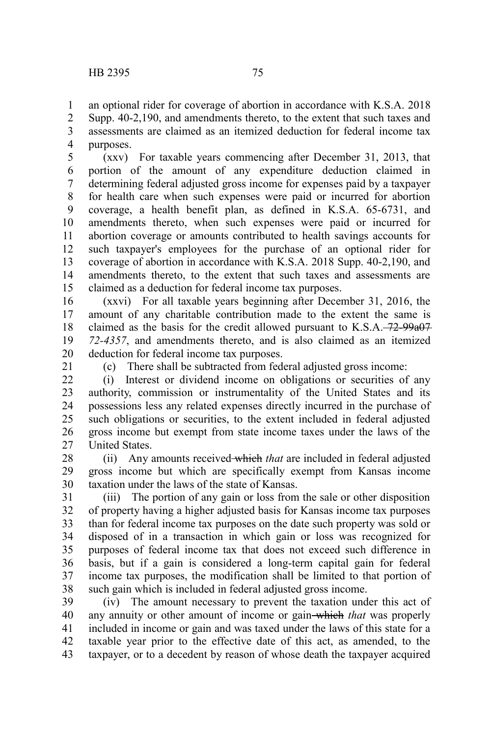an optional rider for coverage of abortion in accordance with K.S.A. 2018 Supp. 40-2,190, and amendments thereto, to the extent that such taxes and assessments are claimed as an itemized deduction for federal income tax purposes.

(xxv) For taxable years commencing after December 31, 2013, that portion of the amount of any expenditure deduction claimed in determining federal adjusted gross income for expenses paid by a taxpayer for health care when such expenses were paid or incurred for abortion coverage, a health benefit plan, as defined in K.S.A. 65-6731, and amendments thereto, when such expenses were paid or incurred for abortion coverage or amounts contributed to health savings accounts for such taxpayer's employees for the purchase of an optional rider for coverage of abortion in accordance with K.S.A. 2018 Supp. 40-2,190, and amendments thereto, to the extent that such taxes and assessments are claimed as a deduction for federal income tax purposes.

(xxvi) For all taxable years beginning after December 31, 2016, the amount of any charitable contribution made to the extent the same is claimed as the basis for the credit allowed pursuant to K.S.A. ~~72-99a07~~ *72-4357*, and amendments thereto, and is also claimed as an itemized deduction for federal income tax purposes.

(c) There shall be subtracted from federal adjusted gross income:

(i) Interest or dividend income on obligations or securities of any authority, commission or instrumentality of the United States and its possessions less any related expenses directly incurred in the purchase of such obligations or securities, to the extent included in federal adjusted gross income but exempt from state income taxes under the laws of the United States.

(ii) Any amounts received ~~which~~ *that* are included in federal adjusted gross income but which are specifically exempt from Kansas income taxation under the laws of the state of Kansas.

(iii) The portion of any gain or loss from the sale or other disposition of property having a higher adjusted basis for Kansas income tax purposes than for federal income tax purposes on the date such property was sold or disposed of in a transaction in which gain or loss was recognized for purposes of federal income tax that does not exceed such difference in basis, but if a gain is considered a long-term capital gain for federal income tax purposes, the modification shall be limited to that portion of such gain which is included in federal adjusted gross income.

(iv) The amount necessary to prevent the taxation under this act of any annuity or other amount of income or gain ~~which~~ *that* was properly included in income or gain and was taxed under the laws of this state for a taxable year prior to the effective date of this act, as amended, to the taxpayer, or to a decedent by reason of whose death the taxpayer acquired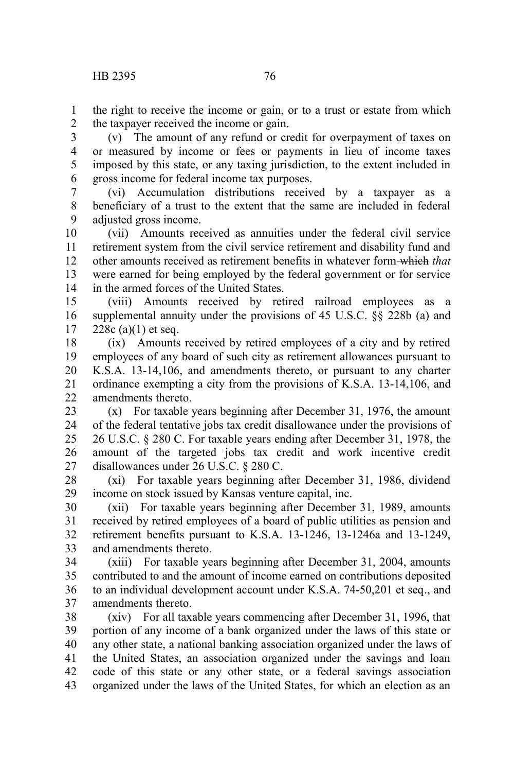the right to receive the income or gain, or to a trust or estate from which the taxpayer received the income or gain.

(v) The amount of any refund or credit for overpayment of taxes on or measured by income or fees or payments in lieu of income taxes imposed by this state, or any taxing jurisdiction, to the extent included in gross income for federal income tax purposes.

(vi) Accumulation distributions received by a taxpayer as a beneficiary of a trust to the extent that the same are included in federal adjusted gross income.

(vii) Amounts received as annuities under the federal civil service retirement system from the civil service retirement and disability fund and other amounts received as retirement benefits in whatever form ~~which~~ *that* were earned for being employed by the federal government or for service in the armed forces of the United States.

(viii) Amounts received by retired railroad employees as a supplemental annuity under the provisions of 45 U.S.C. §§ 228b (a) and 228c (a)(1) et seq.

(ix) Amounts received by retired employees of a city and by retired employees of any board of such city as retirement allowances pursuant to K.S.A. 13-14,106, and amendments thereto, or pursuant to any charter ordinance exempting a city from the provisions of K.S.A. 13-14,106, and amendments thereto.

(x) For taxable years beginning after December 31, 1976, the amount of the federal tentative jobs tax credit disallowance under the provisions of 26 U.S.C. § 280 C. For taxable years ending after December 31, 1978, the amount of the targeted jobs tax credit and work incentive credit disallowances under 26 U.S.C. § 280 C.

(xi) For taxable years beginning after December 31, 1986, dividend income on stock issued by Kansas venture capital, inc.

(xii) For taxable years beginning after December 31, 1989, amounts received by retired employees of a board of public utilities as pension and retirement benefits pursuant to K.S.A. 13-1246, 13-1246a and 13-1249, and amendments thereto.

(xiii) For taxable years beginning after December 31, 2004, amounts contributed to and the amount of income earned on contributions deposited to an individual development account under K.S.A. 74-50,201 et seq., and amendments thereto.

(xiv) For all taxable years commencing after December 31, 1996, that portion of any income of a bank organized under the laws of this state or any other state, a national banking association organized under the laws of the United States, an association organized under the savings and loan code of this state or any other state, or a federal savings association organized under the laws of the United States, for which an election as an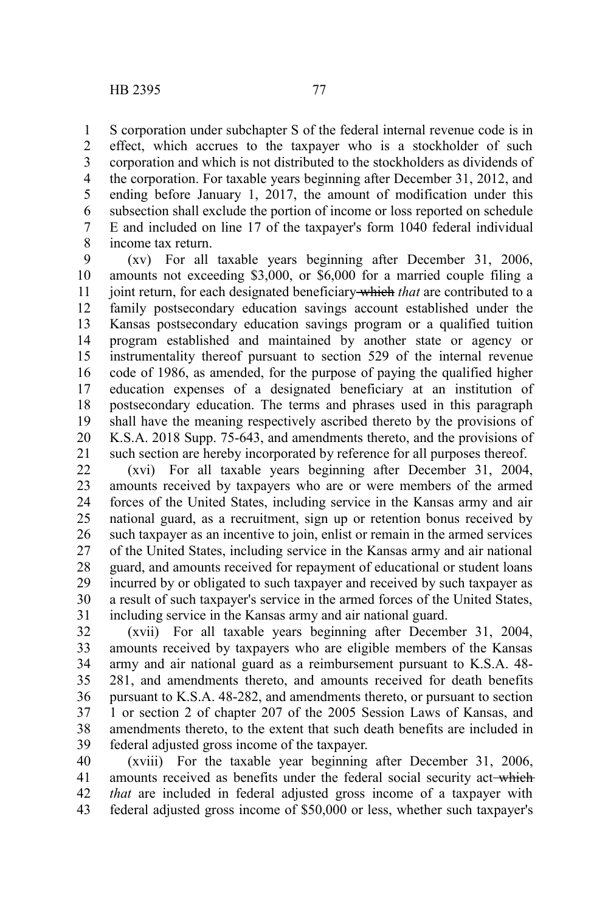S corporation under subchapter S of the federal internal revenue code is in effect, which accrues to the taxpayer who is a stockholder of such corporation and which is not distributed to the stockholders as dividends of the corporation. For taxable years beginning after December 31, 2012, and ending before January 1, 2017, the amount of modification under this subsection shall exclude the portion of income or loss reported on schedule E and included on line 17 of the taxpayer's form 1040 federal individual income tax return.

(xv) For all taxable years beginning after December 31, 2006, amounts not exceeding $3,000, or $6,000 for a married couple filing a joint return, for each designated beneficiary ~~which~~ *that* are contributed to a family postsecondary education savings account established under the Kansas postsecondary education savings program or a qualified tuition program established and maintained by another state or agency or instrumentality thereof pursuant to section 529 of the internal revenue code of 1986, as amended, for the purpose of paying the qualified higher education expenses of a designated beneficiary at an institution of postsecondary education. The terms and phrases used in this paragraph shall have the meaning respectively ascribed thereto by the provisions of K.S.A. 2018 Supp. 75-643, and amendments thereto, and the provisions of such section are hereby incorporated by reference for all purposes thereof.

(xvi) For all taxable years beginning after December 31, 2004, amounts received by taxpayers who are or were members of the armed forces of the United States, including service in the Kansas army and air national guard, as a recruitment, sign up or retention bonus received by such taxpayer as an incentive to join, enlist or remain in the armed services of the United States, including service in the Kansas army and air national guard, and amounts received for repayment of educational or student loans incurred by or obligated to such taxpayer and received by such taxpayer as a result of such taxpayer's service in the armed forces of the United States, including service in the Kansas army and air national guard.

(xvii) For all taxable years beginning after December 31, 2004, amounts received by taxpayers who are eligible members of the Kansas army and air national guard as a reimbursement pursuant to K.S.A. 48-281, and amendments thereto, and amounts received for death benefits pursuant to K.S.A. 48-282, and amendments thereto, or pursuant to section 1 or section 2 of chapter 207 of the 2005 Session Laws of Kansas, and amendments thereto, to the extent that such death benefits are included in federal adjusted gross income of the taxpayer.

(xviii) For the taxable year beginning after December 31, 2006, amounts received as benefits under the federal social security act ~~which~~ *that* are included in federal adjusted gross income of a taxpayer with federal adjusted gross income of $50,000 or less, whether such taxpayer's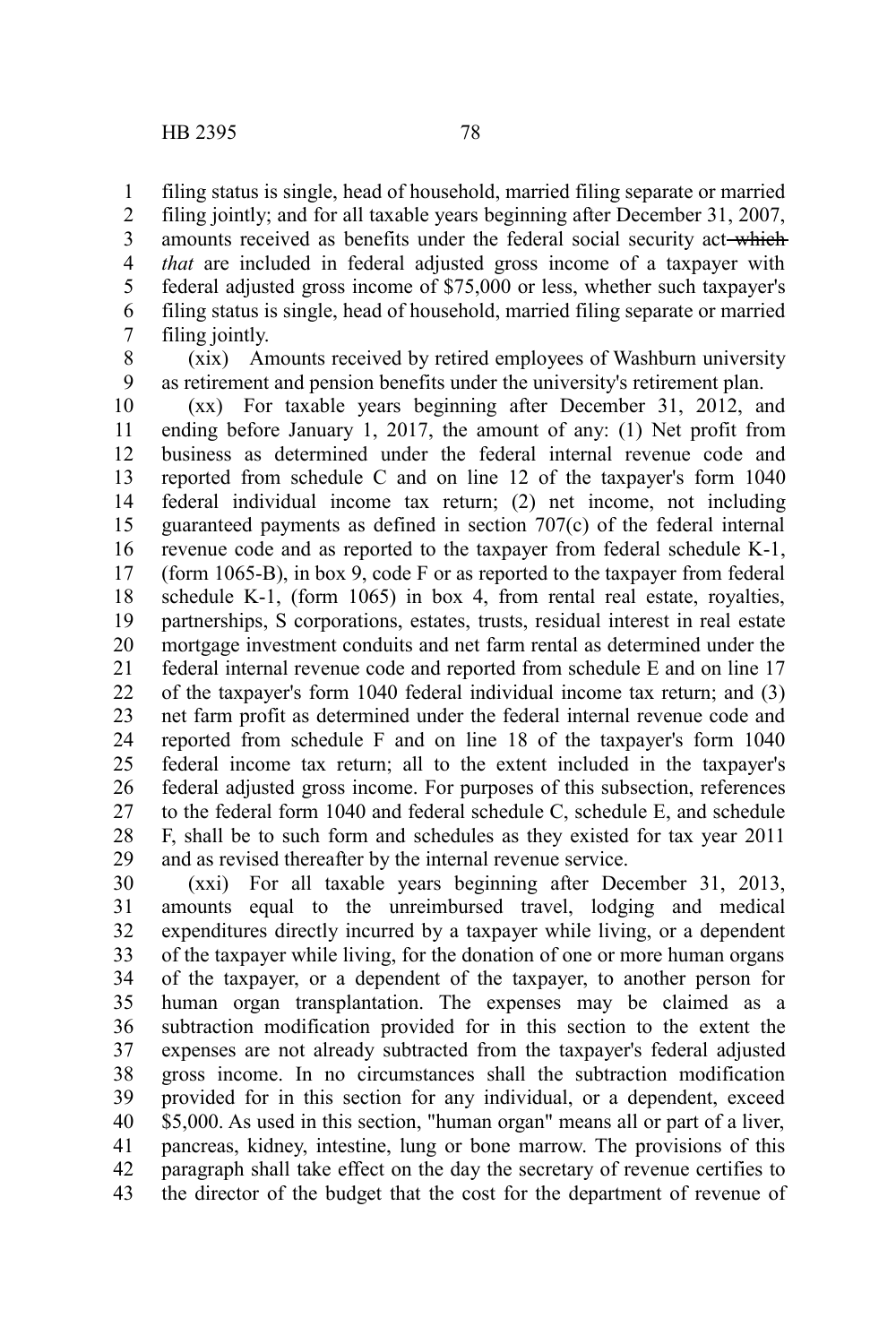filing status is single, head of household, married filing separate or married filing jointly; and for all taxable years beginning after December 31, 2007, amounts received as benefits under the federal social security act ~~which~~ *that* are included in federal adjusted gross income of a taxpayer with federal adjusted gross income of $75,000 or less, whether such taxpayer's filing status is single, head of household, married filing separate or married filing jointly.

(xix) Amounts received by retired employees of Washburn university as retirement and pension benefits under the university's retirement plan.

(xx) For taxable years beginning after December 31, 2012, and ending before January 1, 2017, the amount of any: (1) Net profit from business as determined under the federal internal revenue code and reported from schedule C and on line 12 of the taxpayer's form 1040 federal individual income tax return; (2) net income, not including guaranteed payments as defined in section 707(c) of the federal internal revenue code and as reported to the taxpayer from federal schedule K-1, (form 1065-B), in box 9, code F or as reported to the taxpayer from federal schedule K-1, (form 1065) in box 4, from rental real estate, royalties, partnerships, S corporations, estates, trusts, residual interest in real estate mortgage investment conduits and net farm rental as determined under the federal internal revenue code and reported from schedule E and on line 17 of the taxpayer's form 1040 federal individual income tax return; and (3) net farm profit as determined under the federal internal revenue code and reported from schedule F and on line 18 of the taxpayer's form 1040 federal income tax return; all to the extent included in the taxpayer's federal adjusted gross income. For purposes of this subsection, references to the federal form 1040 and federal schedule C, schedule E, and schedule F, shall be to such form and schedules as they existed for tax year 2011 and as revised thereafter by the internal revenue service.

(xxi) For all taxable years beginning after December 31, 2013, amounts equal to the unreimbursed travel, lodging and medical expenditures directly incurred by a taxpayer while living, or a dependent of the taxpayer while living, for the donation of one or more human organs of the taxpayer, or a dependent of the taxpayer, to another person for human organ transplantation. The expenses may be claimed as a subtraction modification provided for in this section to the extent the expenses are not already subtracted from the taxpayer's federal adjusted gross income. In no circumstances shall the subtraction modification provided for in this section for any individual, or a dependent, exceed $5,000. As used in this section, "human organ" means all or part of a liver, pancreas, kidney, intestine, lung or bone marrow. The provisions of this paragraph shall take effect on the day the secretary of revenue certifies to the director of the budget that the cost for the department of revenue of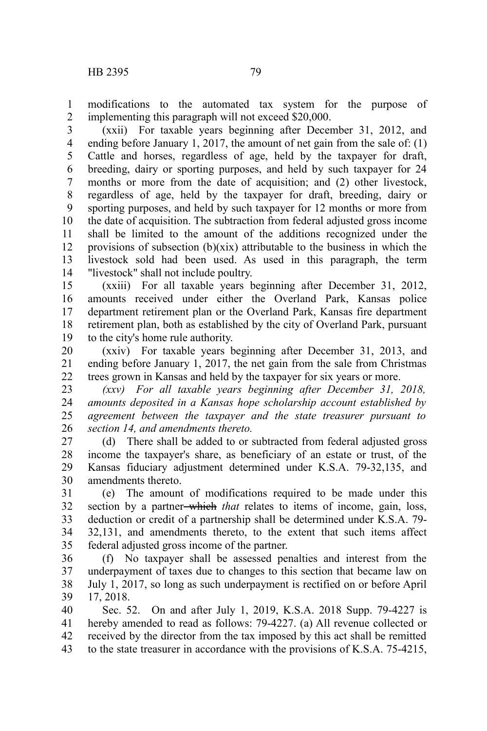modifications to the automated tax system for the purpose of implementing this paragraph will not exceed $20,000.

(xxii) For taxable years beginning after December 31, 2012, and ending before January 1, 2017, the amount of net gain from the sale of: (1) Cattle and horses, regardless of age, held by the taxpayer for draft, breeding, dairy or sporting purposes, and held by such taxpayer for 24 months or more from the date of acquisition; and (2) other livestock, regardless of age, held by the taxpayer for draft, breeding, dairy or sporting purposes, and held by such taxpayer for 12 months or more from the date of acquisition. The subtraction from federal adjusted gross income shall be limited to the amount of the additions recognized under the provisions of subsection (b)(xix) attributable to the business in which the livestock sold had been used. As used in this paragraph, the term "livestock" shall not include poultry.

(xxiii) For all taxable years beginning after December 31, 2012, amounts received under either the Overland Park, Kansas police department retirement plan or the Overland Park, Kansas fire department retirement plan, both as established by the city of Overland Park, pursuant to the city's home rule authority.

(xxiv) For taxable years beginning after December 31, 2013, and ending before January 1, 2017, the net gain from the sale from Christmas trees grown in Kansas and held by the taxpayer for six years or more.

*(xxv) For all taxable years beginning after December 31, 2018, amounts deposited in a Kansas hope scholarship account established by agreement between the taxpayer and the state treasurer pursuant to section 14, and amendments thereto.*

(d) There shall be added to or subtracted from federal adjusted gross income the taxpayer's share, as beneficiary of an estate or trust, of the Kansas fiduciary adjustment determined under K.S.A. 79-32,135, and amendments thereto.

(e) The amount of modifications required to be made under this section by a partner ~~which~~ *that* relates to items of income, gain, loss, deduction or credit of a partnership shall be determined under K.S.A. 79-32,131, and amendments thereto, to the extent that such items affect federal adjusted gross income of the partner.

(f) No taxpayer shall be assessed penalties and interest from the underpayment of taxes due to changes to this section that became law on July 1, 2017, so long as such underpayment is rectified on or before April 17, 2018.

Sec. 52. On and after July 1, 2019, K.S.A. 2018 Supp. 79-4227 is hereby amended to read as follows: 79-4227. (a) All revenue collected or received by the director from the tax imposed by this act shall be remitted to the state treasurer in accordance with the provisions of K.S.A. 75-4215,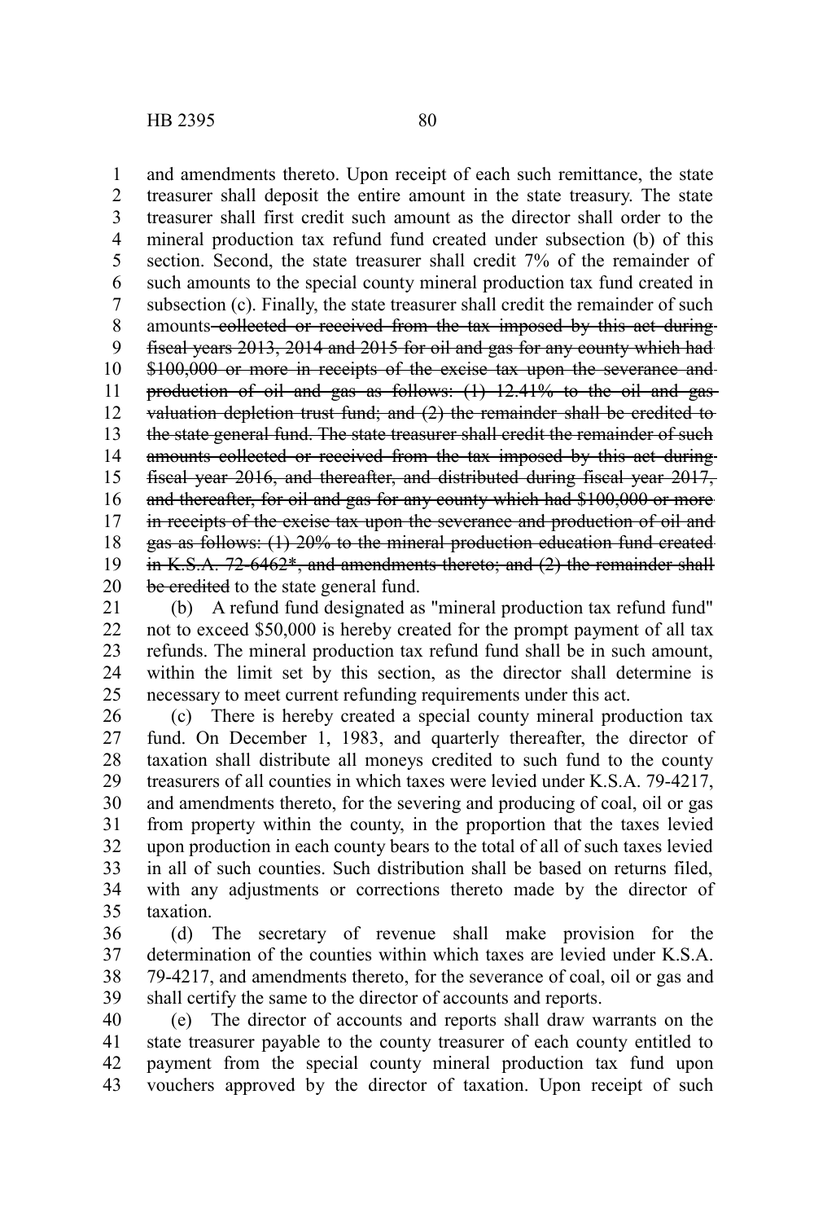and amendments thereto. Upon receipt of each such remittance, the state treasurer shall deposit the entire amount in the state treasury. The state treasurer shall first credit such amount as the director shall order to the mineral production tax refund fund created under subsection (b) of this section. Second, the state treasurer shall credit 7% of the remainder of such amounts to the special county mineral production tax fund created in subsection (c). Finally, the state treasurer shall credit the remainder of such amounts ~~collected or received from the tax imposed by this act during fiscal years 2013, 2014 and 2015 for oil and gas for any county which had $100,000 or more in receipts of the excise tax upon the severance and production of oil and gas as follows: (1) 12.41% to the oil and gas valuation depletion trust fund; and (2) the remainder shall be credited to the state general fund. The state treasurer shall credit the remainder of such amounts collected or received from the tax imposed by this act during fiscal year 2016, and thereafter, and distributed during fiscal year 2017, and thereafter, for oil and gas for any county which had $100,000 or more in receipts of the excise tax upon the severance and production of oil and gas as follows: (1) 20% to the mineral production education fund created in K.S.A. 72-6462*, and amendments thereto; and (2) the remainder shall be credited~~ to the state general fund.

(b) A refund fund designated as "mineral production tax refund fund" not to exceed $50,000 is hereby created for the prompt payment of all tax refunds. The mineral production tax refund fund shall be in such amount, within the limit set by this section, as the director shall determine is necessary to meet current refunding requirements under this act.

(c) There is hereby created a special county mineral production tax fund. On December 1, 1983, and quarterly thereafter, the director of taxation shall distribute all moneys credited to such fund to the county treasurers of all counties in which taxes were levied under K.S.A. 79-4217, and amendments thereto, for the severing and producing of coal, oil or gas from property within the county, in the proportion that the taxes levied upon production in each county bears to the total of all of such taxes levied in all of such counties. Such distribution shall be based on returns filed, with any adjustments or corrections thereto made by the director of taxation.

(d) The secretary of revenue shall make provision for the determination of the counties within which taxes are levied under K.S.A. 79-4217, and amendments thereto, for the severance of coal, oil or gas and shall certify the same to the director of accounts and reports.

(e) The director of accounts and reports shall draw warrants on the state treasurer payable to the county treasurer of each county entitled to payment from the special county mineral production tax fund upon vouchers approved by the director of taxation. Upon receipt of such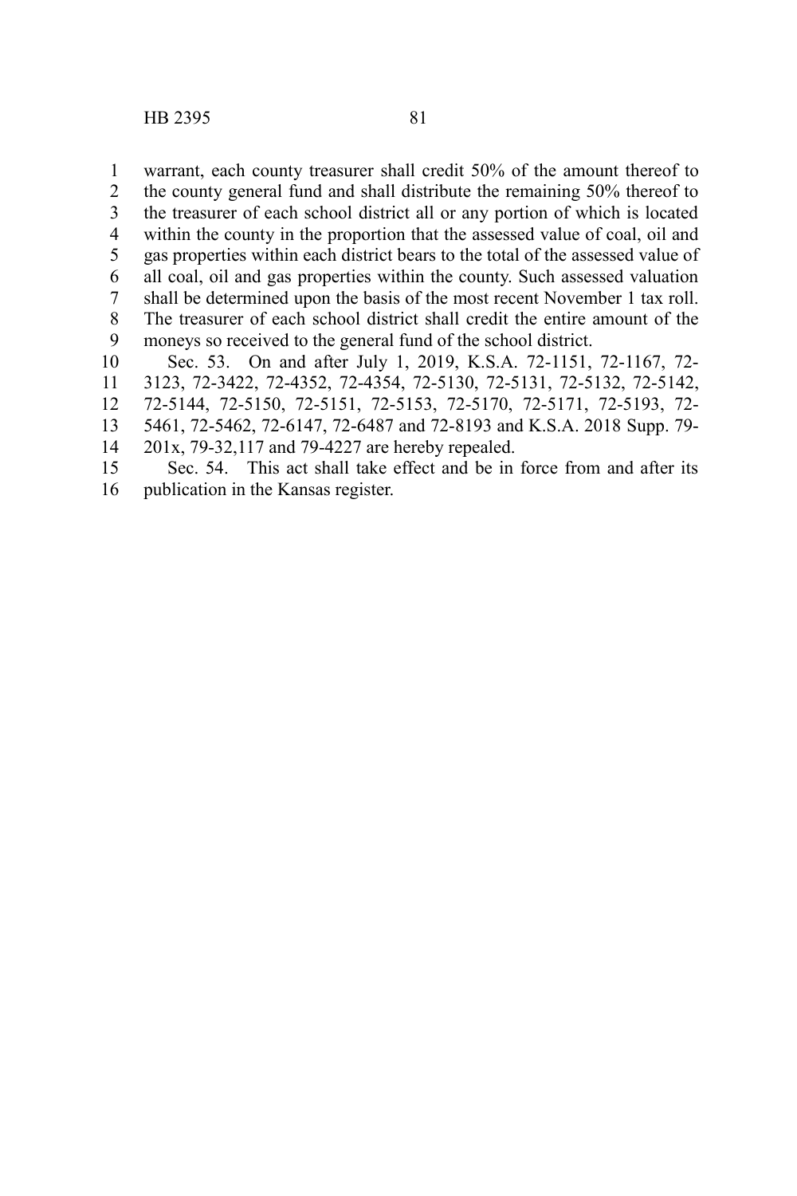warrant, each county treasurer shall credit 50% of the amount thereof to the county general fund and shall distribute the remaining 50% thereof to the treasurer of each school district all or any portion of which is located within the county in the proportion that the assessed value of coal, oil and gas properties within each district bears to the total of the assessed value of all coal, oil and gas properties within the county. Such assessed valuation shall be determined upon the basis of the most recent November 1 tax roll. The treasurer of each school district shall credit the entire amount of the moneys so received to the general fund of the school district.

Sec. 53. On and after July 1, 2019, K.S.A. 72-1151, 72-1167, 72-3123, 72-3422, 72-4352, 72-4354, 72-5130, 72-5131, 72-5132, 72-5142, 72-5144, 72-5150, 72-5151, 72-5153, 72-5170, 72-5171, 72-5193, 72-5461, 72-5462, 72-6147, 72-6487 and 72-8193 and K.S.A. 2018 Supp. 79-201x, 79-32,117 and 79-4227 are hereby repealed.

Sec. 54. This act shall take effect and be in force from and after its publication in the Kansas register.